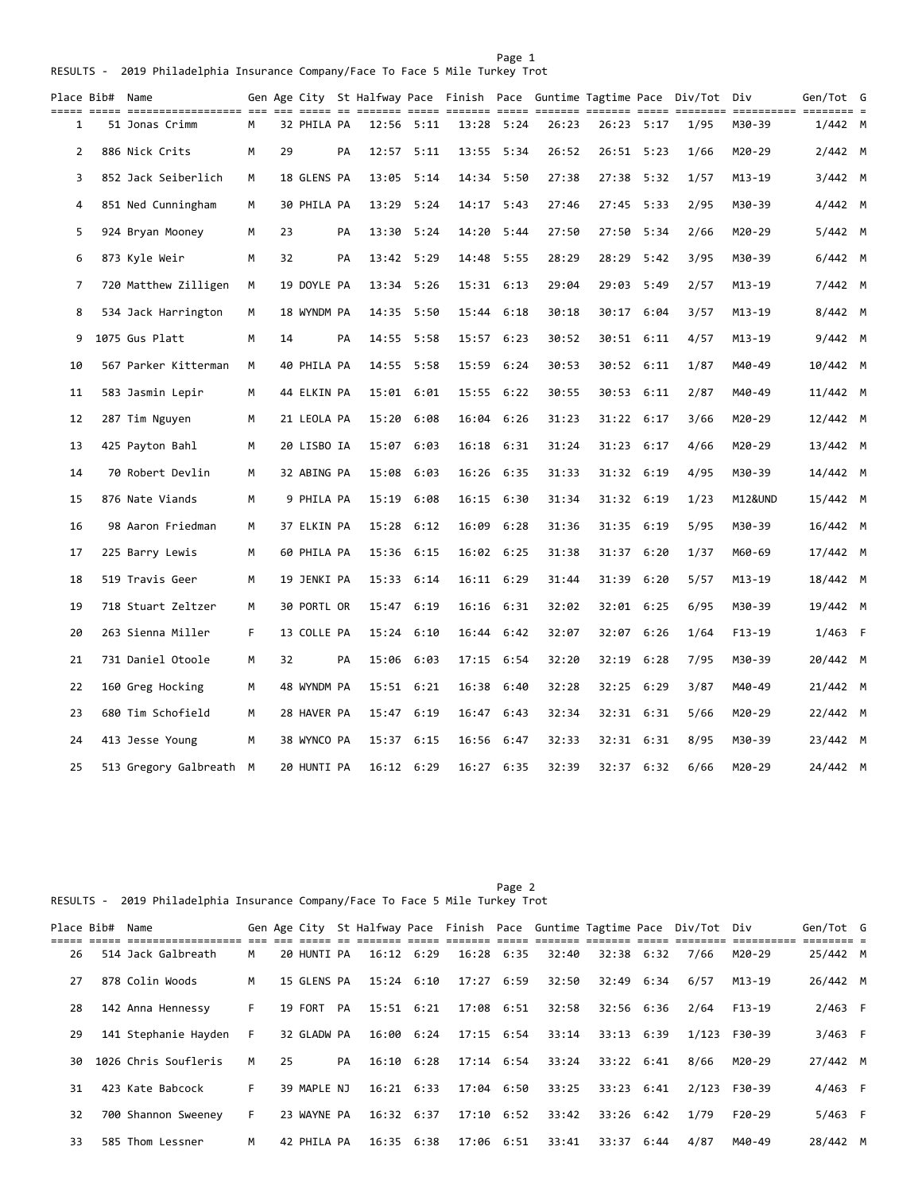RESULTS - 2019 Philadelphia Insurance Company/Face To Face 5 Mile Turkey Trot

| Place | Bib# | Name | Gen | Age | City | St | Halfway | Pace | Finish | Pace | Guntime | Tagtime | Pace | Div/Tot | Div | Gen/Tot | G |
|---|---|---|---|---|---|---|---|---|---|---|---|---|---|---|---|---|---|
| 1 | 51 | Jonas Crimm | M | 32 | PHILA | PA | 12:56 | 5:11 | 13:28 | 5:24 | 26:23 | 26:23 | 5:17 | 1/95 | M30-39 | 1/442 | M |
| 2 | 886 | Nick Crits | M | 29 | | PA | 12:57 | 5:11 | 13:55 | 5:34 | 26:52 | 26:51 | 5:23 | 1/66 | M20-29 | 2/442 | M |
| 3 | 852 | Jack Seiberlich | M | 18 | GLENS | PA | 13:05 | 5:14 | 14:34 | 5:50 | 27:38 | 27:38 | 5:32 | 1/57 | M13-19 | 3/442 | M |
| 4 | 851 | Ned Cunningham | M | 30 | PHILA | PA | 13:29 | 5:24 | 14:17 | 5:43 | 27:46 | 27:45 | 5:33 | 2/95 | M30-39 | 4/442 | M |
| 5 | 924 | Bryan Mooney | M | 23 | | PA | 13:30 | 5:24 | 14:20 | 5:44 | 27:50 | 27:50 | 5:34 | 2/66 | M20-29 | 5/442 | M |
| 6 | 873 | Kyle Weir | M | 32 | | PA | 13:42 | 5:29 | 14:48 | 5:55 | 28:29 | 28:29 | 5:42 | 3/95 | M30-39 | 6/442 | M |
| 7 | 720 | Matthew Zilligen | M | 19 | DOYLE | PA | 13:34 | 5:26 | 15:31 | 6:13 | 29:04 | 29:03 | 5:49 | 2/57 | M13-19 | 7/442 | M |
| 8 | 534 | Jack Harrington | M | 18 | WYNDM | PA | 14:35 | 5:50 | 15:44 | 6:18 | 30:18 | 30:17 | 6:04 | 3/57 | M13-19 | 8/442 | M |
| 9 | 1075 | Gus Platt | M | 14 | | PA | 14:55 | 5:58 | 15:57 | 6:23 | 30:52 | 30:51 | 6:11 | 4/57 | M13-19 | 9/442 | M |
| 10 | 567 | Parker Kitterman | M | 40 | PHILA | PA | 14:55 | 5:58 | 15:59 | 6:24 | 30:53 | 30:52 | 6:11 | 1/87 | M40-49 | 10/442 | M |
| 11 | 583 | Jasmin Lepir | M | 44 | ELKIN | PA | 15:01 | 6:01 | 15:55 | 6:22 | 30:55 | 30:53 | 6:11 | 2/87 | M40-49 | 11/442 | M |
| 12 | 287 | Tim Nguyen | M | 21 | LEOLA | PA | 15:20 | 6:08 | 16:04 | 6:26 | 31:23 | 31:22 | 6:17 | 3/66 | M20-29 | 12/442 | M |
| 13 | 425 | Payton Bahl | M | 20 | LISBO | IA | 15:07 | 6:03 | 16:18 | 6:31 | 31:24 | 31:23 | 6:17 | 4/66 | M20-29 | 13/442 | M |
| 14 | 70 | Robert Devlin | M | 32 | ABING | PA | 15:08 | 6:03 | 16:26 | 6:35 | 31:33 | 31:32 | 6:19 | 4/95 | M30-39 | 14/442 | M |
| 15 | 876 | Nate Viands | M | 9 | PHILA | PA | 15:19 | 6:08 | 16:15 | 6:30 | 31:34 | 31:32 | 6:19 | 1/23 | M12&UND | 15/442 | M |
| 16 | 98 | Aaron Friedman | M | 37 | ELKIN | PA | 15:28 | 6:12 | 16:09 | 6:28 | 31:36 | 31:35 | 6:19 | 5/95 | M30-39 | 16/442 | M |
| 17 | 225 | Barry Lewis | M | 60 | PHILA | PA | 15:36 | 6:15 | 16:02 | 6:25 | 31:38 | 31:37 | 6:20 | 1/37 | M60-69 | 17/442 | M |
| 18 | 519 | Travis Geer | M | 19 | JENKI | PA | 15:33 | 6:14 | 16:11 | 6:29 | 31:44 | 31:39 | 6:20 | 5/57 | M13-19 | 18/442 | M |
| 19 | 718 | Stuart Zeltzer | M | 30 | PORTL | OR | 15:47 | 6:19 | 16:16 | 6:31 | 32:02 | 32:01 | 6:25 | 6/95 | M30-39 | 19/442 | M |
| 20 | 263 | Sienna Miller | F | 13 | COLLE | PA | 15:24 | 6:10 | 16:44 | 6:42 | 32:07 | 32:07 | 6:26 | 1/64 | F13-19 | 1/463 | F |
| 21 | 731 | Daniel Otoole | M | 32 | | PA | 15:06 | 6:03 | 17:15 | 6:54 | 32:20 | 32:19 | 6:28 | 7/95 | M30-39 | 20/442 | M |
| 22 | 160 | Greg Hocking | M | 48 | WYNDM | PA | 15:51 | 6:21 | 16:38 | 6:40 | 32:28 | 32:25 | 6:29 | 3/87 | M40-49 | 21/442 | M |
| 23 | 680 | Tim Schofield | M | 28 | HAVER | PA | 15:47 | 6:19 | 16:47 | 6:43 | 32:34 | 32:31 | 6:31 | 5/66 | M20-29 | 22/442 | M |
| 24 | 413 | Jesse Young | M | 38 | WYNCO | PA | 15:37 | 6:15 | 16:56 | 6:47 | 32:33 | 32:31 | 6:31 | 8/95 | M30-39 | 23/442 | M |
| 25 | 513 | Gregory Galbreath | M | 20 | HUNTI | PA | 16:12 | 6:29 | 16:27 | 6:35 | 32:39 | 32:37 | 6:32 | 6/66 | M20-29 | 24/442 | M |
| 26 | 514 | Jack Galbreath | M | 20 | HUNTI | PA | 16:12 | 6:29 | 16:28 | 6:35 | 32:40 | 32:38 | 6:32 | 7/66 | M20-29 | 25/442 | M |
| 27 | 878 | Colin Woods | M | 15 | GLENS | PA | 15:24 | 6:10 | 17:27 | 6:59 | 32:50 | 32:49 | 6:34 | 6/57 | M13-19 | 26/442 | M |
| 28 | 142 | Anna Hennessy | F | 19 | FORT | PA | 15:51 | 6:21 | 17:08 | 6:51 | 32:58 | 32:56 | 6:36 | 2/64 | F13-19 | 2/463 | F |
| 29 | 141 | Stephanie Hayden | F | 32 | GLADW | PA | 16:00 | 6:24 | 17:15 | 6:54 | 33:14 | 33:13 | 6:39 | 1/123 | F30-39 | 3/463 | F |
| 30 | 1026 | Chris Soufleris | M | 25 | | PA | 16:10 | 6:28 | 17:14 | 6:54 | 33:24 | 33:22 | 6:41 | 8/66 | M20-29 | 27/442 | M |
| 31 | 423 | Kate Babcock | F | 39 | MAPLE | NJ | 16:21 | 6:33 | 17:04 | 6:50 | 33:25 | 33:23 | 6:41 | 2/123 | F30-39 | 4/463 | F |
| 32 | 700 | Shannon Sweeney | F | 23 | WAYNE | PA | 16:32 | 6:37 | 17:10 | 6:52 | 33:42 | 33:26 | 6:42 | 1/79 | F20-29 | 5/463 | F |
| 33 | 585 | Thom Lessner | M | 42 | PHILA | PA | 16:35 | 6:38 | 17:06 | 6:51 | 33:41 | 33:37 | 6:44 | 4/87 | M40-49 | 28/442 | M |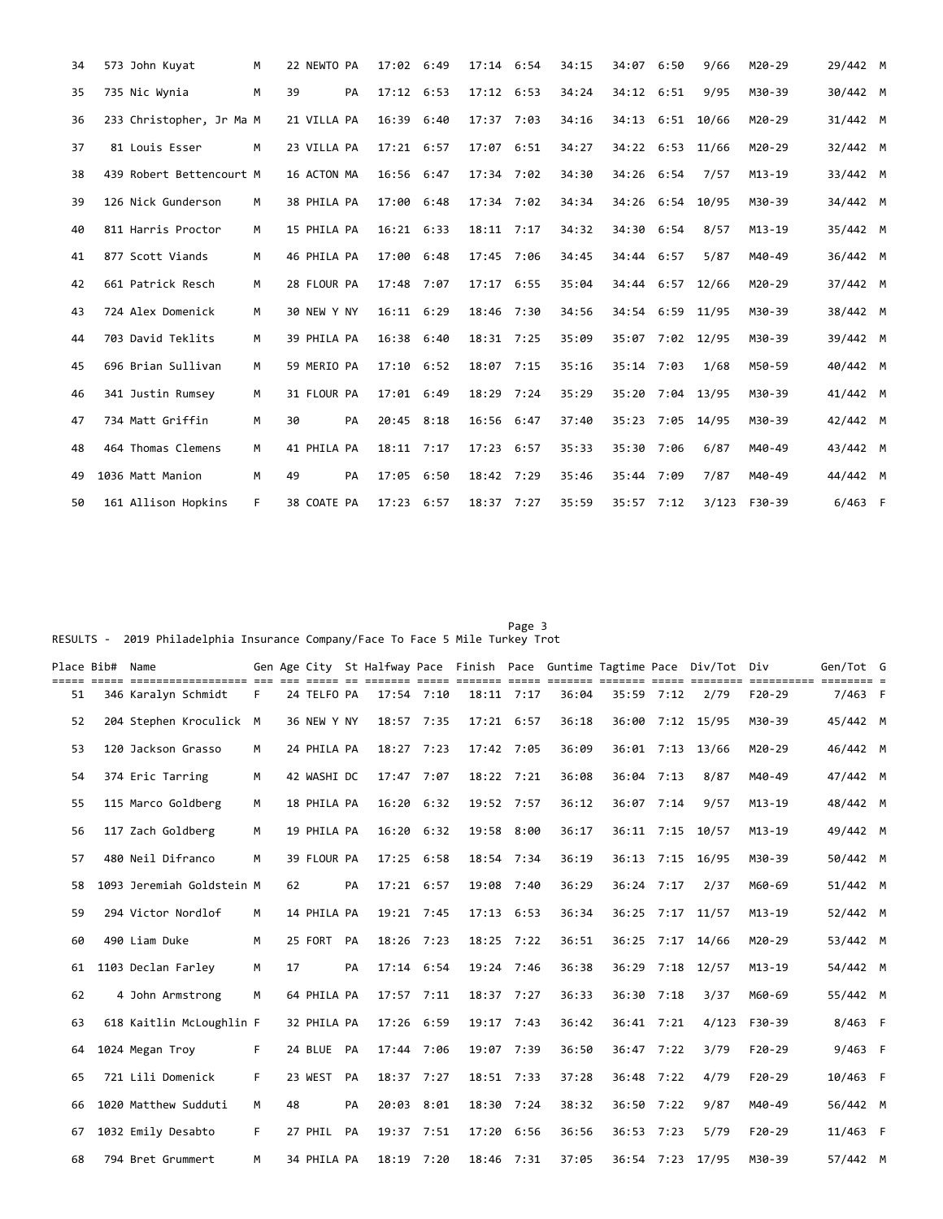| Place | Bib# | Name | Gen | Age | City | St | Halfway | Pace | Finish | Pace | Guntime | Tagtime | Pace | Div/Tot | Div | Gen/Tot | G |
|---|---|---|---|---|---|---|---|---|---|---|---|---|---|---|---|---|---|
| 34 | 573 | John Kuyat | M | 22 | NEWTO | PA | 17:02 | 6:49 | 17:14 | 6:54 | 34:15 | 34:07 | 6:50 | 9/66 | M20-29 | 29/442 | M |
| 35 | 735 | Nic Wynia | M | 39 | | PA | 17:12 | 6:53 | 17:12 | 6:53 | 34:24 | 34:12 | 6:51 | 9/95 | M30-39 | 30/442 | M |
| 36 | 233 | Christopher, Jr Ma | M | 21 | VILLA | PA | 16:39 | 6:40 | 17:37 | 7:03 | 34:16 | 34:13 | 6:51 | 10/66 | M20-29 | 31/442 | M |
| 37 | 81 | Louis Esser | M | 23 | VILLA | PA | 17:21 | 6:57 | 17:07 | 6:51 | 34:27 | 34:22 | 6:53 | 11/66 | M20-29 | 32/442 | M |
| 38 | 439 | Robert Bettencourt | M | 16 | ACTON | MA | 16:56 | 6:47 | 17:34 | 7:02 | 34:30 | 34:26 | 6:54 | 7/57 | M13-19 | 33/442 | M |
| 39 | 126 | Nick Gunderson | M | 38 | PHILA | PA | 17:00 | 6:48 | 17:34 | 7:02 | 34:34 | 34:26 | 6:54 | 10/95 | M30-39 | 34/442 | M |
| 40 | 811 | Harris Proctor | M | 15 | PHILA | PA | 16:21 | 6:33 | 18:11 | 7:17 | 34:32 | 34:30 | 6:54 | 8/57 | M13-19 | 35/442 | M |
| 41 | 877 | Scott Viands | M | 46 | PHILA | PA | 17:00 | 6:48 | 17:45 | 7:06 | 34:45 | 34:44 | 6:57 | 5/87 | M40-49 | 36/442 | M |
| 42 | 661 | Patrick Resch | M | 28 | FLOUR | PA | 17:48 | 7:07 | 17:17 | 6:55 | 35:04 | 34:44 | 6:57 | 12/66 | M20-29 | 37/442 | M |
| 43 | 724 | Alex Domenick | M | 30 | NEW Y | NY | 16:11 | 6:29 | 18:46 | 7:30 | 34:56 | 34:54 | 6:59 | 11/95 | M30-39 | 38/442 | M |
| 44 | 703 | David Teklits | M | 39 | PHILA | PA | 16:38 | 6:40 | 18:31 | 7:25 | 35:09 | 35:07 | 7:02 | 12/95 | M30-39 | 39/442 | M |
| 45 | 696 | Brian Sullivan | M | 59 | MERIO | PA | 17:10 | 6:52 | 18:07 | 7:15 | 35:16 | 35:14 | 7:03 | 1/68 | M50-59 | 40/442 | M |
| 46 | 341 | Justin Rumsey | M | 31 | FLOUR | PA | 17:01 | 6:49 | 18:29 | 7:24 | 35:29 | 35:20 | 7:04 | 13/95 | M30-39 | 41/442 | M |
| 47 | 734 | Matt Griffin | M | 30 | | PA | 20:45 | 8:18 | 16:56 | 6:47 | 37:40 | 35:23 | 7:05 | 14/95 | M30-39 | 42/442 | M |
| 48 | 464 | Thomas Clemens | M | 41 | PHILA | PA | 18:11 | 7:17 | 17:23 | 6:57 | 35:33 | 35:30 | 7:06 | 6/87 | M40-49 | 43/442 | M |
| 49 | 1036 | Matt Manion | M | 49 | | PA | 17:05 | 6:50 | 18:42 | 7:29 | 35:46 | 35:44 | 7:09 | 7/87 | M40-49 | 44/442 | M |
| 50 | 161 | Allison Hopkins | F | 38 | COATE | PA | 17:23 | 6:57 | 18:37 | 7:27 | 35:59 | 35:57 | 7:12 | 3/123 | F30-39 | 6/463 | F |

RESULTS - 2019 Philadelphia Insurance Company/Face To Face 5 Mile Turkey Trot

| Place | Bib# | Name | Gen | Age | City | St | Halfway | Pace | Finish | Pace | Guntime | Tagtime | Pace | Div/Tot | Div | Gen/Tot | G |
|---|---|---|---|---|---|---|---|---|---|---|---|---|---|---|---|---|---|
| 51 | 346 | Karalyn Schmidt | F | 24 | TELFO | PA | 17:54 | 7:10 | 18:11 | 7:17 | 36:04 | 35:59 | 7:12 | 2/79 | F20-29 | 7/463 | F |
| 52 | 204 | Stephen Kroculick | M | 36 | NEW Y | NY | 18:57 | 7:35 | 17:21 | 6:57 | 36:18 | 36:00 | 7:12 | 15/95 | M30-39 | 45/442 | M |
| 53 | 120 | Jackson Grasso | M | 24 | PHILA | PA | 18:27 | 7:23 | 17:42 | 7:05 | 36:09 | 36:01 | 7:13 | 13/66 | M20-29 | 46/442 | M |
| 54 | 374 | Eric Tarring | M | 42 | WASHI | DC | 17:47 | 7:07 | 18:22 | 7:21 | 36:08 | 36:04 | 7:13 | 8/87 | M40-49 | 47/442 | M |
| 55 | 115 | Marco Goldberg | M | 18 | PHILA | PA | 16:20 | 6:32 | 19:52 | 7:57 | 36:12 | 36:07 | 7:14 | 9/57 | M13-19 | 48/442 | M |
| 56 | 117 | Zach Goldberg | M | 19 | PHILA | PA | 16:20 | 6:32 | 19:58 | 8:00 | 36:17 | 36:11 | 7:15 | 10/57 | M13-19 | 49/442 | M |
| 57 | 480 | Neil Difranco | M | 39 | FLOUR | PA | 17:25 | 6:58 | 18:54 | 7:34 | 36:19 | 36:13 | 7:15 | 16/95 | M30-39 | 50/442 | M |
| 58 | 1093 | Jeremiah Goldstein | M | 62 | | PA | 17:21 | 6:57 | 19:08 | 7:40 | 36:29 | 36:24 | 7:17 | 2/37 | M60-69 | 51/442 | M |
| 59 | 294 | Victor Nordlof | M | 14 | PHILA | PA | 19:21 | 7:45 | 17:13 | 6:53 | 36:34 | 36:25 | 7:17 | 11/57 | M13-19 | 52/442 | M |
| 60 | 490 | Liam Duke | M | 25 | FORT | PA | 18:26 | 7:23 | 18:25 | 7:22 | 36:51 | 36:25 | 7:17 | 14/66 | M20-29 | 53/442 | M |
| 61 | 1103 | Declan Farley | M | 17 | | PA | 17:14 | 6:54 | 19:24 | 7:46 | 36:38 | 36:29 | 7:18 | 12/57 | M13-19 | 54/442 | M |
| 62 | 4 | John Armstrong | M | 64 | PHILA | PA | 17:57 | 7:11 | 18:37 | 7:27 | 36:33 | 36:30 | 7:18 | 3/37 | M60-69 | 55/442 | M |
| 63 | 618 | Kaitlin McLoughlin | F | 32 | PHILA | PA | 17:26 | 6:59 | 19:17 | 7:43 | 36:42 | 36:41 | 7:21 | 4/123 | F30-39 | 8/463 | F |
| 64 | 1024 | Megan Troy | F | 24 | BLUE | PA | 17:44 | 7:06 | 19:07 | 7:39 | 36:50 | 36:47 | 7:22 | 3/79 | F20-29 | 9/463 | F |
| 65 | 721 | Lili Domenick | F | 23 | WEST | PA | 18:37 | 7:27 | 18:51 | 7:33 | 37:28 | 36:48 | 7:22 | 4/79 | F20-29 | 10/463 | F |
| 66 | 1020 | Matthew Sudduti | M | 48 | | PA | 20:03 | 8:01 | 18:30 | 7:24 | 38:32 | 36:50 | 7:22 | 9/87 | M40-49 | 56/442 | M |
| 67 | 1032 | Emily Desabto | F | 27 | PHIL | PA | 19:37 | 7:51 | 17:20 | 6:56 | 36:56 | 36:53 | 7:23 | 5/79 | F20-29 | 11/463 | F |
| 68 | 794 | Bret Grummert | M | 34 | PHILA | PA | 18:19 | 7:20 | 18:46 | 7:31 | 37:05 | 36:54 | 7:23 | 17/95 | M30-39 | 57/442 | M |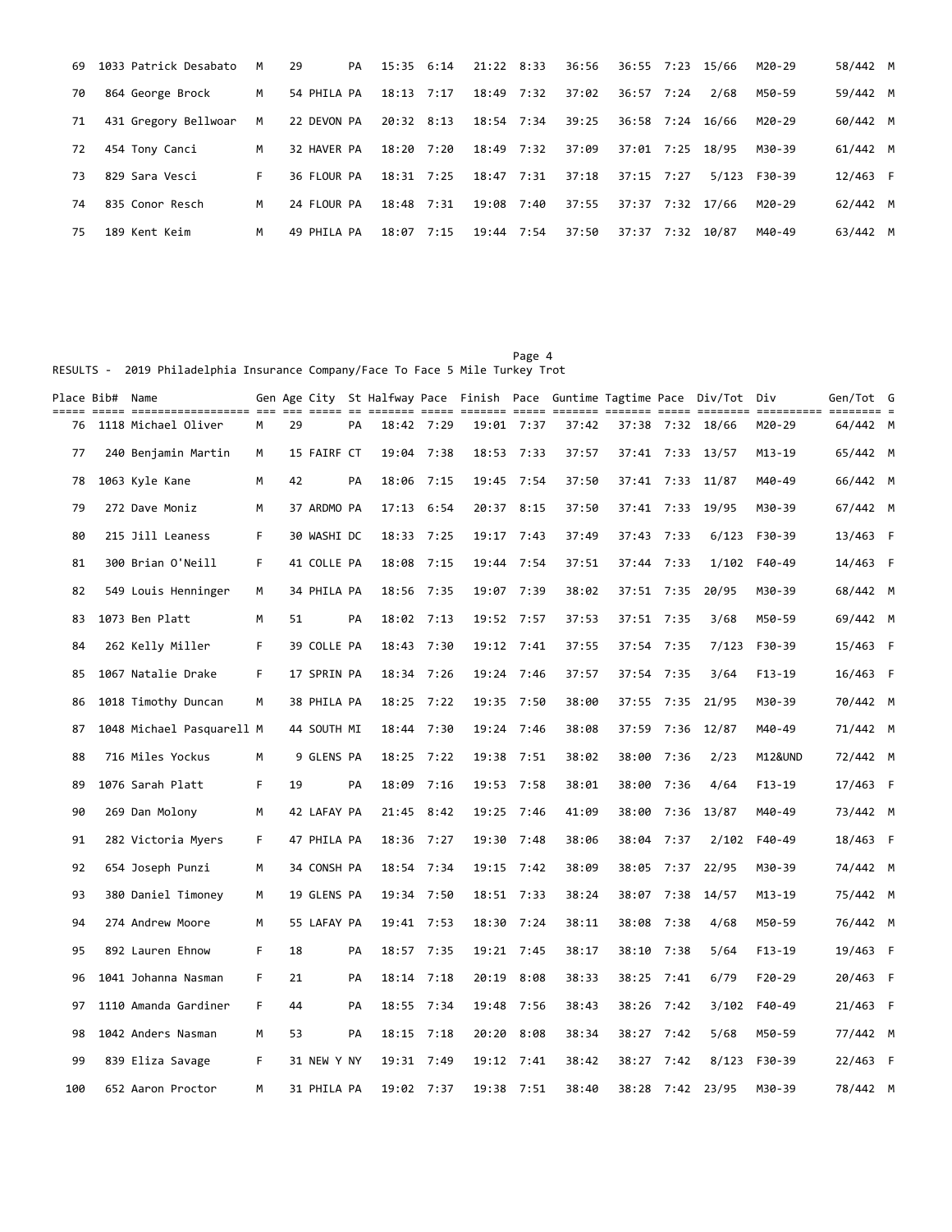| Place | Bib# | Name | Gen | Age | City | St | Halfway | Pace | Finish | Pace | Guntime | Tagtime | Pace | Div/Tot | Div | Gen/Tot | G |
|---|---|---|---|---|---|---|---|---|---|---|---|---|---|---|---|---|---|
| 69 | 1033 | Patrick Desabato | M | 29 | | PA | 15:35 | 6:14 | 21:22 | 8:33 | 36:56 | 36:55 | 7:23 | 15/66 | M20-29 | 58/442 | M |
| 70 | 864 | George Brock | M | 54 | PHILA | PA | 18:13 | 7:17 | 18:49 | 7:32 | 37:02 | 36:57 | 7:24 | 2/68 | M50-59 | 59/442 | M |
| 71 | 431 | Gregory Bellwoar | M | 22 | DEVON | PA | 20:32 | 8:13 | 18:54 | 7:34 | 39:25 | 36:58 | 7:24 | 16/66 | M20-29 | 60/442 | M |
| 72 | 454 | Tony Canci | M | 32 | HAVER | PA | 18:20 | 7:20 | 18:49 | 7:32 | 37:09 | 37:01 | 7:25 | 18/95 | M30-39 | 61/442 | M |
| 73 | 829 | Sara Vesci | F | 36 | FLOUR | PA | 18:31 | 7:25 | 18:47 | 7:31 | 37:18 | 37:15 | 7:27 | 5/123 | F30-39 | 12/463 | F |
| 74 | 835 | Conor Resch | M | 24 | FLOUR | PA | 18:48 | 7:31 | 19:08 | 7:40 | 37:55 | 37:37 | 7:32 | 17/66 | M20-29 | 62/442 | M |
| 75 | 189 | Kent Keim | M | 49 | PHILA | PA | 18:07 | 7:15 | 19:44 | 7:54 | 37:50 | 37:37 | 7:32 | 10/87 | M40-49 | 63/442 | M |

RESULTS - 2019 Philadelphia Insurance Company/Face To Face 5 Mile Turkey Trot

| Place | Bib# | Name | Gen | Age | City | St | Halfway | Pace | Finish | Pace | Guntime | Tagtime | Pace | Div/Tot | Div | Gen/Tot | G |
|---|---|---|---|---|---|---|---|---|---|---|---|---|---|---|---|---|---|
| 76 | 1118 | Michael Oliver | M | 29 | | PA | 18:42 | 7:29 | 19:01 | 7:37 | 37:42 | 37:38 | 7:32 | 18/66 | M20-29 | 64/442 | M |
| 77 | 240 | Benjamin Martin | M | 15 | FAIRF | CT | 19:04 | 7:38 | 18:53 | 7:33 | 37:57 | 37:41 | 7:33 | 13/57 | M13-19 | 65/442 | M |
| 78 | 1063 | Kyle Kane | M | 42 | | PA | 18:06 | 7:15 | 19:45 | 7:54 | 37:50 | 37:41 | 7:33 | 11/87 | M40-49 | 66/442 | M |
| 79 | 272 | Dave Moniz | M | 37 | ARDMO | PA | 17:13 | 6:54 | 20:37 | 8:15 | 37:50 | 37:41 | 7:33 | 19/95 | M30-39 | 67/442 | M |
| 80 | 215 | Jill Leaness | F | 30 | WASHI | DC | 18:33 | 7:25 | 19:17 | 7:43 | 37:49 | 37:43 | 7:33 | 6/123 | F30-39 | 13/463 | F |
| 81 | 300 | Brian O'Neill | F | 41 | COLLE | PA | 18:08 | 7:15 | 19:44 | 7:54 | 37:51 | 37:44 | 7:33 | 1/102 | F40-49 | 14/463 | F |
| 82 | 549 | Louis Henninger | M | 34 | PHILA | PA | 18:56 | 7:35 | 19:07 | 7:39 | 38:02 | 37:51 | 7:35 | 20/95 | M30-39 | 68/442 | M |
| 83 | 1073 | Ben Platt | M | 51 | | PA | 18:02 | 7:13 | 19:52 | 7:57 | 37:53 | 37:51 | 7:35 | 3/68 | M50-59 | 69/442 | M |
| 84 | 262 | Kelly Miller | F | 39 | COLLE | PA | 18:43 | 7:30 | 19:12 | 7:41 | 37:55 | 37:54 | 7:35 | 7/123 | F30-39 | 15/463 | F |
| 85 | 1067 | Natalie Drake | F | 17 | SPRIN | PA | 18:34 | 7:26 | 19:24 | 7:46 | 37:57 | 37:54 | 7:35 | 3/64 | F13-19 | 16/463 | F |
| 86 | 1018 | Timothy Duncan | M | 38 | PHILA | PA | 18:25 | 7:22 | 19:35 | 7:50 | 38:00 | 37:55 | 7:35 | 21/95 | M30-39 | 70/442 | M |
| 87 | 1048 | Michael Pasquarell | M | 44 | SOUTH | MI | 18:44 | 7:30 | 19:24 | 7:46 | 38:08 | 37:59 | 7:36 | 12/87 | M40-49 | 71/442 | M |
| 88 | 716 | Miles Yockus | M | 9 | GLENS | PA | 18:25 | 7:22 | 19:38 | 7:51 | 38:02 | 38:00 | 7:36 | 2/23 | M12&UND | 72/442 | M |
| 89 | 1076 | Sarah Platt | F | 19 | | PA | 18:09 | 7:16 | 19:53 | 7:58 | 38:01 | 38:00 | 7:36 | 4/64 | F13-19 | 17/463 | F |
| 90 | 269 | Dan Molony | M | 42 | LAFAY | PA | 21:45 | 8:42 | 19:25 | 7:46 | 41:09 | 38:00 | 7:36 | 13/87 | M40-49 | 73/442 | M |
| 91 | 282 | Victoria Myers | F | 47 | PHILA | PA | 18:36 | 7:27 | 19:30 | 7:48 | 38:06 | 38:04 | 7:37 | 2/102 | F40-49 | 18/463 | F |
| 92 | 654 | Joseph Punzi | M | 34 | CONSH | PA | 18:54 | 7:34 | 19:15 | 7:42 | 38:09 | 38:05 | 7:37 | 22/95 | M30-39 | 74/442 | M |
| 93 | 380 | Daniel Timoney | M | 19 | GLENS | PA | 19:34 | 7:50 | 18:51 | 7:33 | 38:24 | 38:07 | 7:38 | 14/57 | M13-19 | 75/442 | M |
| 94 | 274 | Andrew Moore | M | 55 | LAFAY | PA | 19:41 | 7:53 | 18:30 | 7:24 | 38:11 | 38:08 | 7:38 | 4/68 | M50-59 | 76/442 | M |
| 95 | 892 | Lauren Ehnow | F | 18 | | PA | 18:57 | 7:35 | 19:21 | 7:45 | 38:17 | 38:10 | 7:38 | 5/64 | F13-19 | 19/463 | F |
| 96 | 1041 | Johanna Nasman | F | 21 | | PA | 18:14 | 7:18 | 20:19 | 8:08 | 38:33 | 38:25 | 7:41 | 6/79 | F20-29 | 20/463 | F |
| 97 | 1110 | Amanda Gardiner | F | 44 | | PA | 18:55 | 7:34 | 19:48 | 7:56 | 38:43 | 38:26 | 7:42 | 3/102 | F40-49 | 21/463 | F |
| 98 | 1042 | Anders Nasman | M | 53 | | PA | 18:15 | 7:18 | 20:20 | 8:08 | 38:34 | 38:27 | 7:42 | 5/68 | M50-59 | 77/442 | M |
| 99 | 839 | Eliza Savage | F | 31 | NEW Y | NY | 19:31 | 7:49 | 19:12 | 7:41 | 38:42 | 38:27 | 7:42 | 8/123 | F30-39 | 22/463 | F |
| 100 | 652 | Aaron Proctor | M | 31 | PHILA | PA | 19:02 | 7:37 | 19:38 | 7:51 | 38:40 | 38:28 | 7:42 | 23/95 | M30-39 | 78/442 | M |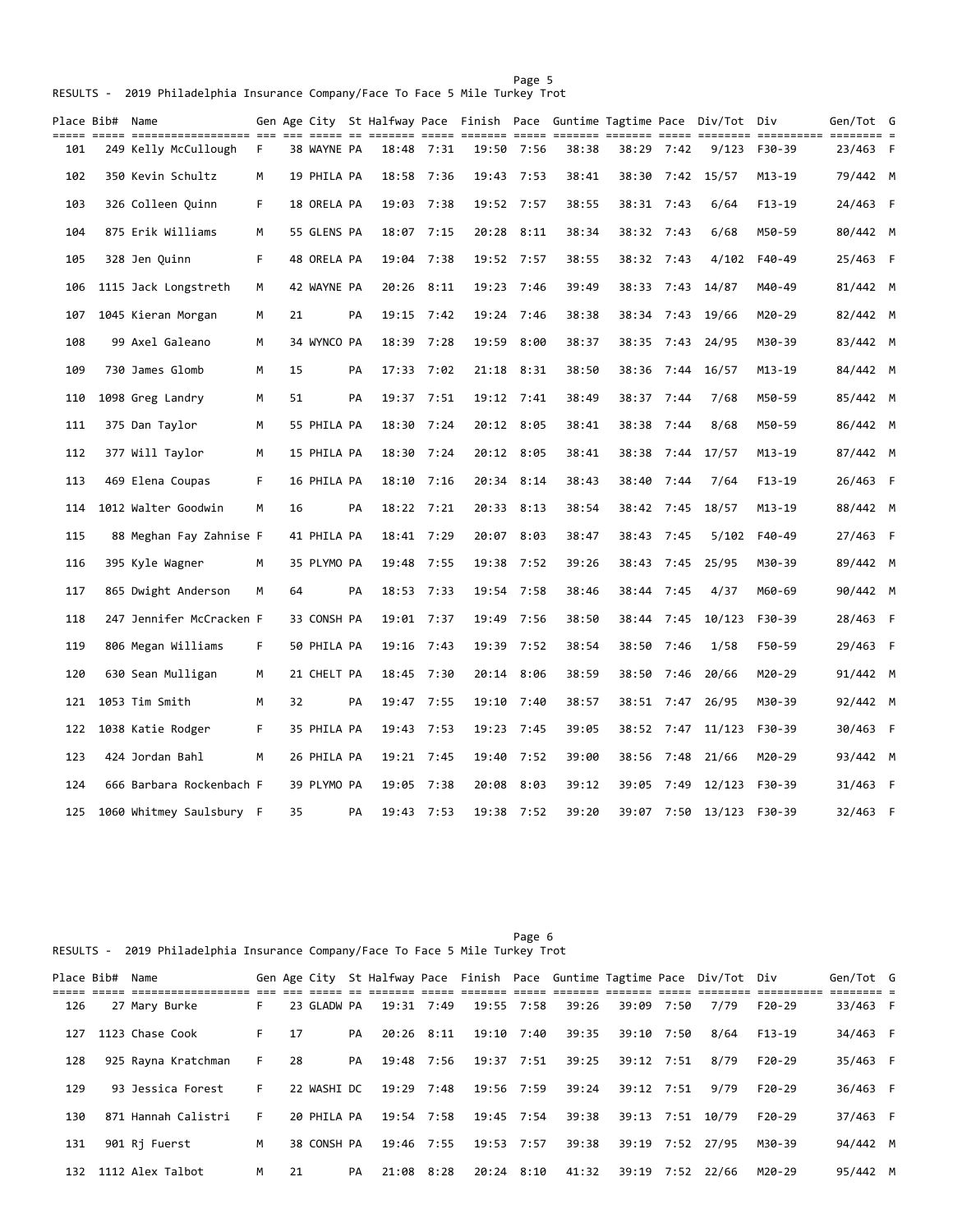RESULTS - 2019 Philadelphia Insurance Company/Face To Face 5 Mile Turkey Trot

| Place | Bib# | Name | Gen | Age | City | St | Halfway | Pace | Finish | Pace | Guntime | Tagtime | Pace | Div/Tot | Div | Gen/Tot | G |
|---|---|---|---|---|---|---|---|---|---|---|---|---|---|---|---|---|---|
| 101 | 249 | Kelly McCullough | F | 38 | WAYNE | PA | 18:48 | 7:31 | 19:50 | 7:56 | 38:38 | 38:29 | 7:42 | 9/123 | F30-39 | 23/463 | F |
| 102 | 350 | Kevin Schultz | M | 19 | PHILA | PA | 18:58 | 7:36 | 19:43 | 7:53 | 38:41 | 38:30 | 7:42 | 15/57 | M13-19 | 79/442 | M |
| 103 | 326 | Colleen Quinn | F | 18 | ORELA | PA | 19:03 | 7:38 | 19:52 | 7:57 | 38:55 | 38:31 | 7:43 | 6/64 | F13-19 | 24/463 | F |
| 104 | 875 | Erik Williams | M | 55 | GLENS | PA | 18:07 | 7:15 | 20:28 | 8:11 | 38:34 | 38:32 | 7:43 | 6/68 | M50-59 | 80/442 | M |
| 105 | 328 | Jen Quinn | F | 48 | ORELA | PA | 19:04 | 7:38 | 19:52 | 7:57 | 38:55 | 38:32 | 7:43 | 4/102 | F40-49 | 25/463 | F |
| 106 | 1115 | Jack Longstreth | M | 42 | WAYNE | PA | 20:26 | 8:11 | 19:23 | 7:46 | 39:49 | 38:33 | 7:43 | 14/87 | M40-49 | 81/442 | M |
| 107 | 1045 | Kieran Morgan | M | 21 | | PA | 19:15 | 7:42 | 19:24 | 7:46 | 38:38 | 38:34 | 7:43 | 19/66 | M20-29 | 82/442 | M |
| 108 | 99 | Axel Galeano | M | 34 | WYNCO | PA | 18:39 | 7:28 | 19:59 | 8:00 | 38:37 | 38:35 | 7:43 | 24/95 | M30-39 | 83/442 | M |
| 109 | 730 | James Glomb | M | 15 | | PA | 17:33 | 7:02 | 21:18 | 8:31 | 38:50 | 38:36 | 7:44 | 16/57 | M13-19 | 84/442 | M |
| 110 | 1098 | Greg Landry | M | 51 | | PA | 19:37 | 7:51 | 19:12 | 7:41 | 38:49 | 38:37 | 7:44 | 7/68 | M50-59 | 85/442 | M |
| 111 | 375 | Dan Taylor | M | 55 | PHILA | PA | 18:30 | 7:24 | 20:12 | 8:05 | 38:41 | 38:38 | 7:44 | 8/68 | M50-59 | 86/442 | M |
| 112 | 377 | Will Taylor | M | 15 | PHILA | PA | 18:30 | 7:24 | 20:12 | 8:05 | 38:41 | 38:38 | 7:44 | 17/57 | M13-19 | 87/442 | M |
| 113 | 469 | Elena Coupas | F | 16 | PHILA | PA | 18:10 | 7:16 | 20:34 | 8:14 | 38:43 | 38:40 | 7:44 | 7/64 | F13-19 | 26/463 | F |
| 114 | 1012 | Walter Goodwin | M | 16 | | PA | 18:22 | 7:21 | 20:33 | 8:13 | 38:54 | 38:42 | 7:45 | 18/57 | M13-19 | 88/442 | M |
| 115 | 88 | Meghan Fay Zahnise | F | 41 | PHILA | PA | 18:41 | 7:29 | 20:07 | 8:03 | 38:47 | 38:43 | 7:45 | 5/102 | F40-49 | 27/463 | F |
| 116 | 395 | Kyle Wagner | M | 35 | PLYMO | PA | 19:48 | 7:55 | 19:38 | 7:52 | 39:26 | 38:43 | 7:45 | 25/95 | M30-39 | 89/442 | M |
| 117 | 865 | Dwight Anderson | M | 64 | | PA | 18:53 | 7:33 | 19:54 | 7:58 | 38:46 | 38:44 | 7:45 | 4/37 | M60-69 | 90/442 | M |
| 118 | 247 | Jennifer McCracken | F | 33 | CONSH | PA | 19:01 | 7:37 | 19:49 | 7:56 | 38:50 | 38:44 | 7:45 | 10/123 | F30-39 | 28/463 | F |
| 119 | 806 | Megan Williams | F | 50 | PHILA | PA | 19:16 | 7:43 | 19:39 | 7:52 | 38:54 | 38:50 | 7:46 | 1/58 | F50-59 | 29/463 | F |
| 120 | 630 | Sean Mulligan | M | 21 | CHELT | PA | 18:45 | 7:30 | 20:14 | 8:06 | 38:59 | 38:50 | 7:46 | 20/66 | M20-29 | 91/442 | M |
| 121 | 1053 | Tim Smith | M | 32 | | PA | 19:47 | 7:55 | 19:10 | 7:40 | 38:57 | 38:51 | 7:47 | 26/95 | M30-39 | 92/442 | M |
| 122 | 1038 | Katie Rodger | F | 35 | PHILA | PA | 19:43 | 7:53 | 19:23 | 7:45 | 39:05 | 38:52 | 7:47 | 11/123 | F30-39 | 30/463 | F |
| 123 | 424 | Jordan Bahl | M | 26 | PHILA | PA | 19:21 | 7:45 | 19:40 | 7:52 | 39:00 | 38:56 | 7:48 | 21/66 | M20-29 | 93/442 | M |
| 124 | 666 | Barbara Rockenbach | F | 39 | PLYMO | PA | 19:05 | 7:38 | 20:08 | 8:03 | 39:12 | 39:05 | 7:49 | 12/123 | F30-39 | 31/463 | F |
| 125 | 1060 | Whitmey Saulsbury | F | 35 | | PA | 19:43 | 7:53 | 19:38 | 7:52 | 39:20 | 39:07 | 7:50 | 13/123 | F30-39 | 32/463 | F |

RESULTS - 2019 Philadelphia Insurance Company/Face To Face 5 Mile Turkey Trot

| Place | Bib# | Name | Gen | Age | City | St | Halfway | Pace | Finish | Pace | Guntime | Tagtime | Pace | Div/Tot | Div | Gen/Tot | G |
|---|---|---|---|---|---|---|---|---|---|---|---|---|---|---|---|---|---|
| 126 | 27 | Mary Burke | F | 23 | GLADW | PA | 19:31 | 7:49 | 19:55 | 7:58 | 39:26 | 39:09 | 7:50 | 7/79 | F20-29 | 33/463 | F |
| 127 | 1123 | Chase Cook | F | 17 | | PA | 20:26 | 8:11 | 19:10 | 7:40 | 39:35 | 39:10 | 7:50 | 8/64 | F13-19 | 34/463 | F |
| 128 | 925 | Rayna Kratchman | F | 28 | | PA | 19:48 | 7:56 | 19:37 | 7:51 | 39:25 | 39:12 | 7:51 | 8/79 | F20-29 | 35/463 | F |
| 129 | 93 | Jessica Forest | F | 22 | WASHI | DC | 19:29 | 7:48 | 19:56 | 7:59 | 39:24 | 39:12 | 7:51 | 9/79 | F20-29 | 36/463 | F |
| 130 | 871 | Hannah Calistri | F | 20 | PHILA | PA | 19:54 | 7:58 | 19:45 | 7:54 | 39:38 | 39:13 | 7:51 | 10/79 | F20-29 | 37/463 | F |
| 131 | 901 | Rj Fuerst | M | 38 | CONSH | PA | 19:46 | 7:55 | 19:53 | 7:57 | 39:38 | 39:19 | 7:52 | 27/95 | M30-39 | 94/442 | M |
| 132 | 1112 | Alex Talbot | M | 21 | | PA | 21:08 | 8:28 | 20:24 | 8:10 | 41:32 | 39:19 | 7:52 | 22/66 | M20-29 | 95/442 | M |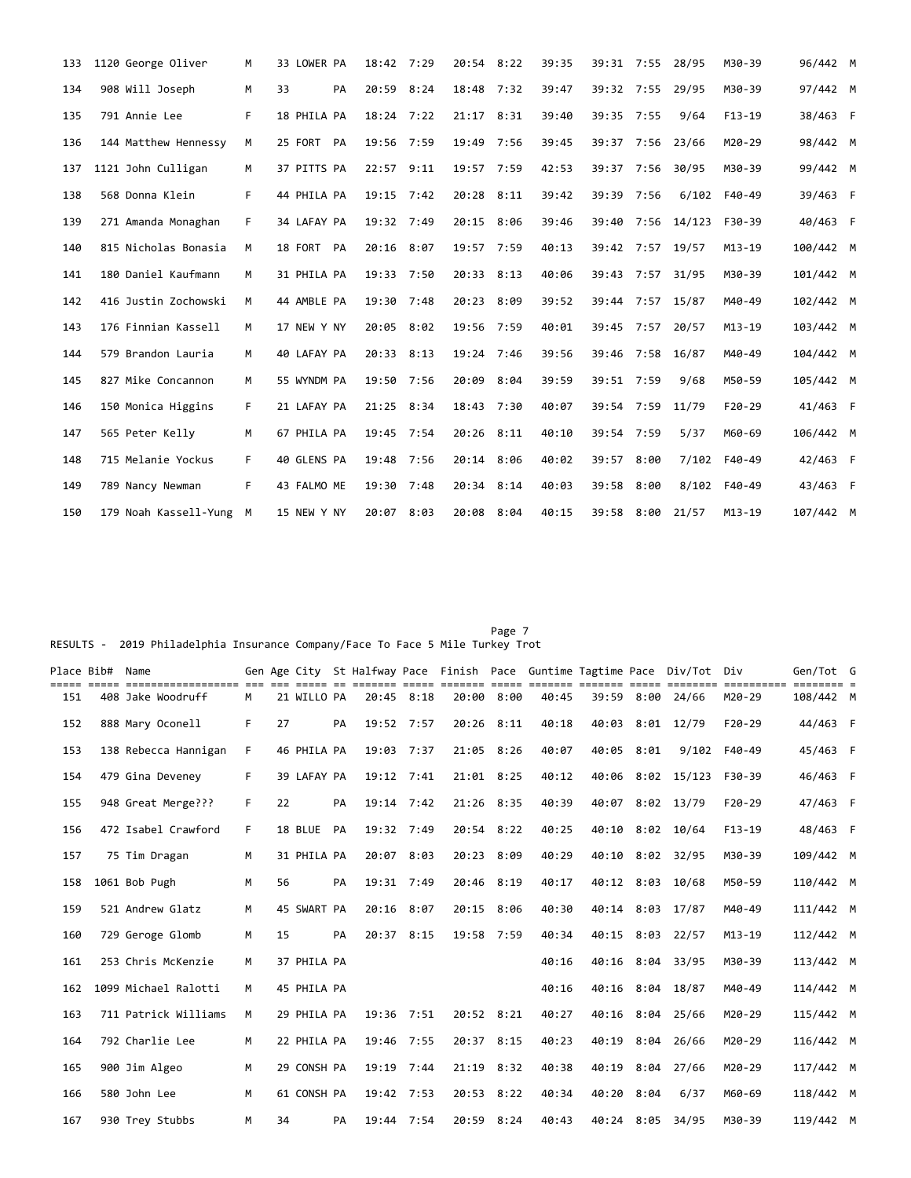| Place | Bib# | Name | Gen | Age | City | St | Halfway | Pace | Finish | Pace | Guntime | Tagtime | Pace | Div/Tot | Div | Gen/Tot | G |
|---|---|---|---|---|---|---|---|---|---|---|---|---|---|---|---|---|---|
| 133 | 1120 | George Oliver | M | 33 | LOWER | PA | 18:42 | 7:29 | 20:54 | 8:22 | 39:35 | 39:31 | 7:55 | 28/95 | M30-39 | 96/442 | M |
| 134 | 908 | Will Joseph | M | 33 | | PA | 20:59 | 8:24 | 18:48 | 7:32 | 39:47 | 39:32 | 7:55 | 29/95 | M30-39 | 97/442 | M |
| 135 | 791 | Annie Lee | F | 18 | PHILA | PA | 18:24 | 7:22 | 21:17 | 8:31 | 39:40 | 39:35 | 7:55 | 9/64 | F13-19 | 38/463 | F |
| 136 | 144 | Matthew Hennessy | M | 25 | FORT | PA | 19:56 | 7:59 | 19:49 | 7:56 | 39:45 | 39:37 | 7:56 | 23/66 | M20-29 | 98/442 | M |
| 137 | 1121 | John Culligan | M | 37 | PITTS | PA | 22:57 | 9:11 | 19:57 | 7:59 | 42:53 | 39:37 | 7:56 | 30/95 | M30-39 | 99/442 | M |
| 138 | 568 | Donna Klein | F | 44 | PHILA | PA | 19:15 | 7:42 | 20:28 | 8:11 | 39:42 | 39:39 | 7:56 | 6/102 | F40-49 | 39/463 | F |
| 139 | 271 | Amanda Monaghan | F | 34 | LAFAY | PA | 19:32 | 7:49 | 20:15 | 8:06 | 39:46 | 39:40 | 7:56 | 14/123 | F30-39 | 40/463 | F |
| 140 | 815 | Nicholas Bonasia | M | 18 | FORT | PA | 20:16 | 8:07 | 19:57 | 7:59 | 40:13 | 39:42 | 7:57 | 19/57 | M13-19 | 100/442 | M |
| 141 | 180 | Daniel Kaufmann | M | 31 | PHILA | PA | 19:33 | 7:50 | 20:33 | 8:13 | 40:06 | 39:43 | 7:57 | 31/95 | M30-39 | 101/442 | M |
| 142 | 416 | Justin Zochowski | M | 44 | AMBLE | PA | 19:30 | 7:48 | 20:23 | 8:09 | 39:52 | 39:44 | 7:57 | 15/87 | M40-49 | 102/442 | M |
| 143 | 176 | Finnian Kassell | M | 17 | NEW Y | NY | 20:05 | 8:02 | 19:56 | 7:59 | 40:01 | 39:45 | 7:57 | 20/57 | M13-19 | 103/442 | M |
| 144 | 579 | Brandon Lauria | M | 40 | LAFAY | PA | 20:33 | 8:13 | 19:24 | 7:46 | 39:56 | 39:46 | 7:58 | 16/87 | M40-49 | 104/442 | M |
| 145 | 827 | Mike Concannon | M | 55 | WYNDM | PA | 19:50 | 7:56 | 20:09 | 8:04 | 39:59 | 39:51 | 7:59 | 9/68 | M50-59 | 105/442 | M |
| 146 | 150 | Monica Higgins | F | 21 | LAFAY | PA | 21:25 | 8:34 | 18:43 | 7:30 | 40:07 | 39:54 | 7:59 | 11/79 | F20-29 | 41/463 | F |
| 147 | 565 | Peter Kelly | M | 67 | PHILA | PA | 19:45 | 7:54 | 20:26 | 8:11 | 40:10 | 39:54 | 7:59 | 5/37 | M60-69 | 106/442 | M |
| 148 | 715 | Melanie Yockus | F | 40 | GLENS | PA | 19:48 | 7:56 | 20:14 | 8:06 | 40:02 | 39:57 | 8:00 | 7/102 | F40-49 | 42/463 | F |
| 149 | 789 | Nancy Newman | F | 43 | FALMO | ME | 19:30 | 7:48 | 20:34 | 8:14 | 40:03 | 39:58 | 8:00 | 8/102 | F40-49 | 43/463 | F |
| 150 | 179 | Noah Kassell-Yung | M | 15 | NEW Y | NY | 20:07 | 8:03 | 20:08 | 8:04 | 40:15 | 39:58 | 8:00 | 21/57 | M13-19 | 107/442 | M |

RESULTS - 2019 Philadelphia Insurance Company/Face To Face 5 Mile Turkey Trot

| Place | Bib# | Name | Gen | Age | City | St | Halfway | Pace | Finish | Pace | Guntime | Tagtime | Pace | Div/Tot | Div | Gen/Tot | G |
|---|---|---|---|---|---|---|---|---|---|---|---|---|---|---|---|---|---|
| 151 | 408 | Jake Woodruff | M | 21 | WILLO | PA | 20:45 | 8:18 | 20:00 | 8:00 | 40:45 | 39:59 | 8:00 | 24/66 | M20-29 | 108/442 | M |
| 152 | 888 | Mary Oconell | F | 27 | | PA | 19:52 | 7:57 | 20:26 | 8:11 | 40:18 | 40:03 | 8:01 | 12/79 | F20-29 | 44/463 | F |
| 153 | 138 | Rebecca Hannigan | F | 46 | PHILA | PA | 19:03 | 7:37 | 21:05 | 8:26 | 40:07 | 40:05 | 8:01 | 9/102 | F40-49 | 45/463 | F |
| 154 | 479 | Gina Deveney | F | 39 | LAFAY | PA | 19:12 | 7:41 | 21:01 | 8:25 | 40:12 | 40:06 | 8:02 | 15/123 | F30-39 | 46/463 | F |
| 155 | 948 | Great Merge??? | F | 22 | | PA | 19:14 | 7:42 | 21:26 | 8:35 | 40:39 | 40:07 | 8:02 | 13/79 | F20-29 | 47/463 | F |
| 156 | 472 | Isabel Crawford | F | 18 | BLUE | PA | 19:32 | 7:49 | 20:54 | 8:22 | 40:25 | 40:10 | 8:02 | 10/64 | F13-19 | 48/463 | F |
| 157 | 75 | Tim Dragan | M | 31 | PHILA | PA | 20:07 | 8:03 | 20:23 | 8:09 | 40:29 | 40:10 | 8:02 | 32/95 | M30-39 | 109/442 | M |
| 158 | 1061 | Bob Pugh | M | 56 | | PA | 19:31 | 7:49 | 20:46 | 8:19 | 40:17 | 40:12 | 8:03 | 10/68 | M50-59 | 110/442 | M |
| 159 | 521 | Andrew Glatz | M | 45 | SWART | PA | 20:16 | 8:07 | 20:15 | 8:06 | 40:30 | 40:14 | 8:03 | 17/87 | M40-49 | 111/442 | M |
| 160 | 729 | Geroge Glomb | M | 15 | | PA | 20:37 | 8:15 | 19:58 | 7:59 | 40:34 | 40:15 | 8:03 | 22/57 | M13-19 | 112/442 | M |
| 161 | 253 | Chris McKenzie | M | 37 | PHILA | PA | | | | | 40:16 | 40:16 | 8:04 | 33/95 | M30-39 | 113/442 | M |
| 162 | 1099 | Michael Ralotti | M | 45 | PHILA | PA | | | | | 40:16 | 40:16 | 8:04 | 18/87 | M40-49 | 114/442 | M |
| 163 | 711 | Patrick Williams | M | 29 | PHILA | PA | 19:36 | 7:51 | 20:52 | 8:21 | 40:27 | 40:16 | 8:04 | 25/66 | M20-29 | 115/442 | M |
| 164 | 792 | Charlie Lee | M | 22 | PHILA | PA | 19:46 | 7:55 | 20:37 | 8:15 | 40:23 | 40:19 | 8:04 | 26/66 | M20-29 | 116/442 | M |
| 165 | 900 | Jim Algeo | M | 29 | CONSH | PA | 19:19 | 7:44 | 21:19 | 8:32 | 40:38 | 40:19 | 8:04 | 27/66 | M20-29 | 117/442 | M |
| 166 | 580 | John Lee | M | 61 | CONSH | PA | 19:42 | 7:53 | 20:53 | 8:22 | 40:34 | 40:20 | 8:04 | 6/37 | M60-69 | 118/442 | M |
| 167 | 930 | Trey Stubbs | M | 34 | | PA | 19:44 | 7:54 | 20:59 | 8:24 | 40:43 | 40:24 | 8:05 | 34/95 | M30-39 | 119/442 | M |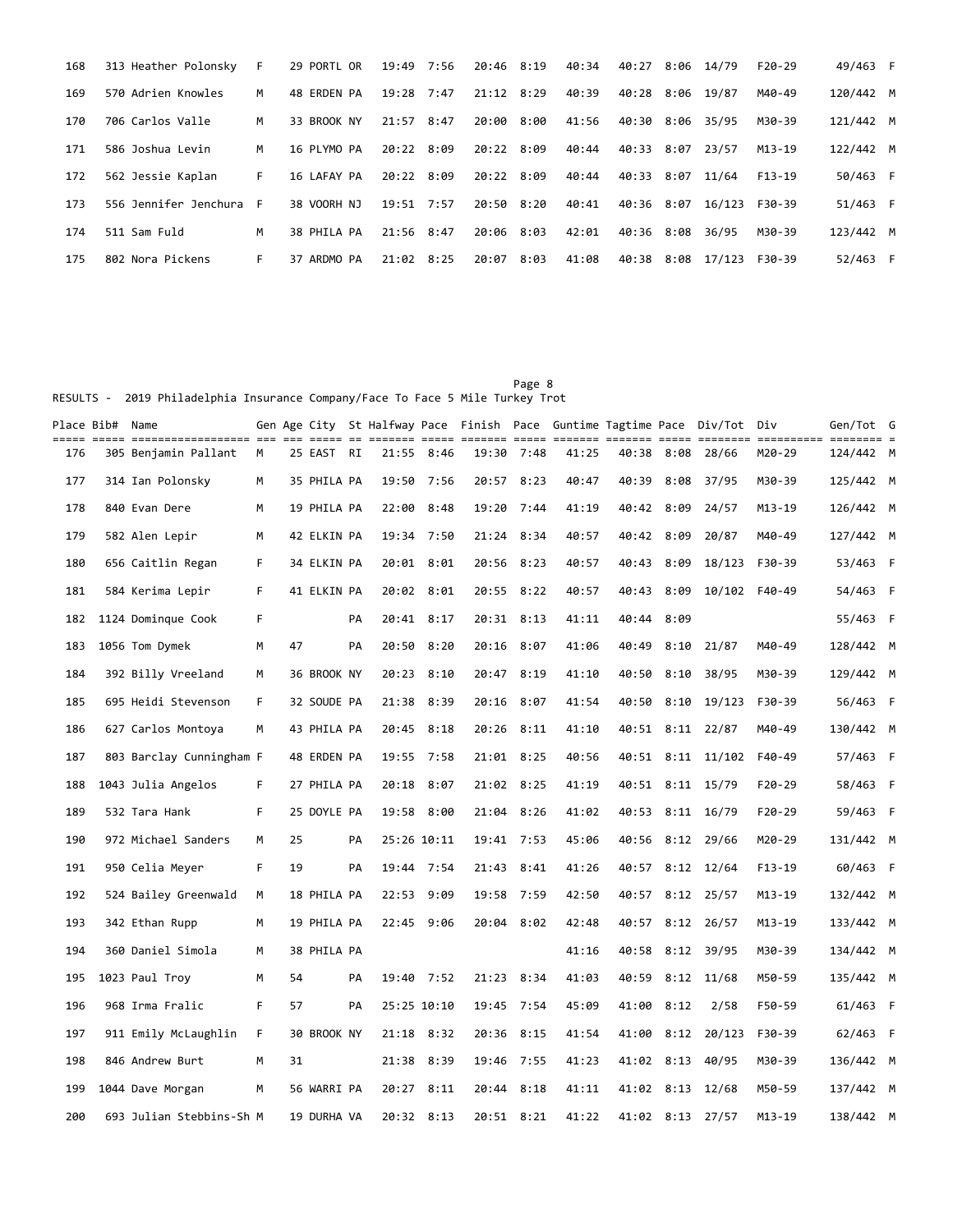| Place | Bib# | Name | Gen | Age | City | St | Halfway | Pace | Finish | Pace | Guntime | Tagtime | Pace | Div/Tot | Div | Gen/Tot | G |
|---|---|---|---|---|---|---|---|---|---|---|---|---|---|---|---|---|---|
| 168 | 313 | Heather Polonsky | F | 29 | PORTL | OR | 19:49 | 7:56 | 20:46 | 8:19 | 40:34 | 40:27 | 8:06 | 14/79 | F20-29 | 49/463 | F |
| 169 | 570 | Adrien Knowles | M | 48 | ERDEN | PA | 19:28 | 7:47 | 21:12 | 8:29 | 40:39 | 40:28 | 8:06 | 19/87 | M40-49 | 120/442 | M |
| 170 | 706 | Carlos Valle | M | 33 | BROOK | NY | 21:57 | 8:47 | 20:00 | 8:00 | 41:56 | 40:30 | 8:06 | 35/95 | M30-39 | 121/442 | M |
| 171 | 586 | Joshua Levin | M | 16 | PLYMO | PA | 20:22 | 8:09 | 20:22 | 8:09 | 40:44 | 40:33 | 8:07 | 23/57 | M13-19 | 122/442 | M |
| 172 | 562 | Jessie Kaplan | F | 16 | LAFAY | PA | 20:22 | 8:09 | 20:22 | 8:09 | 40:44 | 40:33 | 8:07 | 11/64 | F13-19 | 50/463 | F |
| 173 | 556 | Jennifer Jenchura | F | 38 | VOORH | NJ | 19:51 | 7:57 | 20:50 | 8:20 | 40:41 | 40:36 | 8:07 | 16/123 | F30-39 | 51/463 | F |
| 174 | 511 | Sam Fuld | M | 38 | PHILA | PA | 21:56 | 8:47 | 20:06 | 8:03 | 42:01 | 40:36 | 8:08 | 36/95 | M30-39 | 123/442 | M |
| 175 | 802 | Nora Pickens | F | 37 | ARDMO | PA | 21:02 | 8:25 | 20:07 | 8:03 | 41:08 | 40:38 | 8:08 | 17/123 | F30-39 | 52/463 | F |

RESULTS - 2019 Philadelphia Insurance Company/Face To Face 5 Mile Turkey Trot

| Place | Bib# | Name | Gen | Age | City | St | Halfway | Pace | Finish | Pace | Guntime | Tagtime | Pace | Div/Tot | Div | Gen/Tot | G |
|---|---|---|---|---|---|---|---|---|---|---|---|---|---|---|---|---|---|
| 176 | 305 | Benjamin Pallant | M | 25 | EAST | RI | 21:55 | 8:46 | 19:30 | 7:48 | 41:25 | 40:38 | 8:08 | 28/66 | M20-29 | 124/442 | M |
| 177 | 314 | Ian Polonsky | M | 35 | PHILA | PA | 19:50 | 7:56 | 20:57 | 8:23 | 40:47 | 40:39 | 8:08 | 37/95 | M30-39 | 125/442 | M |
| 178 | 840 | Evan Dere | M | 19 | PHILA | PA | 22:00 | 8:48 | 19:20 | 7:44 | 41:19 | 40:42 | 8:09 | 24/57 | M13-19 | 126/442 | M |
| 179 | 582 | Alen Lepir | M | 42 | ELKIN | PA | 19:34 | 7:50 | 21:24 | 8:34 | 40:57 | 40:42 | 8:09 | 20/87 | M40-49 | 127/442 | M |
| 180 | 656 | Caitlin Regan | F | 34 | ELKIN | PA | 20:01 | 8:01 | 20:56 | 8:23 | 40:57 | 40:43 | 8:09 | 18/123 | F30-39 | 53/463 | F |
| 181 | 584 | Kerima Lepir | F | 41 | ELKIN | PA | 20:02 | 8:01 | 20:55 | 8:22 | 40:57 | 40:43 | 8:09 | 10/102 | F40-49 | 54/463 | F |
| 182 | 1124 | Dominque Cook | F | | | PA | 20:41 | 8:17 | 20:31 | 8:13 | 41:11 | 40:44 | 8:09 | | | 55/463 | F |
| 183 | 1056 | Tom Dymek | M | 47 | | PA | 20:50 | 8:20 | 20:16 | 8:07 | 41:06 | 40:49 | 8:10 | 21/87 | M40-49 | 128/442 | M |
| 184 | 392 | Billy Vreeland | M | 36 | BROOK | NY | 20:23 | 8:10 | 20:47 | 8:19 | 41:10 | 40:50 | 8:10 | 38/95 | M30-39 | 129/442 | M |
| 185 | 695 | Heidi Stevenson | F | 32 | SOUDE | PA | 21:38 | 8:39 | 20:16 | 8:07 | 41:54 | 40:50 | 8:10 | 19/123 | F30-39 | 56/463 | F |
| 186 | 627 | Carlos Montoya | M | 43 | PHILA | PA | 20:45 | 8:18 | 20:26 | 8:11 | 41:10 | 40:51 | 8:11 | 22/87 | M40-49 | 130/442 | M |
| 187 | 803 | Barclay Cunningham | F | 48 | ERDEN | PA | 19:55 | 7:58 | 21:01 | 8:25 | 40:56 | 40:51 | 8:11 | 11/102 | F40-49 | 57/463 | F |
| 188 | 1043 | Julia Angelos | F | 27 | PHILA | PA | 20:18 | 8:07 | 21:02 | 8:25 | 41:19 | 40:51 | 8:11 | 15/79 | F20-29 | 58/463 | F |
| 189 | 532 | Tara Hank | F | 25 | DOYLE | PA | 19:58 | 8:00 | 21:04 | 8:26 | 41:02 | 40:53 | 8:11 | 16/79 | F20-29 | 59/463 | F |
| 190 | 972 | Michael Sanders | M | 25 | | PA | 25:26 | 10:11 | 19:41 | 7:53 | 45:06 | 40:56 | 8:12 | 29/66 | M20-29 | 131/442 | M |
| 191 | 950 | Celia Meyer | F | 19 | | PA | 19:44 | 7:54 | 21:43 | 8:41 | 41:26 | 40:57 | 8:12 | 12/64 | F13-19 | 60/463 | F |
| 192 | 524 | Bailey Greenwald | M | 18 | PHILA | PA | 22:53 | 9:09 | 19:58 | 7:59 | 42:50 | 40:57 | 8:12 | 25/57 | M13-19 | 132/442 | M |
| 193 | 342 | Ethan Rupp | M | 19 | PHILA | PA | 22:45 | 9:06 | 20:04 | 8:02 | 42:48 | 40:57 | 8:12 | 26/57 | M13-19 | 133/442 | M |
| 194 | 360 | Daniel Simola | M | 38 | PHILA | PA | | | | | 41:16 | 40:58 | 8:12 | 39/95 | M30-39 | 134/442 | M |
| 195 | 1023 | Paul Troy | M | 54 | | PA | 19:40 | 7:52 | 21:23 | 8:34 | 41:03 | 40:59 | 8:12 | 11/68 | M50-59 | 135/442 | M |
| 196 | 968 | Irma Fralic | F | 57 | | PA | 25:25 | 10:10 | 19:45 | 7:54 | 45:09 | 41:00 | 8:12 | 2/58 | F50-59 | 61/463 | F |
| 197 | 911 | Emily McLaughlin | F | 30 | BROOK | NY | 21:18 | 8:32 | 20:36 | 8:15 | 41:54 | 41:00 | 8:12 | 20/123 | F30-39 | 62/463 | F |
| 198 | 846 | Andrew Burt | M | 31 | | | 21:38 | 8:39 | 19:46 | 7:55 | 41:23 | 41:02 | 8:13 | 40/95 | M30-39 | 136/442 | M |
| 199 | 1044 | Dave Morgan | M | 56 | WARRI | PA | 20:27 | 8:11 | 20:44 | 8:18 | 41:11 | 41:02 | 8:13 | 12/68 | M50-59 | 137/442 | M |
| 200 | 693 | Julian Stebbins-Sh | M | 19 | DURHA | VA | 20:32 | 8:13 | 20:51 | 8:21 | 41:22 | 41:02 | 8:13 | 27/57 | M13-19 | 138/442 | M |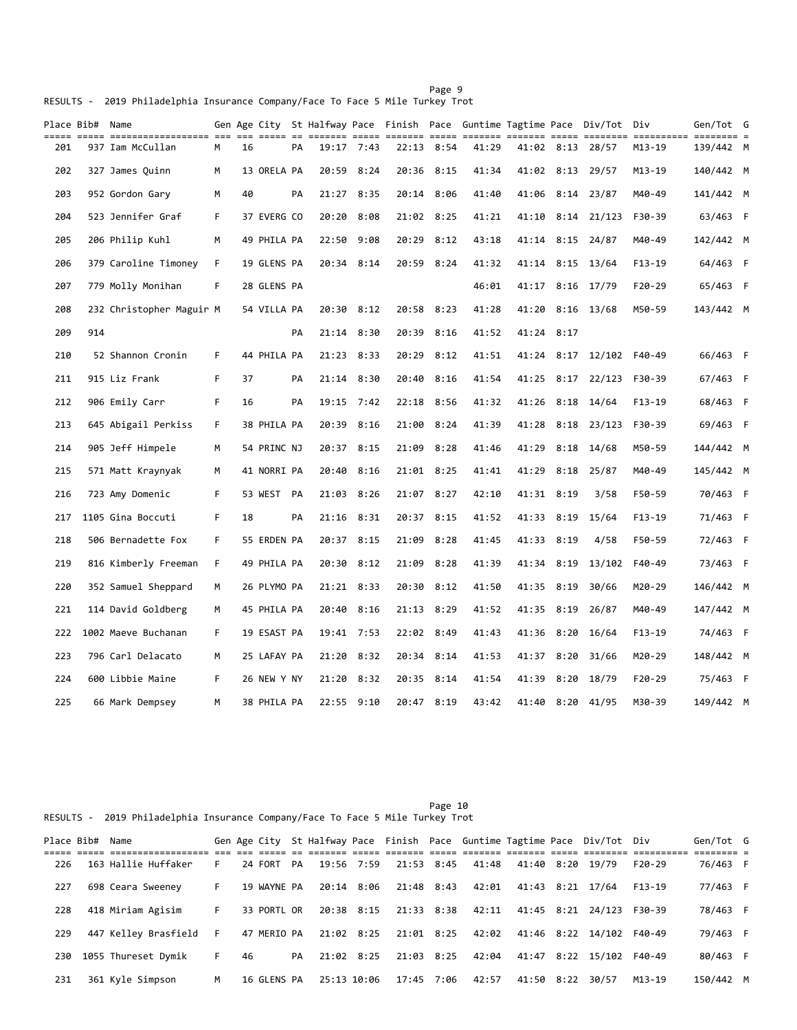RESULTS - 2019 Philadelphia Insurance Company/Face To Face 5 Mile Turkey Trot

| Place | Bib# | Name | Gen | Age | City | St | Halfway | Pace | Finish | Pace | Guntime | Tagtime | Pace | Div/Tot | Div | Gen/Tot | G |
|---|---|---|---|---|---|---|---|---|---|---|---|---|---|---|---|---|---|
| 201 | 937 | Iam McCullan | M | 16 | | PA | 19:17 | 7:43 | 22:13 | 8:54 | 41:29 | 41:02 | 8:13 | 28/57 | M13-19 | 139/442 | M |
| 202 | 327 | James Quinn | M | 13 | ORELA | PA | 20:59 | 8:24 | 20:36 | 8:15 | 41:34 | 41:02 | 8:13 | 29/57 | M13-19 | 140/442 | M |
| 203 | 952 | Gordon Gary | M | 40 | | PA | 21:27 | 8:35 | 20:14 | 8:06 | 41:40 | 41:06 | 8:14 | 23/87 | M40-49 | 141/442 | M |
| 204 | 523 | Jennifer Graf | F | 37 | EVERG | CO | 20:20 | 8:08 | 21:02 | 8:25 | 41:21 | 41:10 | 8:14 | 21/123 | F30-39 | 63/463 | F |
| 205 | 206 | Philip Kuhl | M | 49 | PHILA | PA | 22:50 | 9:08 | 20:29 | 8:12 | 43:18 | 41:14 | 8:15 | 24/87 | M40-49 | 142/442 | M |
| 206 | 379 | Caroline Timoney | F | 19 | GLENS | PA | 20:34 | 8:14 | 20:59 | 8:24 | 41:32 | 41:14 | 8:15 | 13/64 | F13-19 | 64/463 | F |
| 207 | 779 | Molly Monihan | F | 28 | GLENS | PA | | | | | 46:01 | 41:17 | 8:16 | 17/79 | F20-29 | 65/463 | F |
| 208 | 232 | Christopher Maguir | M | 54 | VILLA | PA | 20:30 | 8:12 | 20:58 | 8:23 | 41:28 | 41:20 | 8:16 | 13/68 | M50-59 | 143/442 | M |
| 209 | 914 | | | | | PA | 21:14 | 8:30 | 20:39 | 8:16 | 41:52 | 41:24 | 8:17 | | | | |
| 210 | 52 | Shannon Cronin | F | 44 | PHILA | PA | 21:23 | 8:33 | 20:29 | 8:12 | 41:51 | 41:24 | 8:17 | 12/102 | F40-49 | 66/463 | F |
| 211 | 915 | Liz Frank | F | 37 | | PA | 21:14 | 8:30 | 20:40 | 8:16 | 41:54 | 41:25 | 8:17 | 22/123 | F30-39 | 67/463 | F |
| 212 | 906 | Emily Carr | F | 16 | | PA | 19:15 | 7:42 | 22:18 | 8:56 | 41:32 | 41:26 | 8:18 | 14/64 | F13-19 | 68/463 | F |
| 213 | 645 | Abigail Perkiss | F | 38 | PHILA | PA | 20:39 | 8:16 | 21:00 | 8:24 | 41:39 | 41:28 | 8:18 | 23/123 | F30-39 | 69/463 | F |
| 214 | 905 | Jeff Himpele | M | 54 | PRINC | NJ | 20:37 | 8:15 | 21:09 | 8:28 | 41:46 | 41:29 | 8:18 | 14/68 | M50-59 | 144/442 | M |
| 215 | 571 | Matt Kraynyak | M | 41 | NORRI | PA | 20:40 | 8:16 | 21:01 | 8:25 | 41:41 | 41:29 | 8:18 | 25/87 | M40-49 | 145/442 | M |
| 216 | 723 | Amy Domenic | F | 53 | WEST | PA | 21:03 | 8:26 | 21:07 | 8:27 | 42:10 | 41:31 | 8:19 | 3/58 | F50-59 | 70/463 | F |
| 217 | 1105 | Gina Boccuti | F | 18 | | PA | 21:16 | 8:31 | 20:37 | 8:15 | 41:52 | 41:33 | 8:19 | 15/64 | F13-19 | 71/463 | F |
| 218 | 506 | Bernadette Fox | F | 55 | ERDEN | PA | 20:37 | 8:15 | 21:09 | 8:28 | 41:45 | 41:33 | 8:19 | 4/58 | F50-59 | 72/463 | F |
| 219 | 816 | Kimberly Freeman | F | 49 | PHILA | PA | 20:30 | 8:12 | 21:09 | 8:28 | 41:39 | 41:34 | 8:19 | 13/102 | F40-49 | 73/463 | F |
| 220 | 352 | Samuel Sheppard | M | 26 | PLYMO | PA | 21:21 | 8:33 | 20:30 | 8:12 | 41:50 | 41:35 | 8:19 | 30/66 | M20-29 | 146/442 | M |
| 221 | 114 | David Goldberg | M | 45 | PHILA | PA | 20:40 | 8:16 | 21:13 | 8:29 | 41:52 | 41:35 | 8:19 | 26/87 | M40-49 | 147/442 | M |
| 222 | 1002 | Maeve Buchanan | F | 19 | ESAST | PA | 19:41 | 7:53 | 22:02 | 8:49 | 41:43 | 41:36 | 8:20 | 16/64 | F13-19 | 74/463 | F |
| 223 | 796 | Carl Delacato | M | 25 | LAFAY | PA | 21:20 | 8:32 | 20:34 | 8:14 | 41:53 | 41:37 | 8:20 | 31/66 | M20-29 | 148/442 | M |
| 224 | 600 | Libbie Maine | F | 26 | NEW Y | NY | 21:20 | 8:32 | 20:35 | 8:14 | 41:54 | 41:39 | 8:20 | 18/79 | F20-29 | 75/463 | F |
| 225 | 66 | Mark Dempsey | M | 38 | PHILA | PA | 22:55 | 9:10 | 20:47 | 8:19 | 43:42 | 41:40 | 8:20 | 41/95 | M30-39 | 149/442 | M |
| 226 | 163 | Hallie Huffaker | F | 24 | FORT | PA | 19:56 | 7:59 | 21:53 | 8:45 | 41:48 | 41:40 | 8:20 | 19/79 | F20-29 | 76/463 | F |
| 227 | 698 | Ceara Sweeney | F | 19 | WAYNE | PA | 20:14 | 8:06 | 21:48 | 8:43 | 42:01 | 41:43 | 8:21 | 17/64 | F13-19 | 77/463 | F |
| 228 | 418 | Miriam Agisim | F | 33 | PORTL | OR | 20:38 | 8:15 | 21:33 | 8:38 | 42:11 | 41:45 | 8:21 | 24/123 | F30-39 | 78/463 | F |
| 229 | 447 | Kelley Brasfield | F | 47 | MERIO | PA | 21:02 | 8:25 | 21:01 | 8:25 | 42:02 | 41:46 | 8:22 | 14/102 | F40-49 | 79/463 | F |
| 230 | 1055 | Thureset Dymik | F | 46 | | PA | 21:02 | 8:25 | 21:03 | 8:25 | 42:04 | 41:47 | 8:22 | 15/102 | F40-49 | 80/463 | F |
| 231 | 361 | Kyle Simpson | M | 16 | GLENS | PA | 25:13 | 10:06 | 17:45 | 7:06 | 42:57 | 41:50 | 8:22 | 30/57 | M13-19 | 150/442 | M |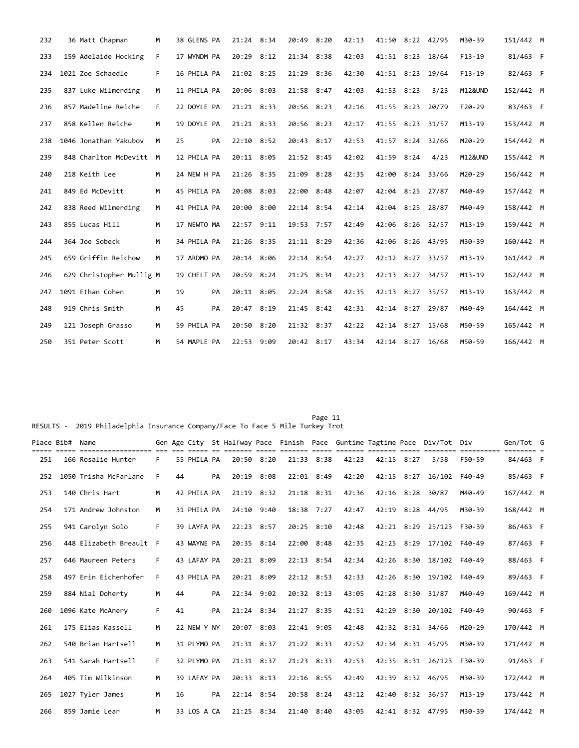| Place | Bib# | Name | Gen | Age | City | St | Halfway | Pace | Finish | Pace | Guntime | Tagtime | Pace | Div/Tot | Div | Gen/Tot | G |
|---|---|---|---|---|---|---|---|---|---|---|---|---|---|---|---|---|---|
| 232 | 36 | Matt Chapman | M | 38 | GLENS | PA | 21:24 | 8:34 | 20:49 | 8:20 | 42:13 | 41:50 | 8:22 | 42/95 | M30-39 | 151/442 | M |
| 233 | 159 | Adelaide Hocking | F | 17 | WYNDM | PA | 20:29 | 8:12 | 21:34 | 8:38 | 42:03 | 41:51 | 8:23 | 18/64 | F13-19 | 81/463 | F |
| 234 | 1021 | Zoe Schaedle | F | 16 | PHILA | PA | 21:02 | 8:25 | 21:29 | 8:36 | 42:30 | 41:51 | 8:23 | 19/64 | F13-19 | 82/463 | F |
| 235 | 837 | Luke Wilmerding | M | 11 | PHILA | PA | 20:06 | 8:03 | 21:58 | 8:47 | 42:03 | 41:53 | 8:23 | 3/23 | M12&UND | 152/442 | M |
| 236 | 857 | Madeline Reiche | F | 22 | DOYLE | PA | 21:21 | 8:33 | 20:56 | 8:23 | 42:16 | 41:55 | 8:23 | 20/79 | F20-29 | 83/463 | F |
| 237 | 858 | Kellen Reiche | M | 19 | DOYLE | PA | 21:21 | 8:33 | 20:56 | 8:23 | 42:17 | 41:55 | 8:23 | 31/57 | M13-19 | 153/442 | M |
| 238 | 1046 | Jonathan Yakubov | M | 25 | | PA | 22:10 | 8:52 | 20:43 | 8:17 | 42:53 | 41:57 | 8:24 | 32/66 | M20-29 | 154/442 | M |
| 239 | 848 | Charlton McDevitt | M | 12 | PHILA | PA | 20:11 | 8:05 | 21:52 | 8:45 | 42:02 | 41:59 | 8:24 | 4/23 | M12&UND | 155/442 | M |
| 240 | 218 | Keith Lee | M | 24 | NEW H | PA | 21:26 | 8:35 | 21:09 | 8:28 | 42:35 | 42:00 | 8:24 | 33/66 | M20-29 | 156/442 | M |
| 241 | 849 | Ed McDevitt | M | 45 | PHILA | PA | 20:08 | 8:03 | 22:00 | 8:48 | 42:07 | 42:04 | 8:25 | 27/87 | M40-49 | 157/442 | M |
| 242 | 838 | Reed Wilmerding | M | 41 | PHILA | PA | 20:00 | 8:00 | 22:14 | 8:54 | 42:14 | 42:04 | 8:25 | 28/87 | M40-49 | 158/442 | M |
| 243 | 855 | Lucas Hill | M | 17 | NEWTO | MA | 22:57 | 9:11 | 19:53 | 7:57 | 42:49 | 42:06 | 8:26 | 32/57 | M13-19 | 159/442 | M |
| 244 | 364 | Joe Sobeck | M | 34 | PHILA | PA | 21:26 | 8:35 | 21:11 | 8:29 | 42:36 | 42:06 | 8:26 | 43/95 | M30-39 | 160/442 | M |
| 245 | 659 | Griffin Reichow | M | 17 | ARDMO | PA | 20:14 | 8:06 | 22:14 | 8:54 | 42:27 | 42:12 | 8:27 | 33/57 | M13-19 | 161/442 | M |
| 246 | 629 | Christopher Mullig | M | 19 | CHELT | PA | 20:59 | 8:24 | 21:25 | 8:34 | 42:23 | 42:13 | 8:27 | 34/57 | M13-19 | 162/442 | M |
| 247 | 1091 | Ethan Cohen | M | 19 | | PA | 20:11 | 8:05 | 22:24 | 8:58 | 42:35 | 42:13 | 8:27 | 35/57 | M13-19 | 163/442 | M |
| 248 | 919 | Chris Smith | M | 45 | | PA | 20:47 | 8:19 | 21:45 | 8:42 | 42:31 | 42:14 | 8:27 | 29/87 | M40-49 | 164/442 | M |
| 249 | 121 | Joseph Grasso | M | 59 | PHILA | PA | 20:50 | 8:20 | 21:32 | 8:37 | 42:22 | 42:14 | 8:27 | 15/68 | M50-59 | 165/442 | M |
| 250 | 351 | Peter Scott | M | 54 | MAPLE | PA | 22:53 | 9:09 | 20:42 | 8:17 | 43:34 | 42:14 | 8:27 | 16/68 | M50-59 | 166/442 | M |

RESULTS - 2019 Philadelphia Insurance Company/Face To Face 5 Mile Turkey Trot

| Place | Bib# | Name | Gen | Age | City | St | Halfway | Pace | Finish | Pace | Guntime | Tagtime | Pace | Div/Tot | Div | Gen/Tot | G |
|---|---|---|---|---|---|---|---|---|---|---|---|---|---|---|---|---|---|
| 251 | 166 | Rosalie Hunter | F | 55 | PHILA | PA | 20:50 | 8:20 | 21:33 | 8:38 | 42:23 | 42:15 | 8:27 | 5/58 | F50-59 | 84/463 | F |
| 252 | 1050 | Trisha McFarlane | F | 44 | | PA | 20:19 | 8:08 | 22:01 | 8:49 | 42:20 | 42:15 | 8:27 | 16/102 | F40-49 | 85/463 | F |
| 253 | 140 | Chris Hart | M | 42 | PHILA | PA | 21:19 | 8:32 | 21:18 | 8:31 | 42:36 | 42:16 | 8:28 | 30/87 | M40-49 | 167/442 | M |
| 254 | 171 | Andrew Johnston | M | 31 | PHILA | PA | 24:10 | 9:40 | 18:38 | 7:27 | 42:47 | 42:19 | 8:28 | 44/95 | M30-39 | 168/442 | M |
| 255 | 941 | Carolyn Solo | F | 39 | LAYFA | PA | 22:23 | 8:57 | 20:25 | 8:10 | 42:48 | 42:21 | 8:29 | 25/123 | F30-39 | 86/463 | F |
| 256 | 448 | Elizabeth Breault | F | 43 | WAYNE | PA | 20:35 | 8:14 | 22:00 | 8:48 | 42:35 | 42:25 | 8:29 | 17/102 | F40-49 | 87/463 | F |
| 257 | 646 | Maureen Peters | F | 43 | LAFAY | PA | 20:21 | 8:09 | 22:13 | 8:54 | 42:34 | 42:26 | 8:30 | 18/102 | F40-49 | 88/463 | F |
| 258 | 497 | Erin Eichenhofer | F | 43 | PHILA | PA | 20:21 | 8:09 | 22:12 | 8:53 | 42:33 | 42:26 | 8:30 | 19/102 | F40-49 | 89/463 | F |
| 259 | 884 | Nial Doherty | M | 44 | | PA | 22:34 | 9:02 | 20:32 | 8:13 | 43:05 | 42:28 | 8:30 | 31/87 | M40-49 | 169/442 | M |
| 260 | 1096 | Kate McAnery | F | 41 | | PA | 21:24 | 8:34 | 21:27 | 8:35 | 42:51 | 42:29 | 8:30 | 20/102 | F40-49 | 90/463 | F |
| 261 | 175 | Elias Kassell | M | 22 | NEW Y | NY | 20:07 | 8:03 | 22:41 | 9:05 | 42:48 | 42:32 | 8:31 | 34/66 | M20-29 | 170/442 | M |
| 262 | 540 | Brian Hartsell | M | 31 | PLYMO | PA | 21:31 | 8:37 | 21:22 | 8:33 | 42:52 | 42:34 | 8:31 | 45/95 | M30-39 | 171/442 | M |
| 263 | 541 | Sarah Hartsell | F | 32 | PLYMO | PA | 21:31 | 8:37 | 21:23 | 8:33 | 42:53 | 42:35 | 8:31 | 26/123 | F30-39 | 91/463 | F |
| 264 | 405 | Tim Wilkinson | M | 39 | LAFAY | PA | 20:33 | 8:13 | 22:16 | 8:55 | 42:49 | 42:39 | 8:32 | 46/95 | M30-39 | 172/442 | M |
| 265 | 1027 | Tyler James | M | 16 | | PA | 22:14 | 8:54 | 20:58 | 8:24 | 43:12 | 42:40 | 8:32 | 36/57 | M13-19 | 173/442 | M |
| 266 | 859 | Jamie Lear | M | 33 | LOS A | CA | 21:25 | 8:34 | 21:40 | 8:40 | 43:05 | 42:41 | 8:32 | 47/95 | M30-39 | 174/442 | M |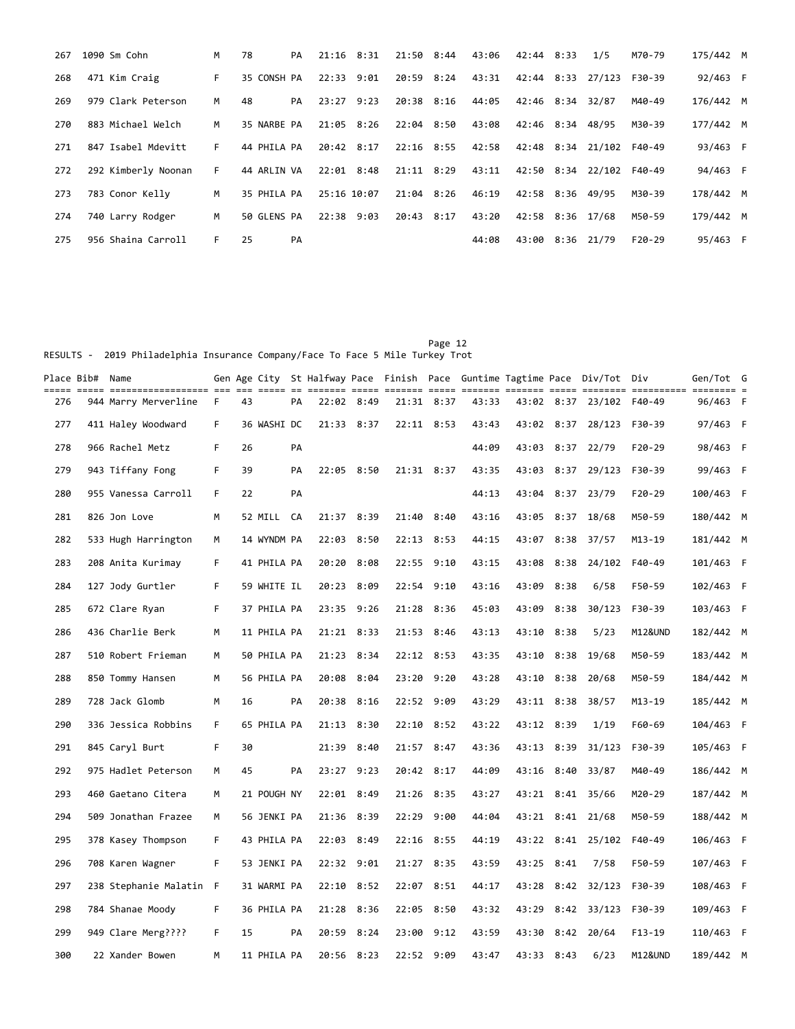| Place | Bib# | Name | Gen | Age | City | St | Halfway | Pace | Finish | Pace | Guntime | Tagtime | Pace | Div/Tot | Div | Gen/Tot | G |
|---|---|---|---|---|---|---|---|---|---|---|---|---|---|---|---|---|---|
| 267 | 1090 | Sm Cohn | M | 78 | | PA | 21:16 | 8:31 | 21:50 | 8:44 | 43:06 | 42:44 | 8:33 | 1/5 | M70-79 | 175/442 | M |
| 268 | 471 | Kim Craig | F | 35 | CONSH | PA | 22:33 | 9:01 | 20:59 | 8:24 | 43:31 | 42:44 | 8:33 | 27/123 | F30-39 | 92/463 | F |
| 269 | 979 | Clark Peterson | M | 48 | | PA | 23:27 | 9:23 | 20:38 | 8:16 | 44:05 | 42:46 | 8:34 | 32/87 | M40-49 | 176/442 | M |
| 270 | 883 | Michael Welch | M | 35 | NARBE | PA | 21:05 | 8:26 | 22:04 | 8:50 | 43:08 | 42:46 | 8:34 | 48/95 | M30-39 | 177/442 | M |
| 271 | 847 | Isabel Mdevitt | F | 44 | PHILA | PA | 20:42 | 8:17 | 22:16 | 8:55 | 42:58 | 42:48 | 8:34 | 21/102 | F40-49 | 93/463 | F |
| 272 | 292 | Kimberly Noonan | F | 44 | ARLIN | VA | 22:01 | 8:48 | 21:11 | 8:29 | 43:11 | 42:50 | 8:34 | 22/102 | F40-49 | 94/463 | F |
| 273 | 783 | Conor Kelly | M | 35 | PHILA | PA | 25:16 | 10:07 | 21:04 | 8:26 | 46:19 | 42:58 | 8:36 | 49/95 | M30-39 | 178/442 | M |
| 274 | 740 | Larry Rodger | M | 50 | GLENS | PA | 22:38 | 9:03 | 20:43 | 8:17 | 43:20 | 42:58 | 8:36 | 17/68 | M50-59 | 179/442 | M |
| 275 | 956 | Shaina Carroll | F | 25 | | PA | | | | | 44:08 | 43:00 | 8:36 | 21/79 | F20-29 | 95/463 | F |

RESULTS - 2019 Philadelphia Insurance Company/Face To Face 5 Mile Turkey Trot

| Place | Bib# | Name | Gen | Age | City | St | Halfway | Pace | Finish | Pace | Guntime | Tagtime | Pace | Div/Tot | Div | Gen/Tot | G |
|---|---|---|---|---|---|---|---|---|---|---|---|---|---|---|---|---|---|
| 276 | 944 | Marry Merverline | F | 43 | | PA | 22:02 | 8:49 | 21:31 | 8:37 | 43:33 | 43:02 | 8:37 | 23/102 | F40-49 | 96/463 | F |
| 277 | 411 | Haley Woodward | F | 36 | WASHI | DC | 21:33 | 8:37 | 22:11 | 8:53 | 43:43 | 43:02 | 8:37 | 28/123 | F30-39 | 97/463 | F |
| 278 | 966 | Rachel Metz | F | 26 | | PA | | | | | 44:09 | 43:03 | 8:37 | 22/79 | F20-29 | 98/463 | F |
| 279 | 943 | Tiffany Fong | F | 39 | | PA | 22:05 | 8:50 | 21:31 | 8:37 | 43:35 | 43:03 | 8:37 | 29/123 | F30-39 | 99/463 | F |
| 280 | 955 | Vanessa Carroll | F | 22 | | PA | | | | | 44:13 | 43:04 | 8:37 | 23/79 | F20-29 | 100/463 | F |
| 281 | 826 | Jon Love | M | 52 | MILL | CA | 21:37 | 8:39 | 21:40 | 8:40 | 43:16 | 43:05 | 8:37 | 18/68 | M50-59 | 180/442 | M |
| 282 | 533 | Hugh Harrington | M | 14 | WYNDM | PA | 22:03 | 8:50 | 22:13 | 8:53 | 44:15 | 43:07 | 8:38 | 37/57 | M13-19 | 181/442 | M |
| 283 | 208 | Anita Kurimay | F | 41 | PHILA | PA | 20:20 | 8:08 | 22:55 | 9:10 | 43:15 | 43:08 | 8:38 | 24/102 | F40-49 | 101/463 | F |
| 284 | 127 | Jody Gurtler | F | 59 | WHITE | IL | 20:23 | 8:09 | 22:54 | 9:10 | 43:16 | 43:09 | 8:38 | 6/58 | F50-59 | 102/463 | F |
| 285 | 672 | Clare Ryan | F | 37 | PHILA | PA | 23:35 | 9:26 | 21:28 | 8:36 | 45:03 | 43:09 | 8:38 | 30/123 | F30-39 | 103/463 | F |
| 286 | 436 | Charlie Berk | M | 11 | PHILA | PA | 21:21 | 8:33 | 21:53 | 8:46 | 43:13 | 43:10 | 8:38 | 5/23 | M12&UND | 182/442 | M |
| 287 | 510 | Robert Frieman | M | 50 | PHILA | PA | 21:23 | 8:34 | 22:12 | 8:53 | 43:35 | 43:10 | 8:38 | 19/68 | M50-59 | 183/442 | M |
| 288 | 850 | Tommy Hansen | M | 56 | PHILA | PA | 20:08 | 8:04 | 23:20 | 9:20 | 43:28 | 43:10 | 8:38 | 20/68 | M50-59 | 184/442 | M |
| 289 | 728 | Jack Glomb | M | 16 | | PA | 20:38 | 8:16 | 22:52 | 9:09 | 43:29 | 43:11 | 8:38 | 38/57 | M13-19 | 185/442 | M |
| 290 | 336 | Jessica Robbins | F | 65 | PHILA | PA | 21:13 | 8:30 | 22:10 | 8:52 | 43:22 | 43:12 | 8:39 | 1/19 | F60-69 | 104/463 | F |
| 291 | 845 | Caryl Burt | F | 30 | | | 21:39 | 8:40 | 21:57 | 8:47 | 43:36 | 43:13 | 8:39 | 31/123 | F30-39 | 105/463 | F |
| 292 | 975 | Hadlet Peterson | M | 45 | | PA | 23:27 | 9:23 | 20:42 | 8:17 | 44:09 | 43:16 | 8:40 | 33/87 | M40-49 | 186/442 | M |
| 293 | 460 | Gaetano Citera | M | 21 | POUGH | NY | 22:01 | 8:49 | 21:26 | 8:35 | 43:27 | 43:21 | 8:41 | 35/66 | M20-29 | 187/442 | M |
| 294 | 509 | Jonathan Frazee | M | 56 | JENKI | PA | 21:36 | 8:39 | 22:29 | 9:00 | 44:04 | 43:21 | 8:41 | 21/68 | M50-59 | 188/442 | M |
| 295 | 378 | Kasey Thompson | F | 43 | PHILA | PA | 22:03 | 8:49 | 22:16 | 8:55 | 44:19 | 43:22 | 8:41 | 25/102 | F40-49 | 106/463 | F |
| 296 | 708 | Karen Wagner | F | 53 | JENKI | PA | 22:32 | 9:01 | 21:27 | 8:35 | 43:59 | 43:25 | 8:41 | 7/58 | F50-59 | 107/463 | F |
| 297 | 238 | Stephanie Malatin | F | 31 | WARMI | PA | 22:10 | 8:52 | 22:07 | 8:51 | 44:17 | 43:28 | 8:42 | 32/123 | F30-39 | 108/463 | F |
| 298 | 784 | Shanae Moody | F | 36 | PHILA | PA | 21:28 | 8:36 | 22:05 | 8:50 | 43:32 | 43:29 | 8:42 | 33/123 | F30-39 | 109/463 | F |
| 299 | 949 | Clare Merg???? | F | 15 | | PA | 20:59 | 8:24 | 23:00 | 9:12 | 43:59 | 43:30 | 8:42 | 20/64 | F13-19 | 110/463 | F |
| 300 | 22 | Xander Bowen | M | 11 | PHILA | PA | 20:56 | 8:23 | 22:52 | 9:09 | 43:47 | 43:33 | 8:43 | 6/23 | M12&UND | 189/442 | M |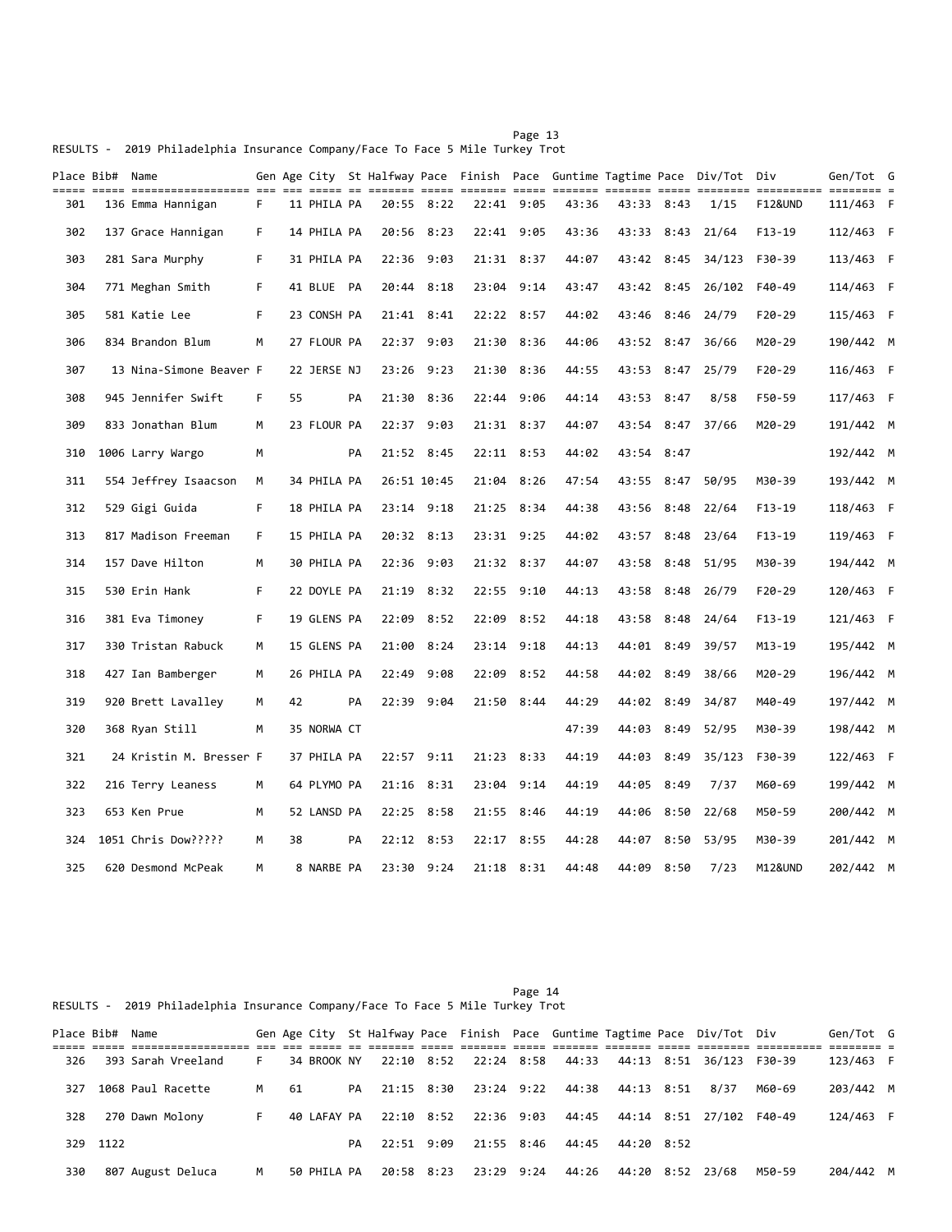RESULTS - 2019 Philadelphia Insurance Company/Face To Face 5 Mile Turkey Trot

| Place | Bib# | Name | Gen | Age | City | St | Halfway | Pace | Finish | Pace | Guntime | Tagtime | Pace | Div/Tot | Div | Gen/Tot | G |
|---|---|---|---|---|---|---|---|---|---|---|---|---|---|---|---|---|---|
| 301 | 136 | Emma Hannigan | F | 11 | PHILA | PA | 20:55 | 8:22 | 22:41 | 9:05 | 43:36 | 43:33 | 8:43 | 1/15 | F12&UND | 111/463 | F |
| 302 | 137 | Grace Hannigan | F | 14 | PHILA | PA | 20:56 | 8:23 | 22:41 | 9:05 | 43:36 | 43:33 | 8:43 | 21/64 | F13-19 | 112/463 | F |
| 303 | 281 | Sara Murphy | F | 31 | PHILA | PA | 22:36 | 9:03 | 21:31 | 8:37 | 44:07 | 43:42 | 8:45 | 34/123 | F30-39 | 113/463 | F |
| 304 | 771 | Meghan Smith | F | 41 | BLUE | PA | 20:44 | 8:18 | 23:04 | 9:14 | 43:47 | 43:42 | 8:45 | 26/102 | F40-49 | 114/463 | F |
| 305 | 581 | Katie Lee | F | 23 | CONSH | PA | 21:41 | 8:41 | 22:22 | 8:57 | 44:02 | 43:46 | 8:46 | 24/79 | F20-29 | 115/463 | F |
| 306 | 834 | Brandon Blum | M | 27 | FLOUR | PA | 22:37 | 9:03 | 21:30 | 8:36 | 44:06 | 43:52 | 8:47 | 36/66 | M20-29 | 190/442 | M |
| 307 | 13 | Nina-Simone Beaver | F | 22 | JERSE | NJ | 23:26 | 9:23 | 21:30 | 8:36 | 44:55 | 43:53 | 8:47 | 25/79 | F20-29 | 116/463 | F |
| 308 | 945 | Jennifer Swift | F | 55 | | PA | 21:30 | 8:36 | 22:44 | 9:06 | 44:14 | 43:53 | 8:47 | 8/58 | F50-59 | 117/463 | F |
| 309 | 833 | Jonathan Blum | M | 23 | FLOUR | PA | 22:37 | 9:03 | 21:31 | 8:37 | 44:07 | 43:54 | 8:47 | 37/66 | M20-29 | 191/442 | M |
| 310 | 1006 | Larry Wargo | M | | | PA | 21:52 | 8:45 | 22:11 | 8:53 | 44:02 | 43:54 | 8:47 | | | 192/442 | M |
| 311 | 554 | Jeffrey Isaacson | M | 34 | PHILA | PA | 26:51 | 10:45 | 21:04 | 8:26 | 47:54 | 43:55 | 8:47 | 50/95 | M30-39 | 193/442 | M |
| 312 | 529 | Gigi Guida | F | 18 | PHILA | PA | 23:14 | 9:18 | 21:25 | 8:34 | 44:38 | 43:56 | 8:48 | 22/64 | F13-19 | 118/463 | F |
| 313 | 817 | Madison Freeman | F | 15 | PHILA | PA | 20:32 | 8:13 | 23:31 | 9:25 | 44:02 | 43:57 | 8:48 | 23/64 | F13-19 | 119/463 | F |
| 314 | 157 | Dave Hilton | M | 30 | PHILA | PA | 22:36 | 9:03 | 21:32 | 8:37 | 44:07 | 43:58 | 8:48 | 51/95 | M30-39 | 194/442 | M |
| 315 | 530 | Erin Hank | F | 22 | DOYLE | PA | 21:19 | 8:32 | 22:55 | 9:10 | 44:13 | 43:58 | 8:48 | 26/79 | F20-29 | 120/463 | F |
| 316 | 381 | Eva Timoney | F | 19 | GLENS | PA | 22:09 | 8:52 | 22:09 | 8:52 | 44:18 | 43:58 | 8:48 | 24/64 | F13-19 | 121/463 | F |
| 317 | 330 | Tristan Rabuck | M | 15 | GLENS | PA | 21:00 | 8:24 | 23:14 | 9:18 | 44:13 | 44:01 | 8:49 | 39/57 | M13-19 | 195/442 | M |
| 318 | 427 | Ian Bamberger | M | 26 | PHILA | PA | 22:49 | 9:08 | 22:09 | 8:52 | 44:58 | 44:02 | 8:49 | 38/66 | M20-29 | 196/442 | M |
| 319 | 920 | Brett Lavalley | M | 42 | | PA | 22:39 | 9:04 | 21:50 | 8:44 | 44:29 | 44:02 | 8:49 | 34/87 | M40-49 | 197/442 | M |
| 320 | 368 | Ryan Still | M | 35 | NORWA | CT | | | | | 47:39 | 44:03 | 8:49 | 52/95 | M30-39 | 198/442 | M |
| 321 | 24 | Kristin M. Bresser | F | 37 | PHILA | PA | 22:57 | 9:11 | 21:23 | 8:33 | 44:19 | 44:03 | 8:49 | 35/123 | F30-39 | 122/463 | F |
| 322 | 216 | Terry Leaness | M | 64 | PLYMO | PA | 21:16 | 8:31 | 23:04 | 9:14 | 44:19 | 44:05 | 8:49 | 7/37 | M60-69 | 199/442 | M |
| 323 | 653 | Ken Prue | M | 52 | LANSD | PA | 22:25 | 8:58 | 21:55 | 8:46 | 44:19 | 44:06 | 8:50 | 22/68 | M50-59 | 200/442 | M |
| 324 | 1051 | Chris Dow????? | M | 38 | | PA | 22:12 | 8:53 | 22:17 | 8:55 | 44:28 | 44:07 | 8:50 | 53/95 | M30-39 | 201/442 | M |
| 325 | 620 | Desmond McPeak | M | 8 | NARBE | PA | 23:30 | 9:24 | 21:18 | 8:31 | 44:48 | 44:09 | 8:50 | 7/23 | M12&UND | 202/442 | M |
| 326 | 393 | Sarah Vreeland | F | 34 | BROOK | NY | 22:10 | 8:52 | 22:24 | 8:58 | 44:33 | 44:13 | 8:51 | 36/123 | F30-39 | 123/463 | F |
| 327 | 1068 | Paul Racette | M | 61 | | PA | 21:15 | 8:30 | 23:24 | 9:22 | 44:38 | 44:13 | 8:51 | 8/37 | M60-69 | 203/442 | M |
| 328 | 270 | Dawn Molony | F | 40 | LAFAY | PA | 22:10 | 8:52 | 22:36 | 9:03 | 44:45 | 44:14 | 8:51 | 27/102 | F40-49 | 124/463 | F |
| 329 | 1122 | | | | | PA | 22:51 | 9:09 | 21:55 | 8:46 | 44:45 | 44:20 | 8:52 | | | | |
| 330 | 807 | August Deluca | M | 50 | PHILA | PA | 20:58 | 8:23 | 23:29 | 9:24 | 44:26 | 44:20 | 8:52 | 23/68 | M50-59 | 204/442 | M |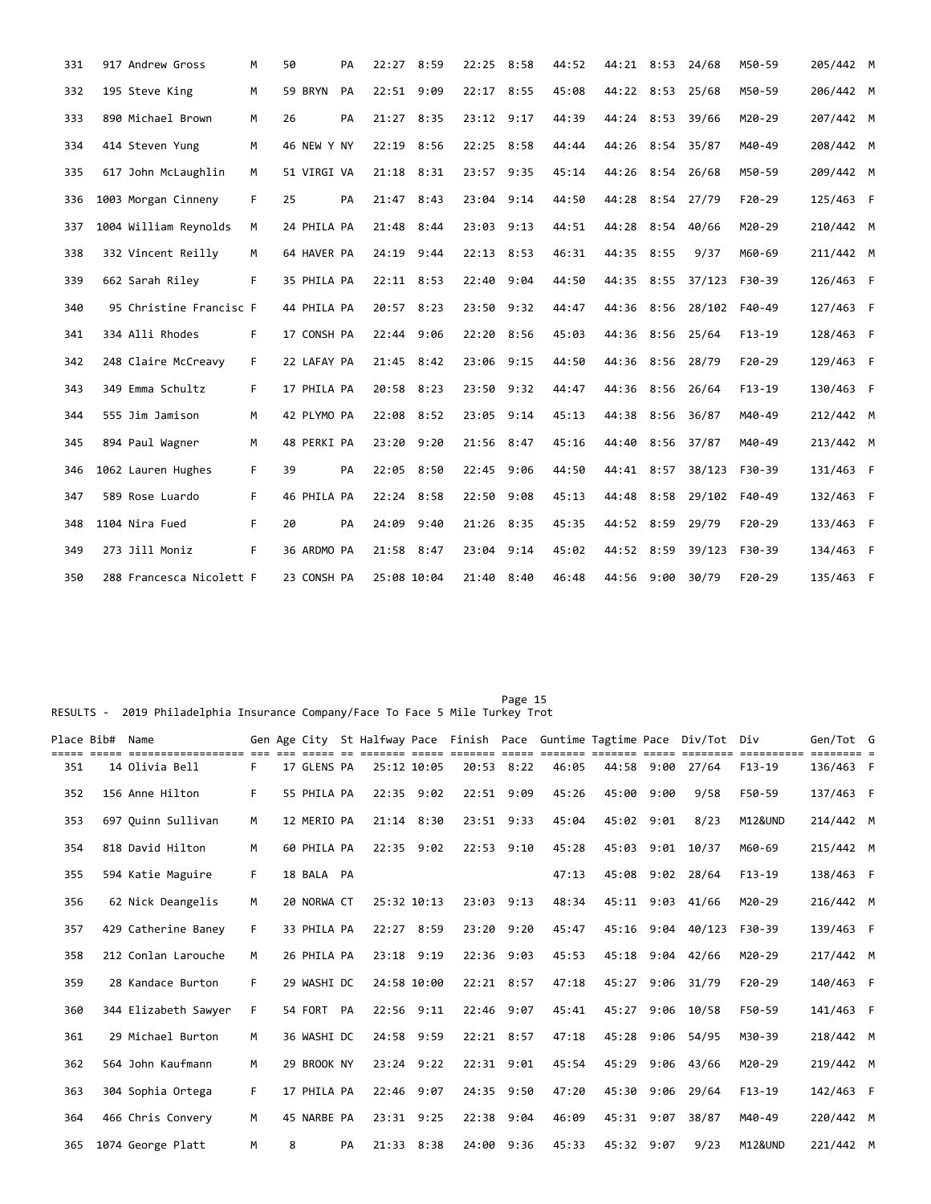| Place | Bib# | Name | Gen | Age | City | St | Halfway | Pace | Finish | Pace | Guntime | Tagtime | Pace | Div/Tot | Div | Gen/Tot | G |
|---|---|---|---|---|---|---|---|---|---|---|---|---|---|---|---|---|---|
| 331 | 917 | Andrew Gross | M | 50 | | PA | 22:27 | 8:59 | 22:25 | 8:58 | 44:52 | 44:21 | 8:53 | 24/68 | M50-59 | 205/442 | M |
| 332 | 195 | Steve King | M | 59 | BRYN | PA | 22:51 | 9:09 | 22:17 | 8:55 | 45:08 | 44:22 | 8:53 | 25/68 | M50-59 | 206/442 | M |
| 333 | 890 | Michael Brown | M | 26 | | PA | 21:27 | 8:35 | 23:12 | 9:17 | 44:39 | 44:24 | 8:53 | 39/66 | M20-29 | 207/442 | M |
| 334 | 414 | Steven Yung | M | 46 | NEW Y | NY | 22:19 | 8:56 | 22:25 | 8:58 | 44:44 | 44:26 | 8:54 | 35/87 | M40-49 | 208/442 | M |
| 335 | 617 | John McLaughlin | M | 51 | VIRGI | VA | 21:18 | 8:31 | 23:57 | 9:35 | 45:14 | 44:26 | 8:54 | 26/68 | M50-59 | 209/442 | M |
| 336 | 1003 | Morgan Cinneny | F | 25 | | PA | 21:47 | 8:43 | 23:04 | 9:14 | 44:50 | 44:28 | 8:54 | 27/79 | F20-29 | 125/463 | F |
| 337 | 1004 | William Reynolds | M | 24 | PHILA | PA | 21:48 | 8:44 | 23:03 | 9:13 | 44:51 | 44:28 | 8:54 | 40/66 | M20-29 | 210/442 | M |
| 338 | 332 | Vincent Reilly | M | 64 | HAVER | PA | 24:19 | 9:44 | 22:13 | 8:53 | 46:31 | 44:35 | 8:55 | 9/37 | M60-69 | 211/442 | M |
| 339 | 662 | Sarah Riley | F | 35 | PHILA | PA | 22:11 | 8:53 | 22:40 | 9:04 | 44:50 | 44:35 | 8:55 | 37/123 | F30-39 | 126/463 | F |
| 340 | 95 | Christine Francisc | F | 44 | PHILA | PA | 20:57 | 8:23 | 23:50 | 9:32 | 44:47 | 44:36 | 8:56 | 28/102 | F40-49 | 127/463 | F |
| 341 | 334 | Alli Rhodes | F | 17 | CONSH | PA | 22:44 | 9:06 | 22:20 | 8:56 | 45:03 | 44:36 | 8:56 | 25/64 | F13-19 | 128/463 | F |
| 342 | 248 | Claire McCreavy | F | 22 | LAFAY | PA | 21:45 | 8:42 | 23:06 | 9:15 | 44:50 | 44:36 | 8:56 | 28/79 | F20-29 | 129/463 | F |
| 343 | 349 | Emma Schultz | F | 17 | PHILA | PA | 20:58 | 8:23 | 23:50 | 9:32 | 44:47 | 44:36 | 8:56 | 26/64 | F13-19 | 130/463 | F |
| 344 | 555 | Jim Jamison | M | 42 | PLYMO | PA | 22:08 | 8:52 | 23:05 | 9:14 | 45:13 | 44:38 | 8:56 | 36/87 | M40-49 | 212/442 | M |
| 345 | 894 | Paul Wagner | M | 48 | PERKI | PA | 23:20 | 9:20 | 21:56 | 8:47 | 45:16 | 44:40 | 8:56 | 37/87 | M40-49 | 213/442 | M |
| 346 | 1062 | Lauren Hughes | F | 39 | | PA | 22:05 | 8:50 | 22:45 | 9:06 | 44:50 | 44:41 | 8:57 | 38/123 | F30-39 | 131/463 | F |
| 347 | 589 | Rose Luardo | F | 46 | PHILA | PA | 22:24 | 8:58 | 22:50 | 9:08 | 45:13 | 44:48 | 8:58 | 29/102 | F40-49 | 132/463 | F |
| 348 | 1104 | Nira Fued | F | 20 | | PA | 24:09 | 9:40 | 21:26 | 8:35 | 45:35 | 44:52 | 8:59 | 29/79 | F20-29 | 133/463 | F |
| 349 | 273 | Jill Moniz | F | 36 | ARDMO | PA | 21:58 | 8:47 | 23:04 | 9:14 | 45:02 | 44:52 | 8:59 | 39/123 | F30-39 | 134/463 | F |
| 350 | 288 | Francesca Nicolett | F | 23 | CONSH | PA | 25:08 | 10:04 | 21:40 | 8:40 | 46:48 | 44:56 | 9:00 | 30/79 | F20-29 | 135/463 | F |

RESULTS - 2019 Philadelphia Insurance Company/Face To Face 5 Mile Turkey Trot

| Place | Bib# | Name | Gen | Age | City | St | Halfway | Pace | Finish | Pace | Guntime | Tagtime | Pace | Div/Tot | Div | Gen/Tot | G |
|---|---|---|---|---|---|---|---|---|---|---|---|---|---|---|---|---|---|
| 351 | 14 | Olivia Bell | F | 17 | GLENS | PA | 25:12 | 10:05 | 20:53 | 8:22 | 46:05 | 44:58 | 9:00 | 27/64 | F13-19 | 136/463 | F |
| 352 | 156 | Anne Hilton | F | 55 | PHILA | PA | 22:35 | 9:02 | 22:51 | 9:09 | 45:26 | 45:00 | 9:00 | 9/58 | F50-59 | 137/463 | F |
| 353 | 697 | Quinn Sullivan | M | 12 | MERIO | PA | 21:14 | 8:30 | 23:51 | 9:33 | 45:04 | 45:02 | 9:01 | 8/23 | M12&UND | 214/442 | M |
| 354 | 818 | David Hilton | M | 60 | PHILA | PA | 22:35 | 9:02 | 22:53 | 9:10 | 45:28 | 45:03 | 9:01 | 10/37 | M60-69 | 215/442 | M |
| 355 | 594 | Katie Maguire | F | 18 | BALA | PA | | | | | 47:13 | 45:08 | 9:02 | 28/64 | F13-19 | 138/463 | F |
| 356 | 62 | Nick Deangelis | M | 20 | NORWA | CT | 25:32 | 10:13 | 23:03 | 9:13 | 48:34 | 45:11 | 9:03 | 41/66 | M20-29 | 216/442 | M |
| 357 | 429 | Catherine Baney | F | 33 | PHILA | PA | 22:27 | 8:59 | 23:20 | 9:20 | 45:47 | 45:16 | 9:04 | 40/123 | F30-39 | 139/463 | F |
| 358 | 212 | Conlan Larouche | M | 26 | PHILA | PA | 23:18 | 9:19 | 22:36 | 9:03 | 45:53 | 45:18 | 9:04 | 42/66 | M20-29 | 217/442 | M |
| 359 | 28 | Kandace Burton | F | 29 | WASHI | DC | 24:58 | 10:00 | 22:21 | 8:57 | 47:18 | 45:27 | 9:06 | 31/79 | F20-29 | 140/463 | F |
| 360 | 344 | Elizabeth Sawyer | F | 54 | FORT | PA | 22:56 | 9:11 | 22:46 | 9:07 | 45:41 | 45:27 | 9:06 | 10/58 | F50-59 | 141/463 | F |
| 361 | 29 | Michael Burton | M | 36 | WASHI | DC | 24:58 | 9:59 | 22:21 | 8:57 | 47:18 | 45:28 | 9:06 | 54/95 | M30-39 | 218/442 | M |
| 362 | 564 | John Kaufmann | M | 29 | BROOK | NY | 23:24 | 9:22 | 22:31 | 9:01 | 45:54 | 45:29 | 9:06 | 43/66 | M20-29 | 219/442 | M |
| 363 | 304 | Sophia Ortega | F | 17 | PHILA | PA | 22:46 | 9:07 | 24:35 | 9:50 | 47:20 | 45:30 | 9:06 | 29/64 | F13-19 | 142/463 | F |
| 364 | 466 | Chris Convery | M | 45 | NARBE | PA | 23:31 | 9:25 | 22:38 | 9:04 | 46:09 | 45:31 | 9:07 | 38/87 | M40-49 | 220/442 | M |
| 365 | 1074 | George Platt | M | 8 | | PA | 21:33 | 8:38 | 24:00 | 9:36 | 45:33 | 45:32 | 9:07 | 9/23 | M12&UND | 221/442 | M |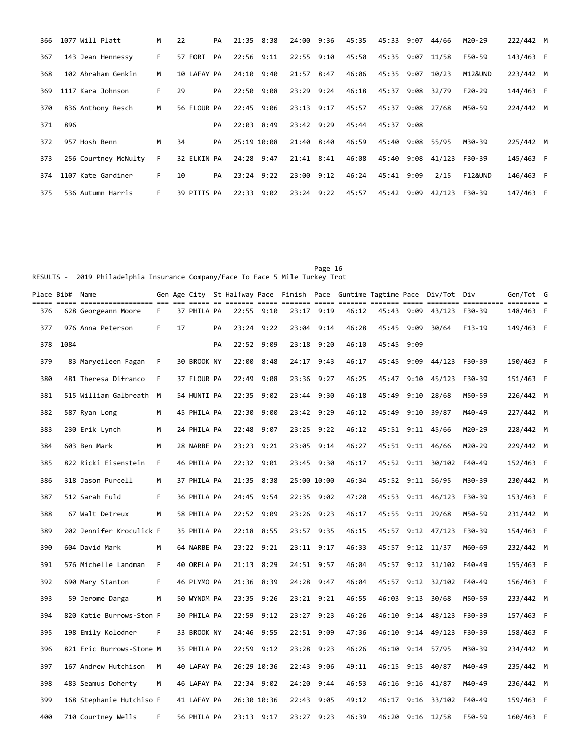| Place | Bib# | Name | Gen | Age | City | St | Halfway | Pace | Finish | Pace | Guntime | Tagtime | Pace | Div/Tot | Div | Gen/Tot | G |
|---|---|---|---|---|---|---|---|---|---|---|---|---|---|---|---|---|---|
| 366 | 1077 | Will Platt | M | 22 | | PA | 21:35 | 8:38 | 24:00 | 9:36 | 45:35 | 45:33 | 9:07 | 44/66 | M20-29 | 222/442 | M |
| 367 | 143 | Jean Hennessy | F | 57 | FORT | PA | 22:56 | 9:11 | 22:55 | 9:10 | 45:50 | 45:35 | 9:07 | 11/58 | F50-59 | 143/463 | F |
| 368 | 102 | Abraham Genkin | M | 10 | LAFAY | PA | 24:10 | 9:40 | 21:57 | 8:47 | 46:06 | 45:35 | 9:07 | 10/23 | M12&UND | 223/442 | M |
| 369 | 1117 | Kara Johnson | F | 29 | | PA | 22:50 | 9:08 | 23:29 | 9:24 | 46:18 | 45:37 | 9:08 | 32/79 | F20-29 | 144/463 | F |
| 370 | 836 | Anthony Resch | M | 56 | FLOUR | PA | 22:45 | 9:06 | 23:13 | 9:17 | 45:57 | 45:37 | 9:08 | 27/68 | M50-59 | 224/442 | M |
| 371 | 896 | | | | | PA | 22:03 | 8:49 | 23:42 | 9:29 | 45:44 | 45:37 | 9:08 | | | | |
| 372 | 957 | Hosh Benn | M | 34 | | PA | 25:19 | 10:08 | 21:40 | 8:40 | 46:59 | 45:40 | 9:08 | 55/95 | M30-39 | 225/442 | M |
| 373 | 256 | Courtney McNulty | F | 32 | ELKIN | PA | 24:28 | 9:47 | 21:41 | 8:41 | 46:08 | 45:40 | 9:08 | 41/123 | F30-39 | 145/463 | F |
| 374 | 1107 | Kate Gardiner | F | 10 | | PA | 23:24 | 9:22 | 23:00 | 9:12 | 46:24 | 45:41 | 9:09 | 2/15 | F12&UND | 146/463 | F |
| 375 | 536 | Autumn Harris | F | 39 | PITTS | PA | 22:33 | 9:02 | 23:24 | 9:22 | 45:57 | 45:42 | 9:09 | 42/123 | F30-39 | 147/463 | F |

RESULTS - 2019 Philadelphia Insurance Company/Face To Face 5 Mile Turkey Trot

| Place | Bib# | Name | Gen | Age | City | St | Halfway | Pace | Finish | Pace | Guntime | Tagtime | Pace | Div/Tot | Div | Gen/Tot | G |
|---|---|---|---|---|---|---|---|---|---|---|---|---|---|---|---|---|---|
| 376 | 628 | Georgeann Moore | F | 37 | PHILA | PA | 22:55 | 9:10 | 23:17 | 9:19 | 46:12 | 45:43 | 9:09 | 43/123 | F30-39 | 148/463 | F |
| 377 | 976 | Anna Peterson | F | 17 | | PA | 23:24 | 9:22 | 23:04 | 9:14 | 46:28 | 45:45 | 9:09 | 30/64 | F13-19 | 149/463 | F |
| 378 | 1084 | | | | | PA | 22:52 | 9:09 | 23:18 | 9:20 | 46:10 | 45:45 | 9:09 | | | | |
| 379 | 83 | Maryeileen Fagan | F | 30 | BROOK | NY | 22:00 | 8:48 | 24:17 | 9:43 | 46:17 | 45:45 | 9:09 | 44/123 | F30-39 | 150/463 | F |
| 380 | 481 | Theresa Difranco | F | 37 | FLOUR | PA | 22:49 | 9:08 | 23:36 | 9:27 | 46:25 | 45:47 | 9:10 | 45/123 | F30-39 | 151/463 | F |
| 381 | 515 | William Galbreath | M | 54 | HUNTI | PA | 22:35 | 9:02 | 23:44 | 9:30 | 46:18 | 45:49 | 9:10 | 28/68 | M50-59 | 226/442 | M |
| 382 | 587 | Ryan Long | M | 45 | PHILA | PA | 22:30 | 9:00 | 23:42 | 9:29 | 46:12 | 45:49 | 9:10 | 39/87 | M40-49 | 227/442 | M |
| 383 | 230 | Erik Lynch | M | 24 | PHILA | PA | 22:48 | 9:07 | 23:25 | 9:22 | 46:12 | 45:51 | 9:11 | 45/66 | M20-29 | 228/442 | M |
| 384 | 603 | Ben Mark | M | 28 | NARBE | PA | 23:23 | 9:21 | 23:05 | 9:14 | 46:27 | 45:51 | 9:11 | 46/66 | M20-29 | 229/442 | M |
| 385 | 822 | Ricki Eisenstein | F | 46 | PHILA | PA | 22:32 | 9:01 | 23:45 | 9:30 | 46:17 | 45:52 | 9:11 | 30/102 | F40-49 | 152/463 | F |
| 386 | 318 | Jason Purcell | M | 37 | PHILA | PA | 21:35 | 8:38 | 25:00 | 10:00 | 46:34 | 45:52 | 9:11 | 56/95 | M30-39 | 230/442 | M |
| 387 | 512 | Sarah Fuld | F | 36 | PHILA | PA | 24:45 | 9:54 | 22:35 | 9:02 | 47:20 | 45:53 | 9:11 | 46/123 | F30-39 | 153/463 | F |
| 388 | 67 | Walt Detreux | M | 58 | PHILA | PA | 22:52 | 9:09 | 23:26 | 9:23 | 46:17 | 45:55 | 9:11 | 29/68 | M50-59 | 231/442 | M |
| 389 | 202 | Jennifer Kroculick | F | 35 | PHILA | PA | 22:18 | 8:55 | 23:57 | 9:35 | 46:15 | 45:57 | 9:12 | 47/123 | F30-39 | 154/463 | F |
| 390 | 604 | David Mark | M | 64 | NARBE | PA | 23:22 | 9:21 | 23:11 | 9:17 | 46:33 | 45:57 | 9:12 | 11/37 | M60-69 | 232/442 | M |
| 391 | 576 | Michelle Landman | F | 40 | ORELA | PA | 21:13 | 8:29 | 24:51 | 9:57 | 46:04 | 45:57 | 9:12 | 31/102 | F40-49 | 155/463 | F |
| 392 | 690 | Mary Stanton | F | 46 | PLYMO | PA | 21:36 | 8:39 | 24:28 | 9:47 | 46:04 | 45:57 | 9:12 | 32/102 | F40-49 | 156/463 | F |
| 393 | 59 | Jerome Darga | M | 50 | WYNDM | PA | 23:35 | 9:26 | 23:21 | 9:21 | 46:55 | 46:03 | 9:13 | 30/68 | M50-59 | 233/442 | M |
| 394 | 820 | Katie Burrows-Ston | F | 30 | PHILA | PA | 22:59 | 9:12 | 23:27 | 9:23 | 46:26 | 46:10 | 9:14 | 48/123 | F30-39 | 157/463 | F |
| 395 | 198 | Emily Kolodner | F | 33 | BROOK | NY | 24:46 | 9:55 | 22:51 | 9:09 | 47:36 | 46:10 | 9:14 | 49/123 | F30-39 | 158/463 | F |
| 396 | 821 | Eric Burrows-Stone | M | 35 | PHILA | PA | 22:59 | 9:12 | 23:28 | 9:23 | 46:26 | 46:10 | 9:14 | 57/95 | M30-39 | 234/442 | M |
| 397 | 167 | Andrew Hutchison | M | 40 | LAFAY | PA | 26:29 | 10:36 | 22:43 | 9:06 | 49:11 | 46:15 | 9:15 | 40/87 | M40-49 | 235/442 | M |
| 398 | 483 | Seamus Doherty | M | 46 | LAFAY | PA | 22:34 | 9:02 | 24:20 | 9:44 | 46:53 | 46:16 | 9:16 | 41/87 | M40-49 | 236/442 | M |
| 399 | 168 | Stephanie Hutchiso | F | 41 | LAFAY | PA | 26:30 | 10:36 | 22:43 | 9:05 | 49:12 | 46:17 | 9:16 | 33/102 | F40-49 | 159/463 | F |
| 400 | 710 | Courtney Wells | F | 56 | PHILA | PA | 23:13 | 9:17 | 23:27 | 9:23 | 46:39 | 46:20 | 9:16 | 12/58 | F50-59 | 160/463 | F |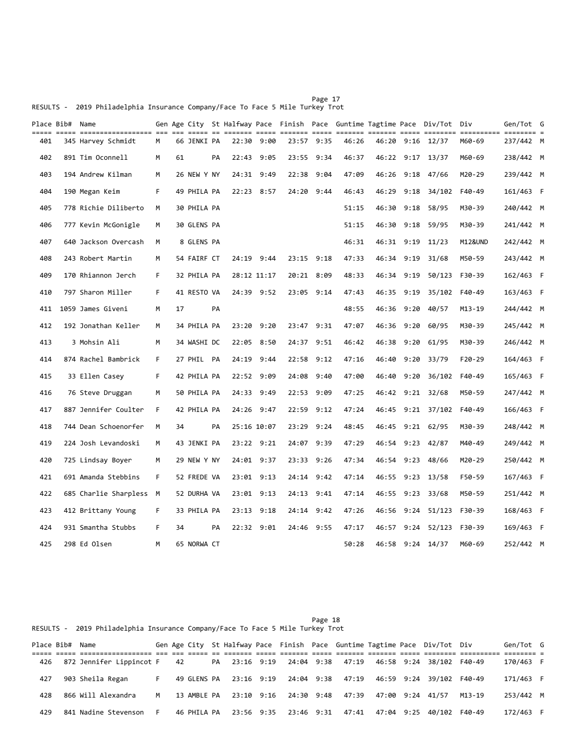RESULTS - 2019 Philadelphia Insurance Company/Face To Face 5 Mile Turkey Trot

| Place | Bib# | Name | Gen | Age | City | St | Halfway | Pace | Finish | Pace | Guntime | Tagtime | Pace | Div/Tot | Div | Gen/Tot | G |
|---|---|---|---|---|---|---|---|---|---|---|---|---|---|---|---|---|---|
| 401 | 345 | Harvey Schmidt | M | 66 | JENKI | PA | 22:30 | 9:00 | 23:57 | 9:35 | 46:26 | 46:20 | 9:16 | 12/37 | M60-69 | 237/442 | M |
| 402 | 891 | Tim Oconnell | M | 61 | | PA | 22:43 | 9:05 | 23:55 | 9:34 | 46:37 | 46:22 | 9:17 | 13/37 | M60-69 | 238/442 | M |
| 403 | 194 | Andrew Kilman | M | 26 | NEW Y | NY | 24:31 | 9:49 | 22:38 | 9:04 | 47:09 | 46:26 | 9:18 | 47/66 | M20-29 | 239/442 | M |
| 404 | 190 | Megan Keim | F | 49 | PHILA | PA | 22:23 | 8:57 | 24:20 | 9:44 | 46:43 | 46:29 | 9:18 | 34/102 | F40-49 | 161/463 | F |
| 405 | 778 | Richie Diliberto | M | 30 | PHILA | PA | | | | | 51:15 | 46:30 | 9:18 | 58/95 | M30-39 | 240/442 | M |
| 406 | 777 | Kevin McGonigle | M | 30 | GLENS | PA | | | | | 51:15 | 46:30 | 9:18 | 59/95 | M30-39 | 241/442 | M |
| 407 | 640 | Jackson Overcash | M | 8 | GLENS | PA | | | | | 46:31 | 46:31 | 9:19 | 11/23 | M12&UND | 242/442 | M |
| 408 | 243 | Robert Martin | M | 54 | FAIRF | CT | 24:19 | 9:44 | 23:15 | 9:18 | 47:33 | 46:34 | 9:19 | 31/68 | M50-59 | 243/442 | M |
| 409 | 170 | Rhiannon Jerch | F | 32 | PHILA | PA | 28:12 | 11:17 | 20:21 | 8:09 | 48:33 | 46:34 | 9:19 | 50/123 | F30-39 | 162/463 | F |
| 410 | 797 | Sharon Miller | F | 41 | RESTO | VA | 24:39 | 9:52 | 23:05 | 9:14 | 47:43 | 46:35 | 9:19 | 35/102 | F40-49 | 163/463 | F |
| 411 | 1059 | James Giveni | M | 17 | | PA | | | | | 48:55 | 46:36 | 9:20 | 40/57 | M13-19 | 244/442 | M |
| 412 | 192 | Jonathan Keller | M | 34 | PHILA | PA | 23:20 | 9:20 | 23:47 | 9:31 | 47:07 | 46:36 | 9:20 | 60/95 | M30-39 | 245/442 | M |
| 413 | 3 | Mohsin Ali | M | 34 | WASHI | DC | 22:05 | 8:50 | 24:37 | 9:51 | 46:42 | 46:38 | 9:20 | 61/95 | M30-39 | 246/442 | M |
| 414 | 874 | Rachel Bambrick | F | 27 | PHIL | PA | 24:19 | 9:44 | 22:58 | 9:12 | 47:16 | 46:40 | 9:20 | 33/79 | F20-29 | 164/463 | F |
| 415 | 33 | Ellen Casey | F | 42 | PHILA | PA | 22:52 | 9:09 | 24:08 | 9:40 | 47:00 | 46:40 | 9:20 | 36/102 | F40-49 | 165/463 | F |
| 416 | 76 | Steve Druggan | M | 50 | PHILA | PA | 24:33 | 9:49 | 22:53 | 9:09 | 47:25 | 46:42 | 9:21 | 32/68 | M50-59 | 247/442 | M |
| 417 | 887 | Jennifer Coulter | F | 42 | PHILA | PA | 24:26 | 9:47 | 22:59 | 9:12 | 47:24 | 46:45 | 9:21 | 37/102 | F40-49 | 166/463 | F |
| 418 | 744 | Dean Schoenorfer | M | 34 | | PA | 25:16 | 10:07 | 23:29 | 9:24 | 48:45 | 46:45 | 9:21 | 62/95 | M30-39 | 248/442 | M |
| 419 | 224 | Josh Levandoski | M | 43 | JENKI | PA | 23:22 | 9:21 | 24:07 | 9:39 | 47:29 | 46:54 | 9:23 | 42/87 | M40-49 | 249/442 | M |
| 420 | 725 | Lindsay Boyer | M | 29 | NEW Y | NY | 24:01 | 9:37 | 23:33 | 9:26 | 47:34 | 46:54 | 9:23 | 48/66 | M20-29 | 250/442 | M |
| 421 | 691 | Amanda Stebbins | F | 52 | FREDE | VA | 23:01 | 9:13 | 24:14 | 9:42 | 47:14 | 46:55 | 9:23 | 13/58 | F50-59 | 167/463 | F |
| 422 | 685 | Charlie Sharpless | M | 52 | DURHA | VA | 23:01 | 9:13 | 24:13 | 9:41 | 47:14 | 46:55 | 9:23 | 33/68 | M50-59 | 251/442 | M |
| 423 | 412 | Brittany Young | F | 33 | PHILA | PA | 23:13 | 9:18 | 24:14 | 9:42 | 47:26 | 46:56 | 9:24 | 51/123 | F30-39 | 168/463 | F |
| 424 | 931 | Smantha Stubbs | F | 34 | | PA | 22:32 | 9:01 | 24:46 | 9:55 | 47:17 | 46:57 | 9:24 | 52/123 | F30-39 | 169/463 | F |
| 425 | 298 | Ed Olsen | M | 65 | NORWA | CT | | | | | 50:28 | 46:58 | 9:24 | 14/37 | M60-69 | 252/442 | M |

RESULTS - 2019 Philadelphia Insurance Company/Face To Face 5 Mile Turkey Trot

| Place | Bib# | Name | Gen | Age | City | St | Halfway | Pace | Finish | Pace | Guntime | Tagtime | Pace | Div/Tot | Div | Gen/Tot | G |
|---|---|---|---|---|---|---|---|---|---|---|---|---|---|---|---|---|---|
| 426 | 872 | Jennifer Lippincot | F | 42 | | PA | 23:16 | 9:19 | 24:04 | 9:38 | 47:19 | 46:58 | 9:24 | 38/102 | F40-49 | 170/463 | F |
| 427 | 903 | Sheila Regan | F | 49 | GLENS | PA | 23:16 | 9:19 | 24:04 | 9:38 | 47:19 | 46:59 | 9:24 | 39/102 | F40-49 | 171/463 | F |
| 428 | 866 | Will Alexandra | M | 13 | AMBLE | PA | 23:10 | 9:16 | 24:30 | 9:48 | 47:39 | 47:00 | 9:24 | 41/57 | M13-19 | 253/442 | M |
| 429 | 841 | Nadine Stevenson | F | 46 | PHILA | PA | 23:56 | 9:35 | 23:46 | 9:31 | 47:41 | 47:04 | 9:25 | 40/102 | F40-49 | 172/463 | F |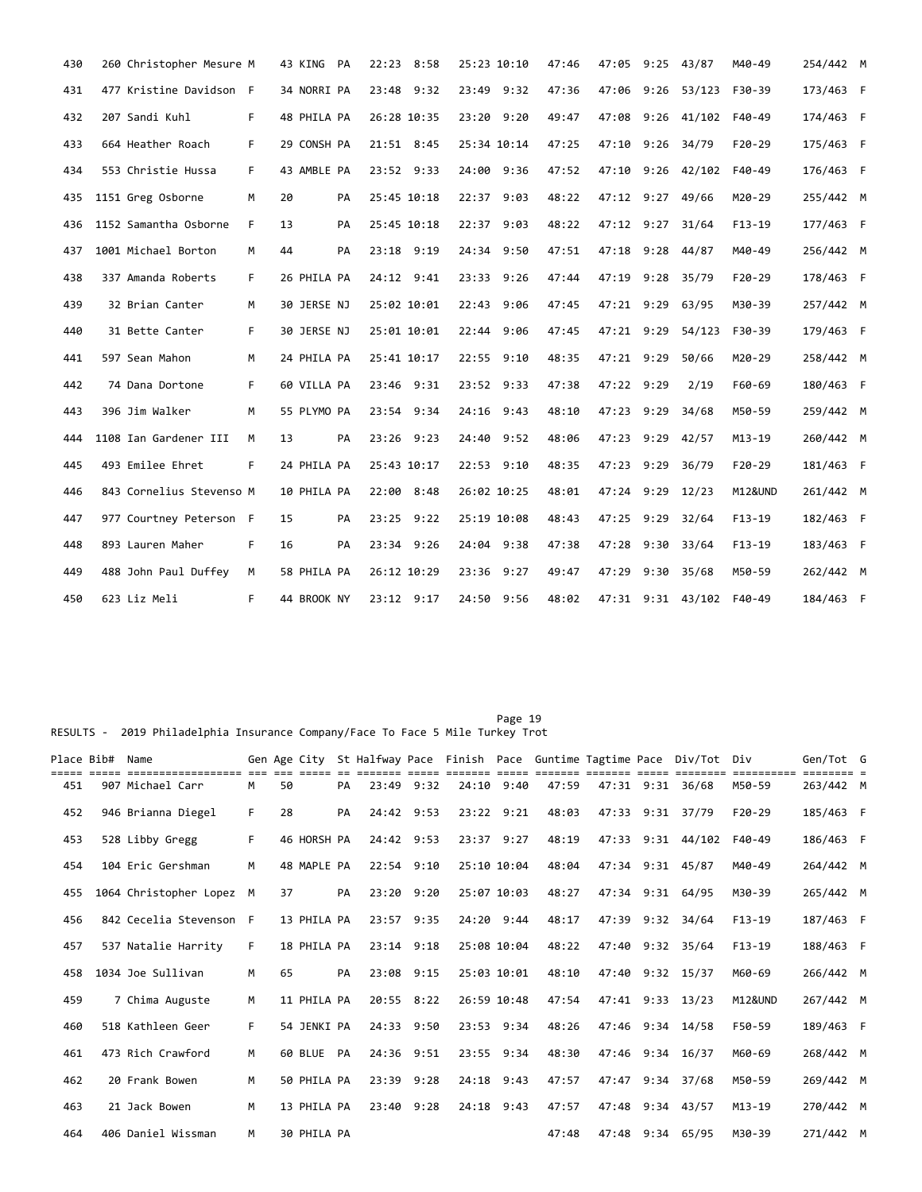| Place | Bib# | Name | Gen | Age | City | St | Halfway | Pace | Finish | Pace | Guntime | Tagtime | Pace | Div/Tot | Div | Gen/Tot | G |
|---|---|---|---|---|---|---|---|---|---|---|---|---|---|---|---|---|---|
| 430 | 260 | Christopher Mesure | M | 43 | KING | PA | 22:23 | 8:58 | 25:23 | 10:10 | 47:46 | 47:05 | 9:25 | 43/87 | M40-49 | 254/442 | M |
| 431 | 477 | Kristine Davidson | F | 34 | NORRI | PA | 23:48 | 9:32 | 23:49 | 9:32 | 47:36 | 47:06 | 9:26 | 53/123 | F30-39 | 173/463 | F |
| 432 | 207 | Sandi Kuhl | F | 48 | PHILA | PA | 26:28 | 10:35 | 23:20 | 9:20 | 49:47 | 47:08 | 9:26 | 41/102 | F40-49 | 174/463 | F |
| 433 | 664 | Heather Roach | F | 29 | CONSH | PA | 21:51 | 8:45 | 25:34 | 10:14 | 47:25 | 47:10 | 9:26 | 34/79 | F20-29 | 175/463 | F |
| 434 | 553 | Christie Hussa | F | 43 | AMBLE | PA | 23:52 | 9:33 | 24:00 | 9:36 | 47:52 | 47:10 | 9:26 | 42/102 | F40-49 | 176/463 | F |
| 435 | 1151 | Greg Osborne | M | 20 | | PA | 25:45 | 10:18 | 22:37 | 9:03 | 48:22 | 47:12 | 9:27 | 49/66 | M20-29 | 255/442 | M |
| 436 | 1152 | Samantha Osborne | F | 13 | | PA | 25:45 | 10:18 | 22:37 | 9:03 | 48:22 | 47:12 | 9:27 | 31/64 | F13-19 | 177/463 | F |
| 437 | 1001 | Michael Borton | M | 44 | | PA | 23:18 | 9:19 | 24:34 | 9:50 | 47:51 | 47:18 | 9:28 | 44/87 | M40-49 | 256/442 | M |
| 438 | 337 | Amanda Roberts | F | 26 | PHILA | PA | 24:12 | 9:41 | 23:33 | 9:26 | 47:44 | 47:19 | 9:28 | 35/79 | F20-29 | 178/463 | F |
| 439 | 32 | Brian Canter | M | 30 | JERSE | NJ | 25:02 | 10:01 | 22:43 | 9:06 | 47:45 | 47:21 | 9:29 | 63/95 | M30-39 | 257/442 | M |
| 440 | 31 | Bette Canter | F | 30 | JERSE | NJ | 25:01 | 10:01 | 22:44 | 9:06 | 47:45 | 47:21 | 9:29 | 54/123 | F30-39 | 179/463 | F |
| 441 | 597 | Sean Mahon | M | 24 | PHILA | PA | 25:41 | 10:17 | 22:55 | 9:10 | 48:35 | 47:21 | 9:29 | 50/66 | M20-29 | 258/442 | M |
| 442 | 74 | Dana Dortone | F | 60 | VILLA | PA | 23:46 | 9:31 | 23:52 | 9:33 | 47:38 | 47:22 | 9:29 | 2/19 | F60-69 | 180/463 | F |
| 443 | 396 | Jim Walker | M | 55 | PLYMO | PA | 23:54 | 9:34 | 24:16 | 9:43 | 48:10 | 47:23 | 9:29 | 34/68 | M50-59 | 259/442 | M |
| 444 | 1108 | Ian Gardener III | M | 13 | | PA | 23:26 | 9:23 | 24:40 | 9:52 | 48:06 | 47:23 | 9:29 | 42/57 | M13-19 | 260/442 | M |
| 445 | 493 | Emilee Ehret | F | 24 | PHILA | PA | 25:43 | 10:17 | 22:53 | 9:10 | 48:35 | 47:23 | 9:29 | 36/79 | F20-29 | 181/463 | F |
| 446 | 843 | Cornelius Stevenso | M | 10 | PHILA | PA | 22:00 | 8:48 | 26:02 | 10:25 | 48:01 | 47:24 | 9:29 | 12/23 | M12&UND | 261/442 | M |
| 447 | 977 | Courtney Peterson | F | 15 | | PA | 23:25 | 9:22 | 25:19 | 10:08 | 48:43 | 47:25 | 9:29 | 32/64 | F13-19 | 182/463 | F |
| 448 | 893 | Lauren Maher | F | 16 | | PA | 23:34 | 9:26 | 24:04 | 9:38 | 47:38 | 47:28 | 9:30 | 33/64 | F13-19 | 183/463 | F |
| 449 | 488 | John Paul Duffey | M | 58 | PHILA | PA | 26:12 | 10:29 | 23:36 | 9:27 | 49:47 | 47:29 | 9:30 | 35/68 | M50-59 | 262/442 | M |
| 450 | 623 | Liz Meli | F | 44 | BROOK | NY | 23:12 | 9:17 | 24:50 | 9:56 | 48:02 | 47:31 | 9:31 | 43/102 | F40-49 | 184/463 | F |

RESULTS - 2019 Philadelphia Insurance Company/Face To Face 5 Mile Turkey Trot

| Place | Bib# | Name | Gen | Age | City | St | Halfway | Pace | Finish | Pace | Guntime | Tagtime | Pace | Div/Tot | Div | Gen/Tot | G |
|---|---|---|---|---|---|---|---|---|---|---|---|---|---|---|---|---|---|
| 451 | 907 | Michael Carr | M | 50 | | PA | 23:49 | 9:32 | 24:10 | 9:40 | 47:59 | 47:31 | 9:31 | 36/68 | M50-59 | 263/442 | M |
| 452 | 946 | Brianna Diegel | F | 28 | | PA | 24:42 | 9:53 | 23:22 | 9:21 | 48:03 | 47:33 | 9:31 | 37/79 | F20-29 | 185/463 | F |
| 453 | 528 | Libby Gregg | F | 46 | HORSH | PA | 24:42 | 9:53 | 23:37 | 9:27 | 48:19 | 47:33 | 9:31 | 44/102 | F40-49 | 186/463 | F |
| 454 | 104 | Eric Gershman | M | 48 | MAPLE | PA | 22:54 | 9:10 | 25:10 | 10:04 | 48:04 | 47:34 | 9:31 | 45/87 | M40-49 | 264/442 | M |
| 455 | 1064 | Christopher Lopez | M | 37 | | PA | 23:20 | 9:20 | 25:07 | 10:03 | 48:27 | 47:34 | 9:31 | 64/95 | M30-39 | 265/442 | M |
| 456 | 842 | Cecelia Stevenson | F | 13 | PHILA | PA | 23:57 | 9:35 | 24:20 | 9:44 | 48:17 | 47:39 | 9:32 | 34/64 | F13-19 | 187/463 | F |
| 457 | 537 | Natalie Harrity | F | 18 | PHILA | PA | 23:14 | 9:18 | 25:08 | 10:04 | 48:22 | 47:40 | 9:32 | 35/64 | F13-19 | 188/463 | F |
| 458 | 1034 | Joe Sullivan | M | 65 | | PA | 23:08 | 9:15 | 25:03 | 10:01 | 48:10 | 47:40 | 9:32 | 15/37 | M60-69 | 266/442 | M |
| 459 | 7 | Chima Auguste | M | 11 | PHILA | PA | 20:55 | 8:22 | 26:59 | 10:48 | 47:54 | 47:41 | 9:33 | 13/23 | M12&UND | 267/442 | M |
| 460 | 518 | Kathleen Geer | F | 54 | JENKI | PA | 24:33 | 9:50 | 23:53 | 9:34 | 48:26 | 47:46 | 9:34 | 14/58 | F50-59 | 189/463 | F |
| 461 | 473 | Rich Crawford | M | 60 | BLUE | PA | 24:36 | 9:51 | 23:55 | 9:34 | 48:30 | 47:46 | 9:34 | 16/37 | M60-69 | 268/442 | M |
| 462 | 20 | Frank Bowen | M | 50 | PHILA | PA | 23:39 | 9:28 | 24:18 | 9:43 | 47:57 | 47:47 | 9:34 | 37/68 | M50-59 | 269/442 | M |
| 463 | 21 | Jack Bowen | M | 13 | PHILA | PA | 23:40 | 9:28 | 24:18 | 9:43 | 47:57 | 47:48 | 9:34 | 43/57 | M13-19 | 270/442 | M |
| 464 | 406 | Daniel Wissman | M | 30 | PHILA | PA | | | | | 47:48 | 47:48 | 9:34 | 65/95 | M30-39 | 271/442 | M |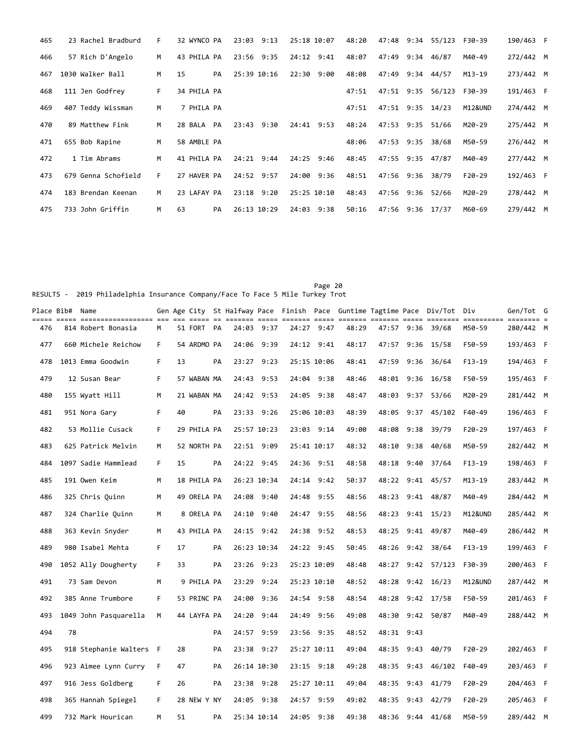| Place | Bib# | Name | Gen | Age | City | St | Halfway | Pace | Finish | Pace | Guntime | Tagtime | Pace | Div/Tot | Div | Gen/Tot | G |
|---|---|---|---|---|---|---|---|---|---|---|---|---|---|---|---|---|---|
| 465 | 23 | Rachel Bradburd | F | 32 | WYNCO | PA | 23:03 | 9:13 | 25:18 | 10:07 | 48:20 | 47:48 | 9:34 | 55/123 | F30-39 | 190/463 | F |
| 466 | 57 | Rich D'Angelo | M | 43 | PHILA | PA | 23:56 | 9:35 | 24:12 | 9:41 | 48:07 | 47:49 | 9:34 | 46/87 | M40-49 | 272/442 | M |
| 467 | 1030 | Walker Ball | M | 15 | | PA | 25:39 | 10:16 | 22:30 | 9:00 | 48:08 | 47:49 | 9:34 | 44/57 | M13-19 | 273/442 | M |
| 468 | 111 | Jen Godfrey | F | 34 | PHILA | PA | | | | | 47:51 | 47:51 | 9:35 | 56/123 | F30-39 | 191/463 | F |
| 469 | 407 | Teddy Wissman | M | 7 | PHILA | PA | | | | | 47:51 | 47:51 | 9:35 | 14/23 | M12&UND | 274/442 | M |
| 470 | 89 | Matthew Fink | M | 28 | BALA | PA | 23:43 | 9:30 | 24:41 | 9:53 | 48:24 | 47:53 | 9:35 | 51/66 | M20-29 | 275/442 | M |
| 471 | 655 | Bob Rapine | M | 58 | AMBLE | PA | | | | | 48:06 | 47:53 | 9:35 | 38/68 | M50-59 | 276/442 | M |
| 472 | 1 | Tim Abrams | M | 41 | PHILA | PA | 24:21 | 9:44 | 24:25 | 9:46 | 48:45 | 47:55 | 9:35 | 47/87 | M40-49 | 277/442 | M |
| 473 | 679 | Genna Schofield | F | 27 | HAVER | PA | 24:52 | 9:57 | 24:00 | 9:36 | 48:51 | 47:56 | 9:36 | 38/79 | F20-29 | 192/463 | F |
| 474 | 183 | Brendan Keenan | M | 23 | LAFAY | PA | 23:18 | 9:20 | 25:25 | 10:10 | 48:43 | 47:56 | 9:36 | 52/66 | M20-29 | 278/442 | M |
| 475 | 733 | John Griffin | M | 63 | | PA | 26:13 | 10:29 | 24:03 | 9:38 | 50:16 | 47:56 | 9:36 | 17/37 | M60-69 | 279/442 | M |

RESULTS - 2019 Philadelphia Insurance Company/Face To Face 5 Mile Turkey Trot

| Place | Bib# | Name | Gen | Age | City | St | Halfway | Pace | Finish | Pace | Guntime | Tagtime | Pace | Div/Tot | Div | Gen/Tot | G |
|---|---|---|---|---|---|---|---|---|---|---|---|---|---|---|---|---|---|
| 476 | 814 | Robert Bonasia | M | 51 | FORT | PA | 24:03 | 9:37 | 24:27 | 9:47 | 48:29 | 47:57 | 9:36 | 39/68 | M50-59 | 280/442 | M |
| 477 | 660 | Michele Reichow | F | 54 | ARDMO | PA | 24:06 | 9:39 | 24:12 | 9:41 | 48:17 | 47:57 | 9:36 | 15/58 | F50-59 | 193/463 | F |
| 478 | 1013 | Emma Goodwin | F | 13 | | PA | 23:27 | 9:23 | 25:15 | 10:06 | 48:41 | 47:59 | 9:36 | 36/64 | F13-19 | 194/463 | F |
| 479 | 12 | Susan Bear | F | 57 | WABAN | MA | 24:43 | 9:53 | 24:04 | 9:38 | 48:46 | 48:01 | 9:36 | 16/58 | F50-59 | 195/463 | F |
| 480 | 155 | Wyatt Hill | M | 21 | WABAN | MA | 24:42 | 9:53 | 24:05 | 9:38 | 48:47 | 48:03 | 9:37 | 53/66 | M20-29 | 281/442 | M |
| 481 | 951 | Nora Gary | F | 40 | | PA | 23:33 | 9:26 | 25:06 | 10:03 | 48:39 | 48:05 | 9:37 | 45/102 | F40-49 | 196/463 | F |
| 482 | 53 | Mollie Cusack | F | 29 | PHILA | PA | 25:57 | 10:23 | 23:03 | 9:14 | 49:00 | 48:08 | 9:38 | 39/79 | F20-29 | 197/463 | F |
| 483 | 625 | Patrick Melvin | M | 52 | NORTH | PA | 22:51 | 9:09 | 25:41 | 10:17 | 48:32 | 48:10 | 9:38 | 40/68 | M50-59 | 282/442 | M |
| 484 | 1097 | Sadie Hammlead | F | 15 | | PA | 24:22 | 9:45 | 24:36 | 9:51 | 48:58 | 48:18 | 9:40 | 37/64 | F13-19 | 198/463 | F |
| 485 | 191 | Owen Keim | M | 18 | PHILA | PA | 26:23 | 10:34 | 24:14 | 9:42 | 50:37 | 48:22 | 9:41 | 45/57 | M13-19 | 283/442 | M |
| 486 | 325 | Chris Quinn | M | 49 | ORELA | PA | 24:08 | 9:40 | 24:48 | 9:55 | 48:56 | 48:23 | 9:41 | 48/87 | M40-49 | 284/442 | M |
| 487 | 324 | Charlie Quinn | M | 8 | ORELA | PA | 24:10 | 9:40 | 24:47 | 9:55 | 48:56 | 48:23 | 9:41 | 15/23 | M12&UND | 285/442 | M |
| 488 | 363 | Kevin Snyder | M | 43 | PHILA | PA | 24:15 | 9:42 | 24:38 | 9:52 | 48:53 | 48:25 | 9:41 | 49/87 | M40-49 | 286/442 | M |
| 489 | 980 | Isabel Mehta | F | 17 | | PA | 26:23 | 10:34 | 24:22 | 9:45 | 50:45 | 48:26 | 9:42 | 38/64 | F13-19 | 199/463 | F |
| 490 | 1052 | Ally Dougherty | F | 33 | | PA | 23:26 | 9:23 | 25:23 | 10:09 | 48:48 | 48:27 | 9:42 | 57/123 | F30-39 | 200/463 | F |
| 491 | 73 | Sam Devon | M | 9 | PHILA | PA | 23:29 | 9:24 | 25:23 | 10:10 | 48:52 | 48:28 | 9:42 | 16/23 | M12&UND | 287/442 | M |
| 492 | 385 | Anne Trumbore | F | 53 | PRINC | PA | 24:00 | 9:36 | 24:54 | 9:58 | 48:54 | 48:28 | 9:42 | 17/58 | F50-59 | 201/463 | F |
| 493 | 1049 | John Pasquarella | M | 44 | LAYFA | PA | 24:20 | 9:44 | 24:49 | 9:56 | 49:08 | 48:30 | 9:42 | 50/87 | M40-49 | 288/442 | M |
| 494 | 78 | | | | | PA | 24:57 | 9:59 | 23:56 | 9:35 | 48:52 | 48:31 | 9:43 | | | | |
| 495 | 918 | Stephanie Walters | F | 28 | | PA | 23:38 | 9:27 | 25:27 | 10:11 | 49:04 | 48:35 | 9:43 | 40/79 | F20-29 | 202/463 | F |
| 496 | 923 | Aimee Lynn Curry | F | 47 | | PA | 26:14 | 10:30 | 23:15 | 9:18 | 49:28 | 48:35 | 9:43 | 46/102 | F40-49 | 203/463 | F |
| 497 | 916 | Jess Goldberg | F | 26 | | PA | 23:38 | 9:28 | 25:27 | 10:11 | 49:04 | 48:35 | 9:43 | 41/79 | F20-29 | 204/463 | F |
| 498 | 365 | Hannah Spiegel | F | 28 | NEW Y | NY | 24:05 | 9:38 | 24:57 | 9:59 | 49:02 | 48:35 | 9:43 | 42/79 | F20-29 | 205/463 | F |
| 499 | 732 | Mark Hourican | M | 51 | | PA | 25:34 | 10:14 | 24:05 | 9:38 | 49:38 | 48:36 | 9:44 | 41/68 | M50-59 | 289/442 | M |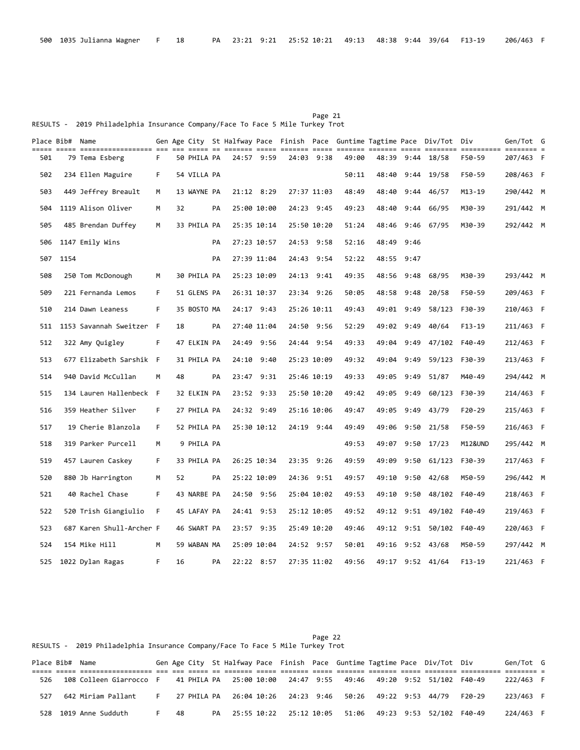| Place | Bib# | Name | Gen | Age | City | St | Halfway | Pace | Finish | Pace | Guntime | Tagtime | Pace | Div/Tot | Div | Gen/Tot | G |
|---|---|---|---|---|---|---|---|---|---|---|---|---|---|---|---|---|---|
| 500 | 1035 | Julianna Wagner | F | 18 | | PA | 23:21 | 9:21 | 25:52 | 10:21 | 49:13 | 48:38 | 9:44 | 39/64 | F13-19 | 206/463 | F |

RESULTS - 2019 Philadelphia Insurance Company/Face To Face 5 Mile Turkey Trot

| Place | Bib# | Name | Gen | Age | City | St | Halfway | Pace | Finish | Pace | Guntime | Tagtime | Pace | Div/Tot | Div | Gen/Tot | G |
|---|---|---|---|---|---|---|---|---|---|---|---|---|---|---|---|---|---|
| 501 | 79 | Tema Esberg | F | 50 | PHILA | PA | 24:57 | 9:59 | 24:03 | 9:38 | 49:00 | 48:39 | 9:44 | 18/58 | F50-59 | 207/463 | F |
| 502 | 234 | Ellen Maguire | F | 54 | VILLA | PA | | | | | 50:11 | 48:40 | 9:44 | 19/58 | F50-59 | 208/463 | F |
| 503 | 449 | Jeffrey Breault | M | 13 | WAYNE | PA | 21:12 | 8:29 | 27:37 | 11:03 | 48:49 | 48:40 | 9:44 | 46/57 | M13-19 | 290/442 | M |
| 504 | 1119 | Alison Oliver | M | 32 | | PA | 25:00 | 10:00 | 24:23 | 9:45 | 49:23 | 48:40 | 9:44 | 66/95 | M30-39 | 291/442 | M |
| 505 | 485 | Brendan Duffey | M | 33 | PHILA | PA | 25:35 | 10:14 | 25:50 | 10:20 | 51:24 | 48:46 | 9:46 | 67/95 | M30-39 | 292/442 | M |
| 506 | 1147 | Emily Wins | | | | PA | 27:23 | 10:57 | 24:53 | 9:58 | 52:16 | 48:49 | 9:46 | | | | |
| 507 | 1154 | | | | | PA | 27:39 | 11:04 | 24:43 | 9:54 | 52:22 | 48:55 | 9:47 | | | | |
| 508 | 250 | Tom McDonough | M | 30 | PHILA | PA | 25:23 | 10:09 | 24:13 | 9:41 | 49:35 | 48:56 | 9:48 | 68/95 | M30-39 | 293/442 | M |
| 509 | 221 | Fernanda Lemos | F | 51 | GLENS | PA | 26:31 | 10:37 | 23:34 | 9:26 | 50:05 | 48:58 | 9:48 | 20/58 | F50-59 | 209/463 | F |
| 510 | 214 | Dawn Leaness | F | 35 | BOSTO | MA | 24:17 | 9:43 | 25:26 | 10:11 | 49:43 | 49:01 | 9:49 | 58/123 | F30-39 | 210/463 | F |
| 511 | 1153 | Savannah Sweitzer | F | 18 | | PA | 27:40 | 11:04 | 24:50 | 9:56 | 52:29 | 49:02 | 9:49 | 40/64 | F13-19 | 211/463 | F |
| 512 | 322 | Amy Quigley | F | 47 | ELKIN | PA | 24:49 | 9:56 | 24:44 | 9:54 | 49:33 | 49:04 | 9:49 | 47/102 | F40-49 | 212/463 | F |
| 513 | 677 | Elizabeth Sarshik | F | 31 | PHILA | PA | 24:10 | 9:40 | 25:23 | 10:09 | 49:32 | 49:04 | 9:49 | 59/123 | F30-39 | 213/463 | F |
| 514 | 940 | David McCullan | M | 48 | | PA | 23:47 | 9:31 | 25:46 | 10:19 | 49:33 | 49:05 | 9:49 | 51/87 | M40-49 | 294/442 | M |
| 515 | 134 | Lauren Hallenbeck | F | 32 | ELKIN | PA | 23:52 | 9:33 | 25:50 | 10:20 | 49:42 | 49:05 | 9:49 | 60/123 | F30-39 | 214/463 | F |
| 516 | 359 | Heather Silver | F | 27 | PHILA | PA | 24:32 | 9:49 | 25:16 | 10:06 | 49:47 | 49:05 | 9:49 | 43/79 | F20-29 | 215/463 | F |
| 517 | 19 | Cherie Blanzola | F | 52 | PHILA | PA | 25:30 | 10:12 | 24:19 | 9:44 | 49:49 | 49:06 | 9:50 | 21/58 | F50-59 | 216/463 | F |
| 518 | 319 | Parker Purcell | M | 9 | PHILA | PA | | | | | 49:53 | 49:07 | 9:50 | 17/23 | M12&UND | 295/442 | M |
| 519 | 457 | Lauren Caskey | F | 33 | PHILA | PA | 26:25 | 10:34 | 23:35 | 9:26 | 49:59 | 49:09 | 9:50 | 61/123 | F30-39 | 217/463 | F |
| 520 | 880 | Jb Harrington | M | 52 | | PA | 25:22 | 10:09 | 24:36 | 9:51 | 49:57 | 49:10 | 9:50 | 42/68 | M50-59 | 296/442 | M |
| 521 | 40 | Rachel Chase | F | 43 | NARBE | PA | 24:50 | 9:56 | 25:04 | 10:02 | 49:53 | 49:10 | 9:50 | 48/102 | F40-49 | 218/463 | F |
| 522 | 520 | Trish Giangiulio | F | 45 | LAFAY | PA | 24:41 | 9:53 | 25:12 | 10:05 | 49:52 | 49:12 | 9:51 | 49/102 | F40-49 | 219/463 | F |
| 523 | 687 | Karen Shull-Archer | F | 46 | SWART | PA | 23:57 | 9:35 | 25:49 | 10:20 | 49:46 | 49:12 | 9:51 | 50/102 | F40-49 | 220/463 | F |
| 524 | 154 | Mike Hill | M | 59 | WABAN | MA | 25:09 | 10:04 | 24:52 | 9:57 | 50:01 | 49:16 | 9:52 | 43/68 | M50-59 | 297/442 | M |
| 525 | 1022 | Dylan Ragas | F | 16 | | PA | 22:22 | 8:57 | 27:35 | 11:02 | 49:56 | 49:17 | 9:52 | 41/64 | F13-19 | 221/463 | F |

RESULTS - 2019 Philadelphia Insurance Company/Face To Face 5 Mile Turkey Trot

| Place | Bib# | Name | Gen | Age | City | St | Halfway | Pace | Finish | Pace | Guntime | Tagtime | Pace | Div/Tot | Div | Gen/Tot | G |
|---|---|---|---|---|---|---|---|---|---|---|---|---|---|---|---|---|---|
| 526 | 108 | Colleen Giarrocco | F | 41 | PHILA | PA | 25:00 | 10:00 | 24:47 | 9:55 | 49:46 | 49:20 | 9:52 | 51/102 | F40-49 | 222/463 | F |
| 527 | 642 | Miriam Pallant | F | 27 | PHILA | PA | 26:04 | 10:26 | 24:23 | 9:46 | 50:26 | 49:22 | 9:53 | 44/79 | F20-29 | 223/463 | F |
| 528 | 1019 | Anne Sudduth | F | 48 | | PA | 25:55 | 10:22 | 25:12 | 10:05 | 51:06 | 49:23 | 9:53 | 52/102 | F40-49 | 224/463 | F |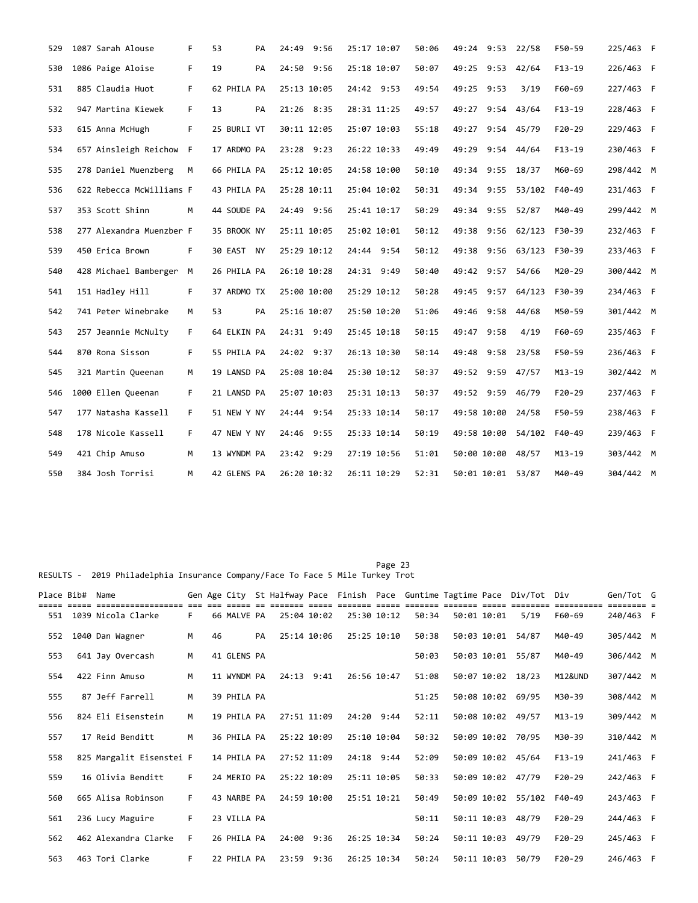| Place | Bib# | Name | Gen | Age | City | St | Halfway | Pace | Finish | Pace | Guntime | Tagtime | Pace | Div/Tot | Div | Gen/Tot | G |
|---|---|---|---|---|---|---|---|---|---|---|---|---|---|---|---|---|---|
| 529 | 1087 | Sarah Alouse | F | 53 | | PA | 24:49 | 9:56 | 25:17 | 10:07 | 50:06 | 49:24 | 9:53 | 22/58 | F50-59 | 225/463 | F |
| 530 | 1086 | Paige Aloise | F | 19 | | PA | 24:50 | 9:56 | 25:18 | 10:07 | 50:07 | 49:25 | 9:53 | 42/64 | F13-19 | 226/463 | F |
| 531 | 885 | Claudia Huot | F | 62 | PHILA | PA | 25:13 | 10:05 | 24:42 | 9:53 | 49:54 | 49:25 | 9:53 | 3/19 | F60-69 | 227/463 | F |
| 532 | 947 | Martina Kiewek | F | 13 | | PA | 21:26 | 8:35 | 28:31 | 11:25 | 49:57 | 49:27 | 9:54 | 43/64 | F13-19 | 228/463 | F |
| 533 | 615 | Anna McHugh | F | 25 | BURLI | VT | 30:11 | 12:05 | 25:07 | 10:03 | 55:18 | 49:27 | 9:54 | 45/79 | F20-29 | 229/463 | F |
| 534 | 657 | Ainsleigh Reichow | F | 17 | ARDMO | PA | 23:28 | 9:23 | 26:22 | 10:33 | 49:49 | 49:29 | 9:54 | 44/64 | F13-19 | 230/463 | F |
| 535 | 278 | Daniel Muenzberg | M | 66 | PHILA | PA | 25:12 | 10:05 | 24:58 | 10:00 | 50:10 | 49:34 | 9:55 | 18/37 | M60-69 | 298/442 | M |
| 536 | 622 | Rebecca McWilliams | F | 43 | PHILA | PA | 25:28 | 10:11 | 25:04 | 10:02 | 50:31 | 49:34 | 9:55 | 53/102 | F40-49 | 231/463 | F |
| 537 | 353 | Scott Shinn | M | 44 | SOUDE | PA | 24:49 | 9:56 | 25:41 | 10:17 | 50:29 | 49:34 | 9:55 | 52/87 | M40-49 | 299/442 | M |
| 538 | 277 | Alexandra Muenzber | F | 35 | BROOK | NY | 25:11 | 10:05 | 25:02 | 10:01 | 50:12 | 49:38 | 9:56 | 62/123 | F30-39 | 232/463 | F |
| 539 | 450 | Erica Brown | F | 30 | EAST | NY | 25:29 | 10:12 | 24:44 | 9:54 | 50:12 | 49:38 | 9:56 | 63/123 | F30-39 | 233/463 | F |
| 540 | 428 | Michael Bamberger | M | 26 | PHILA | PA | 26:10 | 10:28 | 24:31 | 9:49 | 50:40 | 49:42 | 9:57 | 54/66 | M20-29 | 300/442 | M |
| 541 | 151 | Hadley Hill | F | 37 | ARDMO | TX | 25:00 | 10:00 | 25:29 | 10:12 | 50:28 | 49:45 | 9:57 | 64/123 | F30-39 | 234/463 | F |
| 542 | 741 | Peter Winebrake | M | 53 | | PA | 25:16 | 10:07 | 25:50 | 10:20 | 51:06 | 49:46 | 9:58 | 44/68 | M50-59 | 301/442 | M |
| 543 | 257 | Jeannie McNulty | F | 64 | ELKIN | PA | 24:31 | 9:49 | 25:45 | 10:18 | 50:15 | 49:47 | 9:58 | 4/19 | F60-69 | 235/463 | F |
| 544 | 870 | Rona Sisson | F | 55 | PHILA | PA | 24:02 | 9:37 | 26:13 | 10:30 | 50:14 | 49:48 | 9:58 | 23/58 | F50-59 | 236/463 | F |
| 545 | 321 | Martin Queenan | M | 19 | LANSD | PA | 25:08 | 10:04 | 25:30 | 10:12 | 50:37 | 49:52 | 9:59 | 47/57 | M13-19 | 302/442 | M |
| 546 | 1000 | Ellen Queenan | F | 21 | LANSD | PA | 25:07 | 10:03 | 25:31 | 10:13 | 50:37 | 49:52 | 9:59 | 46/79 | F20-29 | 237/463 | F |
| 547 | 177 | Natasha Kassell | F | 51 | NEW Y | NY | 24:44 | 9:54 | 25:33 | 10:14 | 50:17 | 49:58 | 10:00 | 24/58 | F50-59 | 238/463 | F |
| 548 | 178 | Nicole Kassell | F | 47 | NEW Y | NY | 24:46 | 9:55 | 25:33 | 10:14 | 50:19 | 49:58 | 10:00 | 54/102 | F40-49 | 239/463 | F |
| 549 | 421 | Chip Amuso | M | 13 | WYNDM | PA | 23:42 | 9:29 | 27:19 | 10:56 | 51:01 | 50:00 | 10:00 | 48/57 | M13-19 | 303/442 | M |
| 550 | 384 | Josh Torrisi | M | 42 | GLENS | PA | 26:20 | 10:32 | 26:11 | 10:29 | 52:31 | 50:01 | 10:01 | 53/87 | M40-49 | 304/442 | M |

RESULTS - 2019 Philadelphia Insurance Company/Face To Face 5 Mile Turkey Trot

| Place | Bib# | Name | Gen | Age | City | St | Halfway | Pace | Finish | Pace | Guntime | Tagtime | Pace | Div/Tot | Div | Gen/Tot | G |
|---|---|---|---|---|---|---|---|---|---|---|---|---|---|---|---|---|---|
| 551 | 1039 | Nicola Clarke | F | 66 | MALVE | PA | 25:04 | 10:02 | 25:30 | 10:12 | 50:34 | 50:01 | 10:01 | 5/19 | F60-69 | 240/463 | F |
| 552 | 1040 | Dan Wagner | M | 46 | | PA | 25:14 | 10:06 | 25:25 | 10:10 | 50:38 | 50:03 | 10:01 | 54/87 | M40-49 | 305/442 | M |
| 553 | 641 | Jay Overcash | M | 41 | GLENS | PA | | | | | 50:03 | 50:03 | 10:01 | 55/87 | M40-49 | 306/442 | M |
| 554 | 422 | Finn Amuso | M | 11 | WYNDM | PA | 24:13 | 9:41 | 26:56 | 10:47 | 51:08 | 50:07 | 10:02 | 18/23 | M12&UND | 307/442 | M |
| 555 | 87 | Jeff Farrell | M | 39 | PHILA | PA | | | | | 51:25 | 50:08 | 10:02 | 69/95 | M30-39 | 308/442 | M |
| 556 | 824 | Eli Eisenstein | M | 19 | PHILA | PA | 27:51 | 11:09 | 24:20 | 9:44 | 52:11 | 50:08 | 10:02 | 49/57 | M13-19 | 309/442 | M |
| 557 | 17 | Reid Benditt | M | 36 | PHILA | PA | 25:22 | 10:09 | 25:10 | 10:04 | 50:32 | 50:09 | 10:02 | 70/95 | M30-39 | 310/442 | M |
| 558 | 825 | Margalit Eisenstei | F | 14 | PHILA | PA | 27:52 | 11:09 | 24:18 | 9:44 | 52:09 | 50:09 | 10:02 | 45/64 | F13-19 | 241/463 | F |
| 559 | 16 | Olivia Benditt | F | 24 | MERIO | PA | 25:22 | 10:09 | 25:11 | 10:05 | 50:33 | 50:09 | 10:02 | 47/79 | F20-29 | 242/463 | F |
| 560 | 665 | Alisa Robinson | F | 43 | NARBE | PA | 24:59 | 10:00 | 25:51 | 10:21 | 50:49 | 50:09 | 10:02 | 55/102 | F40-49 | 243/463 | F |
| 561 | 236 | Lucy Maguire | F | 23 | VILLA | PA | | | | | 50:11 | 50:11 | 10:03 | 48/79 | F20-29 | 244/463 | F |
| 562 | 462 | Alexandra Clarke | F | 26 | PHILA | PA | 24:00 | 9:36 | 26:25 | 10:34 | 50:24 | 50:11 | 10:03 | 49/79 | F20-29 | 245/463 | F |
| 563 | 463 | Tori Clarke | F | 22 | PHILA | PA | 23:59 | 9:36 | 26:25 | 10:34 | 50:24 | 50:11 | 10:03 | 50/79 | F20-29 | 246/463 | F |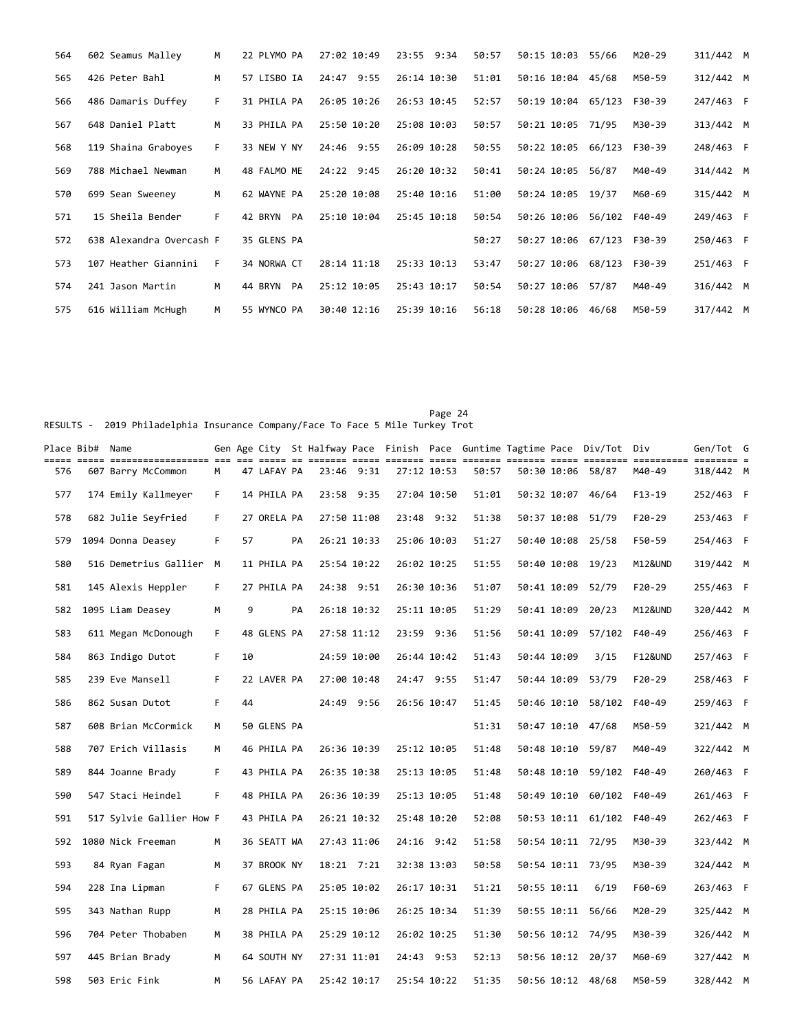| Place | Bib# | Name | Gen | Age | City | St | Halfway | Pace | Finish | Pace | Guntime | Tagtime | Pace | Div/Tot | Div | Gen/Tot | G |
|---|---|---|---|---|---|---|---|---|---|---|---|---|---|---|---|---|---|
| 564 | 602 | Seamus Malley | M | 22 | PLYMO | PA | 27:02 | 10:49 | 23:55 | 9:34 | 50:57 | 50:15 | 10:03 | 55/66 | M20-29 | 311/442 | M |
| 565 | 426 | Peter Bahl | M | 57 | LISBO | IA | 24:47 | 9:55 | 26:14 | 10:30 | 51:01 | 50:16 | 10:04 | 45/68 | M50-59 | 312/442 | M |
| 566 | 486 | Damaris Duffey | F | 31 | PHILA | PA | 26:05 | 10:26 | 26:53 | 10:45 | 52:57 | 50:19 | 10:04 | 65/123 | F30-39 | 247/463 | F |
| 567 | 648 | Daniel Platt | M | 33 | PHILA | PA | 25:50 | 10:20 | 25:08 | 10:03 | 50:57 | 50:21 | 10:05 | 71/95 | M30-39 | 313/442 | M |
| 568 | 119 | Shaina Graboyes | F | 33 | NEW Y | NY | 24:46 | 9:55 | 26:09 | 10:28 | 50:55 | 50:22 | 10:05 | 66/123 | F30-39 | 248/463 | F |
| 569 | 788 | Michael Newman | M | 48 | FALMO | ME | 24:22 | 9:45 | 26:20 | 10:32 | 50:41 | 50:24 | 10:05 | 56/87 | M40-49 | 314/442 | M |
| 570 | 699 | Sean Sweeney | M | 62 | WAYNE | PA | 25:20 | 10:08 | 25:40 | 10:16 | 51:00 | 50:24 | 10:05 | 19/37 | M60-69 | 315/442 | M |
| 571 | 15 | Sheila Bender | F | 42 | BRYN | PA | 25:10 | 10:04 | 25:45 | 10:18 | 50:54 | 50:26 | 10:06 | 56/102 | F40-49 | 249/463 | F |
| 572 | 638 | Alexandra Overcash | F | 35 | GLENS | PA | | | | | 50:27 | 50:27 | 10:06 | 67/123 | F30-39 | 250/463 | F |
| 573 | 107 | Heather Giannini | F | 34 | NORWA | CT | 28:14 | 11:18 | 25:33 | 10:13 | 53:47 | 50:27 | 10:06 | 68/123 | F30-39 | 251/463 | F |
| 574 | 241 | Jason Martin | M | 44 | BRYN | PA | 25:12 | 10:05 | 25:43 | 10:17 | 50:54 | 50:27 | 10:06 | 57/87 | M40-49 | 316/442 | M |
| 575 | 616 | William McHugh | M | 55 | WYNCO | PA | 30:40 | 12:16 | 25:39 | 10:16 | 56:18 | 50:28 | 10:06 | 46/68 | M50-59 | 317/442 | M |

Page 24

RESULTS - 2019 Philadelphia Insurance Company/Face To Face 5 Mile Turkey Trot

| Place | Bib# | Name | Gen | Age | City | St | Halfway | Pace | Finish | Pace | Guntime | Tagtime | Pace | Div/Tot | Div | Gen/Tot | G |
|---|---|---|---|---|---|---|---|---|---|---|---|---|---|---|---|---|---|
| 576 | 607 | Barry McCommon | M | 47 | LAFAY | PA | 23:46 | 9:31 | 27:12 | 10:53 | 50:57 | 50:30 | 10:06 | 58/87 | M40-49 | 318/442 | M |
| 577 | 174 | Emily Kallmeyer | F | 14 | PHILA | PA | 23:58 | 9:35 | 27:04 | 10:50 | 51:01 | 50:32 | 10:07 | 46/64 | F13-19 | 252/463 | F |
| 578 | 682 | Julie Seyfried | F | 27 | ORELA | PA | 27:50 | 11:08 | 23:48 | 9:32 | 51:38 | 50:37 | 10:08 | 51/79 | F20-29 | 253/463 | F |
| 579 | 1094 | Donna Deasey | F | 57 | | PA | 26:21 | 10:33 | 25:06 | 10:03 | 51:27 | 50:40 | 10:08 | 25/58 | F50-59 | 254/463 | F |
| 580 | 516 | Demetrius Gallier | M | 11 | PHILA | PA | 25:54 | 10:22 | 26:02 | 10:25 | 51:55 | 50:40 | 10:08 | 19/23 | M12&UND | 319/442 | M |
| 581 | 145 | Alexis Heppler | F | 27 | PHILA | PA | 24:38 | 9:51 | 26:30 | 10:36 | 51:07 | 50:41 | 10:09 | 52/79 | F20-29 | 255/463 | F |
| 582 | 1095 | Liam Deasey | M | 9 | | PA | 26:18 | 10:32 | 25:11 | 10:05 | 51:29 | 50:41 | 10:09 | 20/23 | M12&UND | 320/442 | M |
| 583 | 611 | Megan McDonough | F | 48 | GLENS | PA | 27:58 | 11:12 | 23:59 | 9:36 | 51:56 | 50:41 | 10:09 | 57/102 | F40-49 | 256/463 | F |
| 584 | 863 | Indigo Dutot | F | 10 | | | 24:59 | 10:00 | 26:44 | 10:42 | 51:43 | 50:44 | 10:09 | 3/15 | F12&UND | 257/463 | F |
| 585 | 239 | Eve Mansell | F | 22 | LAVER | PA | 27:00 | 10:48 | 24:47 | 9:55 | 51:47 | 50:44 | 10:09 | 53/79 | F20-29 | 258/463 | F |
| 586 | 862 | Susan Dutot | F | 44 | | | 24:49 | 9:56 | 26:56 | 10:47 | 51:45 | 50:46 | 10:10 | 58/102 | F40-49 | 259/463 | F |
| 587 | 608 | Brian McCormick | M | 50 | GLENS | PA | | | | | 51:31 | 50:47 | 10:10 | 47/68 | M50-59 | 321/442 | M |
| 588 | 707 | Erich Villasis | M | 46 | PHILA | PA | 26:36 | 10:39 | 25:12 | 10:05 | 51:48 | 50:48 | 10:10 | 59/87 | M40-49 | 322/442 | M |
| 589 | 844 | Joanne Brady | F | 43 | PHILA | PA | 26:35 | 10:38 | 25:13 | 10:05 | 51:48 | 50:48 | 10:10 | 59/102 | F40-49 | 260/463 | F |
| 590 | 547 | Staci Heindel | F | 48 | PHILA | PA | 26:36 | 10:39 | 25:13 | 10:05 | 51:48 | 50:49 | 10:10 | 60/102 | F40-49 | 261/463 | F |
| 591 | 517 | Sylvie Gallier How | F | 43 | PHILA | PA | 26:21 | 10:32 | 25:48 | 10:20 | 52:08 | 50:53 | 10:11 | 61/102 | F40-49 | 262/463 | F |
| 592 | 1080 | Nick Freeman | M | 36 | SEATT | WA | 27:43 | 11:06 | 24:16 | 9:42 | 51:58 | 50:54 | 10:11 | 72/95 | M30-39 | 323/442 | M |
| 593 | 84 | Ryan Fagan | M | 37 | BROOK | NY | 18:21 | 7:21 | 32:38 | 13:03 | 50:58 | 50:54 | 10:11 | 73/95 | M30-39 | 324/442 | M |
| 594 | 228 | Ina Lipman | F | 67 | GLENS | PA | 25:05 | 10:02 | 26:17 | 10:31 | 51:21 | 50:55 | 10:11 | 6/19 | F60-69 | 263/463 | F |
| 595 | 343 | Nathan Rupp | M | 28 | PHILA | PA | 25:15 | 10:06 | 26:25 | 10:34 | 51:39 | 50:55 | 10:11 | 56/66 | M20-29 | 325/442 | M |
| 596 | 704 | Peter Thobaben | M | 38 | PHILA | PA | 25:29 | 10:12 | 26:02 | 10:25 | 51:30 | 50:56 | 10:12 | 74/95 | M30-39 | 326/442 | M |
| 597 | 445 | Brian Brady | M | 64 | SOUTH | NY | 27:31 | 11:01 | 24:43 | 9:53 | 52:13 | 50:56 | 10:12 | 20/37 | M60-69 | 327/442 | M |
| 598 | 503 | Eric Fink | M | 56 | LAFAY | PA | 25:42 | 10:17 | 25:54 | 10:22 | 51:35 | 50:56 | 10:12 | 48/68 | M50-59 | 328/442 | M |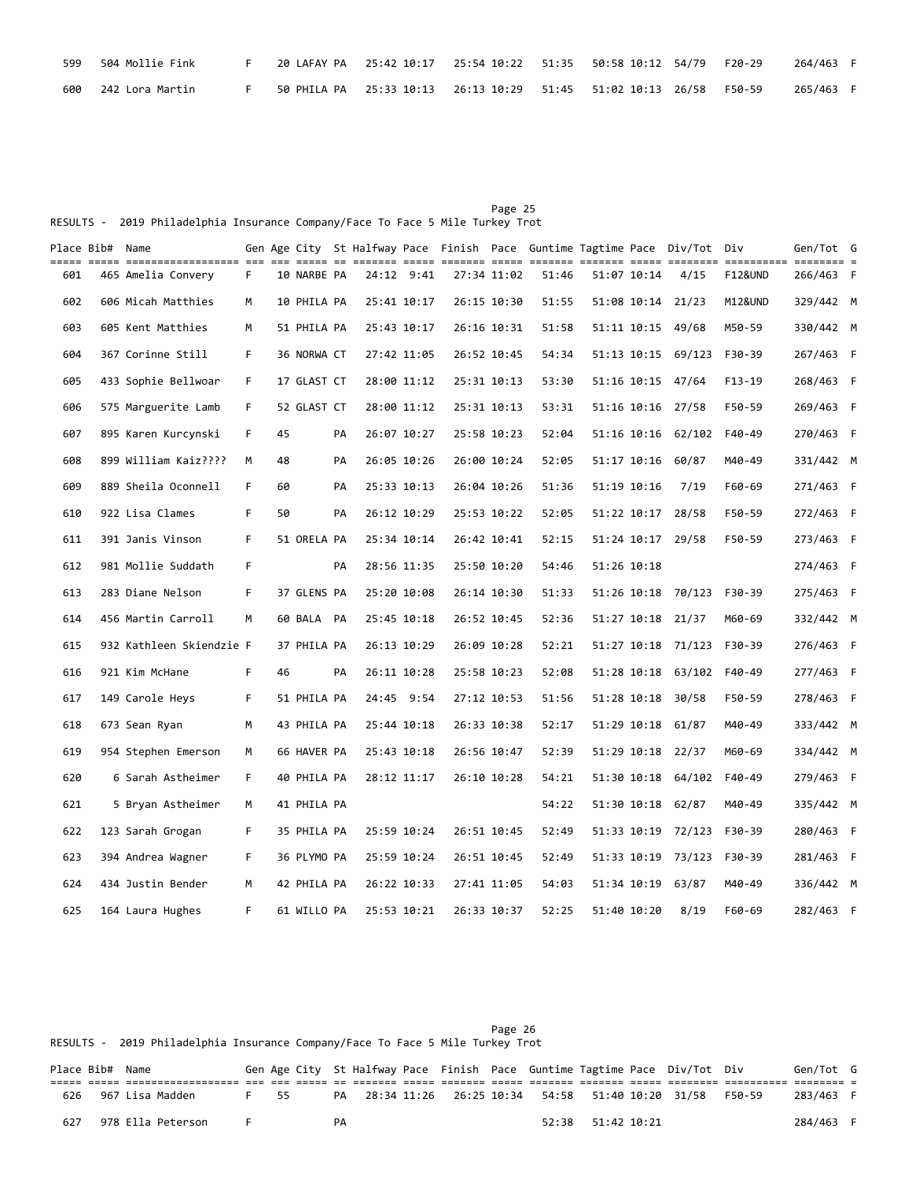| Place | Bib# | Name | Gen | Age | City | St | Halfway | Pace | Finish | Pace | Guntime | Tagtime | Pace | Div/Tot | Div | Gen/Tot | G |
|---|---|---|---|---|---|---|---|---|---|---|---|---|---|---|---|---|---|
| 599 | 504 | Mollie Fink | F | 20 | LAFAY | PA | 25:42 | 10:17 | 25:54 | 10:22 | 51:35 | 50:58 | 10:12 | 54/79 | F20-29 | 264/463 | F |
| 600 | 242 | Lora Martin | F | 50 | PHILA | PA | 25:33 | 10:13 | 26:13 | 10:29 | 51:45 | 51:02 | 10:13 | 26/58 | F50-59 | 265/463 | F |

RESULTS - 2019 Philadelphia Insurance Company/Face To Face 5 Mile Turkey Trot

| Place | Bib# | Name | Gen | Age | City | St | Halfway | Pace | Finish | Pace | Guntime | Tagtime | Pace | Div/Tot | Div | Gen/Tot | G |
|---|---|---|---|---|---|---|---|---|---|---|---|---|---|---|---|---|---|
| 601 | 465 | Amelia Convery | F | 10 | NARBE | PA | 24:12 | 9:41 | 27:34 | 11:02 | 51:46 | 51:07 | 10:14 | 4/15 | F12&UND | 266/463 | F |
| 602 | 606 | Micah Matthies | M | 10 | PHILA | PA | 25:41 | 10:17 | 26:15 | 10:30 | 51:55 | 51:08 | 10:14 | 21/23 | M12&UND | 329/442 | M |
| 603 | 605 | Kent Matthies | M | 51 | PHILA | PA | 25:43 | 10:17 | 26:16 | 10:31 | 51:58 | 51:11 | 10:15 | 49/68 | M50-59 | 330/442 | M |
| 604 | 367 | Corinne Still | F | 36 | NORWA | CT | 27:42 | 11:05 | 26:52 | 10:45 | 54:34 | 51:13 | 10:15 | 69/123 | F30-39 | 267/463 | F |
| 605 | 433 | Sophie Bellwoar | F | 17 | GLAST | CT | 28:00 | 11:12 | 25:31 | 10:13 | 53:30 | 51:16 | 10:15 | 47/64 | F13-19 | 268/463 | F |
| 606 | 575 | Marguerite Lamb | F | 52 | GLAST | CT | 28:00 | 11:12 | 25:31 | 10:13 | 53:31 | 51:16 | 10:16 | 27/58 | F50-59 | 269/463 | F |
| 607 | 895 | Karen Kurcynski | F | 45 | | PA | 26:07 | 10:27 | 25:58 | 10:23 | 52:04 | 51:16 | 10:16 | 62/102 | F40-49 | 270/463 | F |
| 608 | 899 | William Kaiz???? | M | 48 | | PA | 26:05 | 10:26 | 26:00 | 10:24 | 52:05 | 51:17 | 10:16 | 60/87 | M40-49 | 331/442 | M |
| 609 | 889 | Sheila Oconnell | F | 60 | | PA | 25:33 | 10:13 | 26:04 | 10:26 | 51:36 | 51:19 | 10:16 | 7/19 | F60-69 | 271/463 | F |
| 610 | 922 | Lisa Clames | F | 50 | | PA | 26:12 | 10:29 | 25:53 | 10:22 | 52:05 | 51:22 | 10:17 | 28/58 | F50-59 | 272/463 | F |
| 611 | 391 | Janis Vinson | F | 51 | ORELA | PA | 25:34 | 10:14 | 26:42 | 10:41 | 52:15 | 51:24 | 10:17 | 29/58 | F50-59 | 273/463 | F |
| 612 | 981 | Mollie Suddath | F | | | PA | 28:56 | 11:35 | 25:50 | 10:20 | 54:46 | 51:26 | 10:18 | | | 274/463 | F |
| 613 | 283 | Diane Nelson | F | 37 | GLENS | PA | 25:20 | 10:08 | 26:14 | 10:30 | 51:33 | 51:26 | 10:18 | 70/123 | F30-39 | 275/463 | F |
| 614 | 456 | Martin Carroll | M | 60 | BALA | PA | 25:45 | 10:18 | 26:52 | 10:45 | 52:36 | 51:27 | 10:18 | 21/37 | M60-69 | 332/442 | M |
| 615 | 932 | Kathleen Skiendzie | F | 37 | PHILA | PA | 26:13 | 10:29 | 26:09 | 10:28 | 52:21 | 51:27 | 10:18 | 71/123 | F30-39 | 276/463 | F |
| 616 | 921 | Kim McHane | F | 46 | | PA | 26:11 | 10:28 | 25:58 | 10:23 | 52:08 | 51:28 | 10:18 | 63/102 | F40-49 | 277/463 | F |
| 617 | 149 | Carole Heys | F | 51 | PHILA | PA | 24:45 | 9:54 | 27:12 | 10:53 | 51:56 | 51:28 | 10:18 | 30/58 | F50-59 | 278/463 | F |
| 618 | 673 | Sean Ryan | M | 43 | PHILA | PA | 25:44 | 10:18 | 26:33 | 10:38 | 52:17 | 51:29 | 10:18 | 61/87 | M40-49 | 333/442 | M |
| 619 | 954 | Stephen Emerson | M | 66 | HAVER | PA | 25:43 | 10:18 | 26:56 | 10:47 | 52:39 | 51:29 | 10:18 | 22/37 | M60-69 | 334/442 | M |
| 620 | 6 | Sarah Astheimer | F | 40 | PHILA | PA | 28:12 | 11:17 | 26:10 | 10:28 | 54:21 | 51:30 | 10:18 | 64/102 | F40-49 | 279/463 | F |
| 621 | 5 | Bryan Astheimer | M | 41 | PHILA | PA | | | | | 54:22 | 51:30 | 10:18 | 62/87 | M40-49 | 335/442 | M |
| 622 | 123 | Sarah Grogan | F | 35 | PHILA | PA | 25:59 | 10:24 | 26:51 | 10:45 | 52:49 | 51:33 | 10:19 | 72/123 | F30-39 | 280/463 | F |
| 623 | 394 | Andrea Wagner | F | 36 | PLYMO | PA | 25:59 | 10:24 | 26:51 | 10:45 | 52:49 | 51:33 | 10:19 | 73/123 | F30-39 | 281/463 | F |
| 624 | 434 | Justin Bender | M | 42 | PHILA | PA | 26:22 | 10:33 | 27:41 | 11:05 | 54:03 | 51:34 | 10:19 | 63/87 | M40-49 | 336/442 | M |
| 625 | 164 | Laura Hughes | F | 61 | WILLO | PA | 25:53 | 10:21 | 26:33 | 10:37 | 52:25 | 51:40 | 10:20 | 8/19 | F60-69 | 282/463 | F |

RESULTS - 2019 Philadelphia Insurance Company/Face To Face 5 Mile Turkey Trot

| Place | Bib# | Name | Gen | Age | City | St | Halfway | Pace | Finish | Pace | Guntime | Tagtime | Pace | Div/Tot | Div | Gen/Tot | G |
|---|---|---|---|---|---|---|---|---|---|---|---|---|---|---|---|---|---|
| 626 | 967 | Lisa Madden | F | 55 | | PA | 28:34 | 11:26 | 26:25 | 10:34 | 54:58 | 51:40 | 10:20 | 31/58 | F50-59 | 283/463 | F |
| 627 | 978 | Ella Peterson | F | | | PA | | | | | 52:38 | 51:42 | 10:21 | | | 284/463 | F |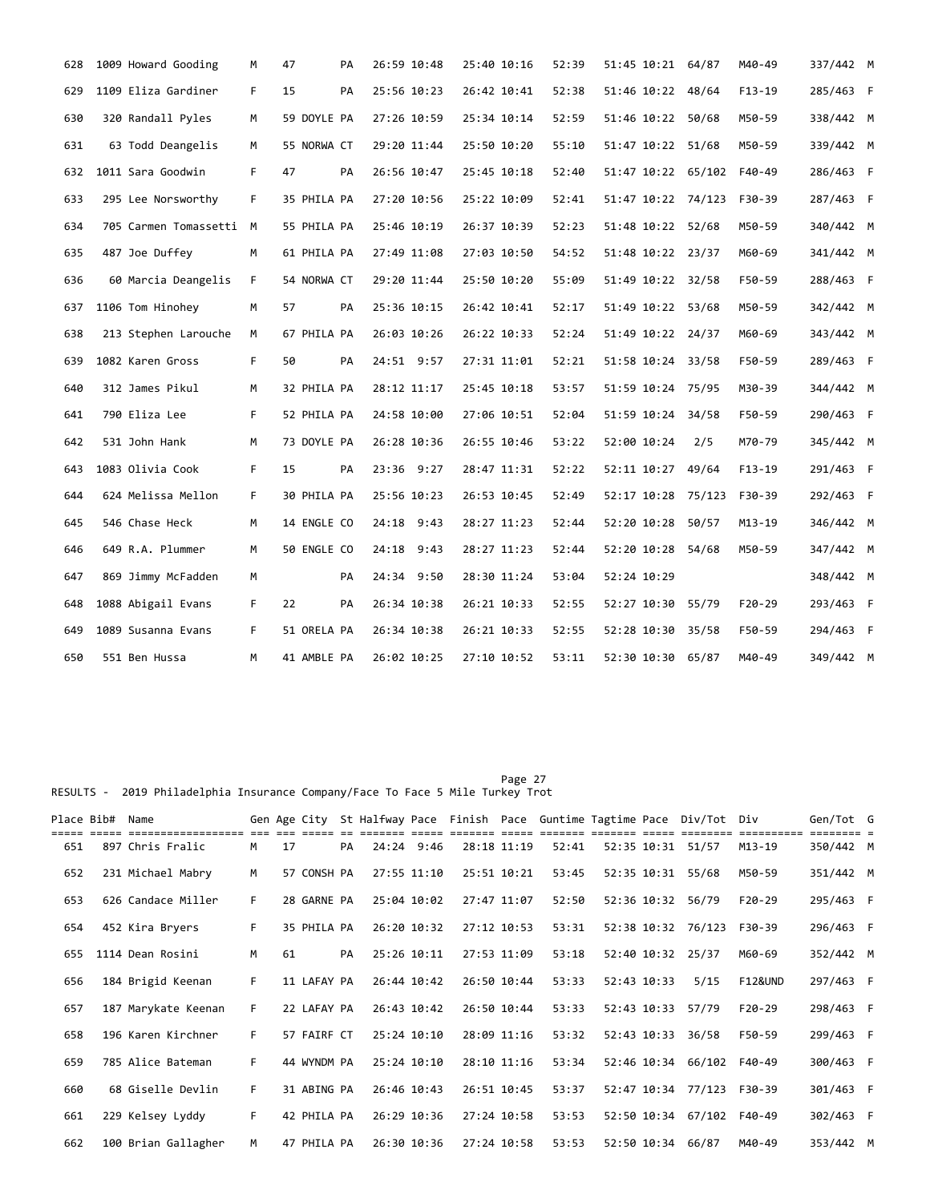| Place | Bib# | Name | Gen | Age | City | St | Halfway | Pace | Finish | Pace | Guntime | Tagtime | Pace | Div/Tot | Div | Gen/Tot | G |
|---|---|---|---|---|---|---|---|---|---|---|---|---|---|---|---|---|---|
| 628 | 1009 | Howard Gooding | M | 47 | | PA | 26:59 | 10:48 | 25:40 | 10:16 | 52:39 | 51:45 | 10:21 | 64/87 | M40-49 | 337/442 | M |
| 629 | 1109 | Eliza Gardiner | F | 15 | | PA | 25:56 | 10:23 | 26:42 | 10:41 | 52:38 | 51:46 | 10:22 | 48/64 | F13-19 | 285/463 | F |
| 630 | 320 | Randall Pyles | M | 59 | DOYLE | PA | 27:26 | 10:59 | 25:34 | 10:14 | 52:59 | 51:46 | 10:22 | 50/68 | M50-59 | 338/442 | M |
| 631 | 63 | Todd Deangelis | M | 55 | NORWA | CT | 29:20 | 11:44 | 25:50 | 10:20 | 55:10 | 51:47 | 10:22 | 51/68 | M50-59 | 339/442 | M |
| 632 | 1011 | Sara Goodwin | F | 47 | | PA | 26:56 | 10:47 | 25:45 | 10:18 | 52:40 | 51:47 | 10:22 | 65/102 | F40-49 | 286/463 | F |
| 633 | 295 | Lee Norsworthy | F | 35 | PHILA | PA | 27:20 | 10:56 | 25:22 | 10:09 | 52:41 | 51:47 | 10:22 | 74/123 | F30-39 | 287/463 | F |
| 634 | 705 | Carmen Tomassetti | M | 55 | PHILA | PA | 25:46 | 10:19 | 26:37 | 10:39 | 52:23 | 51:48 | 10:22 | 52/68 | M50-59 | 340/442 | M |
| 635 | 487 | Joe Duffey | M | 61 | PHILA | PA | 27:49 | 11:08 | 27:03 | 10:50 | 54:52 | 51:48 | 10:22 | 23/37 | M60-69 | 341/442 | M |
| 636 | 60 | Marcia Deangelis | F | 54 | NORWA | CT | 29:20 | 11:44 | 25:50 | 10:20 | 55:09 | 51:49 | 10:22 | 32/58 | F50-59 | 288/463 | F |
| 637 | 1106 | Tom Hinohey | M | 57 | | PA | 25:36 | 10:15 | 26:42 | 10:41 | 52:17 | 51:49 | 10:22 | 53/68 | M50-59 | 342/442 | M |
| 638 | 213 | Stephen Larouche | M | 67 | PHILA | PA | 26:03 | 10:26 | 26:22 | 10:33 | 52:24 | 51:49 | 10:22 | 24/37 | M60-69 | 343/442 | M |
| 639 | 1082 | Karen Gross | F | 50 | | PA | 24:51 | 9:57 | 27:31 | 11:01 | 52:21 | 51:58 | 10:24 | 33/58 | F50-59 | 289/463 | F |
| 640 | 312 | James Pikul | M | 32 | PHILA | PA | 28:12 | 11:17 | 25:45 | 10:18 | 53:57 | 51:59 | 10:24 | 75/95 | M30-39 | 344/442 | M |
| 641 | 790 | Eliza Lee | F | 52 | PHILA | PA | 24:58 | 10:00 | 27:06 | 10:51 | 52:04 | 51:59 | 10:24 | 34/58 | F50-59 | 290/463 | F |
| 642 | 531 | John Hank | M | 73 | DOYLE | PA | 26:28 | 10:36 | 26:55 | 10:46 | 53:22 | 52:00 | 10:24 | 2/5 | M70-79 | 345/442 | M |
| 643 | 1083 | Olivia Cook | F | 15 | | PA | 23:36 | 9:27 | 28:47 | 11:31 | 52:22 | 52:11 | 10:27 | 49/64 | F13-19 | 291/463 | F |
| 644 | 624 | Melissa Mellon | F | 30 | PHILA | PA | 25:56 | 10:23 | 26:53 | 10:45 | 52:49 | 52:17 | 10:28 | 75/123 | F30-39 | 292/463 | F |
| 645 | 546 | Chase Heck | M | 14 | ENGLE | CO | 24:18 | 9:43 | 28:27 | 11:23 | 52:44 | 52:20 | 10:28 | 50/57 | M13-19 | 346/442 | M |
| 646 | 649 | R.A. Plummer | M | 50 | ENGLE | CO | 24:18 | 9:43 | 28:27 | 11:23 | 52:44 | 52:20 | 10:28 | 54/68 | M50-59 | 347/442 | M |
| 647 | 869 | Jimmy McFadden | M | | | PA | 24:34 | 9:50 | 28:30 | 11:24 | 53:04 | 52:24 | 10:29 | | | 348/442 | M |
| 648 | 1088 | Abigail Evans | F | 22 | | PA | 26:34 | 10:38 | 26:21 | 10:33 | 52:55 | 52:27 | 10:30 | 55/79 | F20-29 | 293/463 | F |
| 649 | 1089 | Susanna Evans | F | 51 | ORELA | PA | 26:34 | 10:38 | 26:21 | 10:33 | 52:55 | 52:28 | 10:30 | 35/58 | F50-59 | 294/463 | F |
| 650 | 551 | Ben Hussa | M | 41 | AMBLE | PA | 26:02 | 10:25 | 27:10 | 10:52 | 53:11 | 52:30 | 10:30 | 65/87 | M40-49 | 349/442 | M |

RESULTS - 2019 Philadelphia Insurance Company/Face To Face 5 Mile Turkey Trot

| Place | Bib# | Name | Gen | Age | City | St | Halfway | Pace | Finish | Pace | Guntime | Tagtime | Pace | Div/Tot | Div | Gen/Tot | G |
|---|---|---|---|---|---|---|---|---|---|---|---|---|---|---|---|---|---|
| 651 | 897 | Chris Fralic | M | 17 | | PA | 24:24 | 9:46 | 28:18 | 11:19 | 52:41 | 52:35 | 10:31 | 51/57 | M13-19 | 350/442 | M |
| 652 | 231 | Michael Mabry | M | 57 | CONSH | PA | 27:55 | 11:10 | 25:51 | 10:21 | 53:45 | 52:35 | 10:31 | 55/68 | M50-59 | 351/442 | M |
| 653 | 626 | Candace Miller | F | 28 | GARNE | PA | 25:04 | 10:02 | 27:47 | 11:07 | 52:50 | 52:36 | 10:32 | 56/79 | F20-29 | 295/463 | F |
| 654 | 452 | Kira Bryers | F | 35 | PHILA | PA | 26:20 | 10:32 | 27:12 | 10:53 | 53:31 | 52:38 | 10:32 | 76/123 | F30-39 | 296/463 | F |
| 655 | 1114 | Dean Rosini | M | 61 | | PA | 25:26 | 10:11 | 27:53 | 11:09 | 53:18 | 52:40 | 10:32 | 25/37 | M60-69 | 352/442 | M |
| 656 | 184 | Brigid Keenan | F | 11 | LAFAY | PA | 26:44 | 10:42 | 26:50 | 10:44 | 53:33 | 52:43 | 10:33 | 5/15 | F12&UND | 297/463 | F |
| 657 | 187 | Marykate Keenan | F | 22 | LAFAY | PA | 26:43 | 10:42 | 26:50 | 10:44 | 53:33 | 52:43 | 10:33 | 57/79 | F20-29 | 298/463 | F |
| 658 | 196 | Karen Kirchner | F | 57 | FAIRF | CT | 25:24 | 10:10 | 28:09 | 11:16 | 53:32 | 52:43 | 10:33 | 36/58 | F50-59 | 299/463 | F |
| 659 | 785 | Alice Bateman | F | 44 | WYNDM | PA | 25:24 | 10:10 | 28:10 | 11:16 | 53:34 | 52:46 | 10:34 | 66/102 | F40-49 | 300/463 | F |
| 660 | 68 | Giselle Devlin | F | 31 | ABING | PA | 26:46 | 10:43 | 26:51 | 10:45 | 53:37 | 52:47 | 10:34 | 77/123 | F30-39 | 301/463 | F |
| 661 | 229 | Kelsey Lyddy | F | 42 | PHILA | PA | 26:29 | 10:36 | 27:24 | 10:58 | 53:53 | 52:50 | 10:34 | 67/102 | F40-49 | 302/463 | F |
| 662 | 100 | Brian Gallagher | M | 47 | PHILA | PA | 26:30 | 10:36 | 27:24 | 10:58 | 53:53 | 52:50 | 10:34 | 66/87 | M40-49 | 353/442 | M |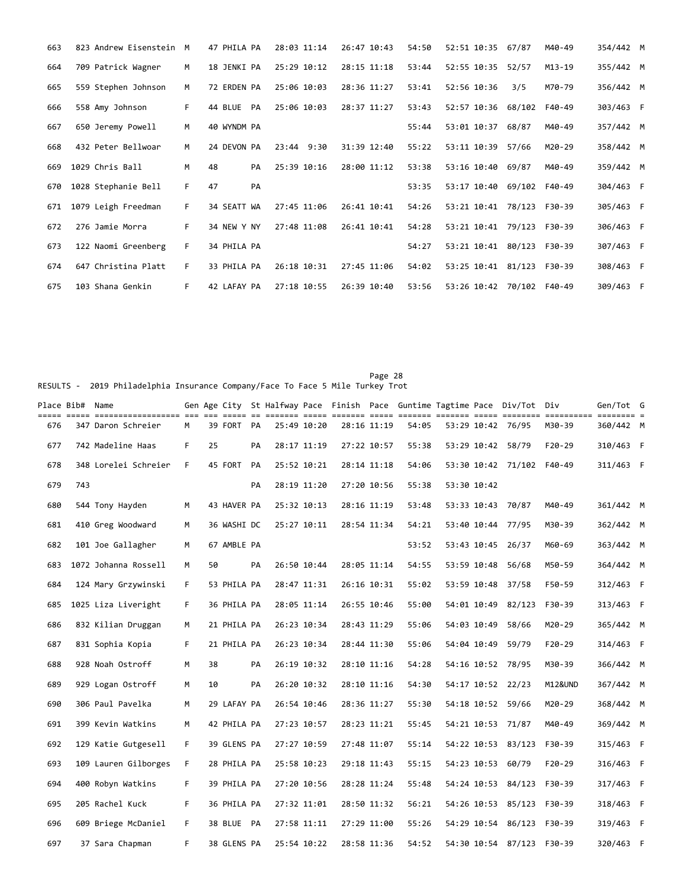| Place | Bib# | Name | Gen | Age | City | St | Halfway | Pace | Finish | Pace | Guntime | Tagtime | Pace | Div/Tot | Div | Gen/Tot | G |
|---|---|---|---|---|---|---|---|---|---|---|---|---|---|---|---|---|---|
| 663 | 823 | Andrew Eisenstein | M | 47 | PHILA | PA | 28:03 | 11:14 | 26:47 | 10:43 | 54:50 | 52:51 | 10:35 | 67/87 | M40-49 | 354/442 | M |
| 664 | 709 | Patrick Wagner | M | 18 | JENKI | PA | 25:29 | 10:12 | 28:15 | 11:18 | 53:44 | 52:55 | 10:35 | 52/57 | M13-19 | 355/442 | M |
| 665 | 559 | Stephen Johnson | M | 72 | ERDEN | PA | 25:06 | 10:03 | 28:36 | 11:27 | 53:41 | 52:56 | 10:36 | 3/5 | M70-79 | 356/442 | M |
| 666 | 558 | Amy Johnson | F | 44 | BLUE | PA | 25:06 | 10:03 | 28:37 | 11:27 | 53:43 | 52:57 | 10:36 | 68/102 | F40-49 | 303/463 | F |
| 667 | 650 | Jeremy Powell | M | 40 | WYNDM | PA | | | | | 55:44 | 53:01 | 10:37 | 68/87 | M40-49 | 357/442 | M |
| 668 | 432 | Peter Bellwoar | M | 24 | DEVON | PA | 23:44 | 9:30 | 31:39 | 12:40 | 55:22 | 53:11 | 10:39 | 57/66 | M20-29 | 358/442 | M |
| 669 | 1029 | Chris Ball | M | 48 | | PA | 25:39 | 10:16 | 28:00 | 11:12 | 53:38 | 53:16 | 10:40 | 69/87 | M40-49 | 359/442 | M |
| 670 | 1028 | Stephanie Bell | F | 47 | | PA | | | | | 53:35 | 53:17 | 10:40 | 69/102 | F40-49 | 304/463 | F |
| 671 | 1079 | Leigh Freedman | F | 34 | SEATT | WA | 27:45 | 11:06 | 26:41 | 10:41 | 54:26 | 53:21 | 10:41 | 78/123 | F30-39 | 305/463 | F |
| 672 | 276 | Jamie Morra | F | 34 | NEW Y | NY | 27:48 | 11:08 | 26:41 | 10:41 | 54:28 | 53:21 | 10:41 | 79/123 | F30-39 | 306/463 | F |
| 673 | 122 | Naomi Greenberg | F | 34 | PHILA | PA | | | | | 54:27 | 53:21 | 10:41 | 80/123 | F30-39 | 307/463 | F |
| 674 | 647 | Christina Platt | F | 33 | PHILA | PA | 26:18 | 10:31 | 27:45 | 11:06 | 54:02 | 53:25 | 10:41 | 81/123 | F30-39 | 308/463 | F |
| 675 | 103 | Shana Genkin | F | 42 | LAFAY | PA | 27:18 | 10:55 | 26:39 | 10:40 | 53:56 | 53:26 | 10:42 | 70/102 | F40-49 | 309/463 | F |

RESULTS - 2019 Philadelphia Insurance Company/Face To Face 5 Mile Turkey Trot

| Place | Bib# | Name | Gen | Age | City | St | Halfway | Pace | Finish | Pace | Guntime | Tagtime | Pace | Div/Tot | Div | Gen/Tot | G |
|---|---|---|---|---|---|---|---|---|---|---|---|---|---|---|---|---|---|
| 676 | 347 | Daron Schreier | M | 39 | FORT | PA | 25:49 | 10:20 | 28:16 | 11:19 | 54:05 | 53:29 | 10:42 | 76/95 | M30-39 | 360/442 | M |
| 677 | 742 | Madeline Haas | F | 25 | | PA | 28:17 | 11:19 | 27:22 | 10:57 | 55:38 | 53:29 | 10:42 | 58/79 | F20-29 | 310/463 | F |
| 678 | 348 | Lorelei Schreier | F | 45 | FORT | PA | 25:52 | 10:21 | 28:14 | 11:18 | 54:06 | 53:30 | 10:42 | 71/102 | F40-49 | 311/463 | F |
| 679 | 743 | | | | | PA | 28:19 | 11:20 | 27:20 | 10:56 | 55:38 | 53:30 | 10:42 | | | | |
| 680 | 544 | Tony Hayden | M | 43 | HAVER | PA | 25:32 | 10:13 | 28:16 | 11:19 | 53:48 | 53:33 | 10:43 | 70/87 | M40-49 | 361/442 | M |
| 681 | 410 | Greg Woodward | M | 36 | WASHI | DC | 25:27 | 10:11 | 28:54 | 11:34 | 54:21 | 53:40 | 10:44 | 77/95 | M30-39 | 362/442 | M |
| 682 | 101 | Joe Gallagher | M | 67 | AMBLE | PA | | | | | 53:52 | 53:43 | 10:45 | 26/37 | M60-69 | 363/442 | M |
| 683 | 1072 | Johanna Rossell | M | 50 | | PA | 26:50 | 10:44 | 28:05 | 11:14 | 54:55 | 53:59 | 10:48 | 56/68 | M50-59 | 364/442 | M |
| 684 | 124 | Mary Grzywinski | F | 53 | PHILA | PA | 28:47 | 11:31 | 26:16 | 10:31 | 55:02 | 53:59 | 10:48 | 37/58 | F50-59 | 312/463 | F |
| 685 | 1025 | Liza Liveright | F | 36 | PHILA | PA | 28:05 | 11:14 | 26:55 | 10:46 | 55:00 | 54:01 | 10:49 | 82/123 | F30-39 | 313/463 | F |
| 686 | 832 | Kilian Druggan | M | 21 | PHILA | PA | 26:23 | 10:34 | 28:43 | 11:29 | 55:06 | 54:03 | 10:49 | 58/66 | M20-29 | 365/442 | M |
| 687 | 831 | Sophia Kopia | F | 21 | PHILA | PA | 26:23 | 10:34 | 28:44 | 11:30 | 55:06 | 54:04 | 10:49 | 59/79 | F20-29 | 314/463 | F |
| 688 | 928 | Noah Ostroff | M | 38 | | PA | 26:19 | 10:32 | 28:10 | 11:16 | 54:28 | 54:16 | 10:52 | 78/95 | M30-39 | 366/442 | M |
| 689 | 929 | Logan Ostroff | M | 10 | | PA | 26:20 | 10:32 | 28:10 | 11:16 | 54:30 | 54:17 | 10:52 | 22/23 | M12&UND | 367/442 | M |
| 690 | 306 | Paul Pavelka | M | 29 | LAFAY | PA | 26:54 | 10:46 | 28:36 | 11:27 | 55:30 | 54:18 | 10:52 | 59/66 | M20-29 | 368/442 | M |
| 691 | 399 | Kevin Watkins | M | 42 | PHILA | PA | 27:23 | 10:57 | 28:23 | 11:21 | 55:45 | 54:21 | 10:53 | 71/87 | M40-49 | 369/442 | M |
| 692 | 129 | Katie Gutgesell | F | 39 | GLENS | PA | 27:27 | 10:59 | 27:48 | 11:07 | 55:14 | 54:22 | 10:53 | 83/123 | F30-39 | 315/463 | F |
| 693 | 109 | Lauren Gilborges | F | 28 | PHILA | PA | 25:58 | 10:23 | 29:18 | 11:43 | 55:15 | 54:23 | 10:53 | 60/79 | F20-29 | 316/463 | F |
| 694 | 400 | Robyn Watkins | F | 39 | PHILA | PA | 27:20 | 10:56 | 28:28 | 11:24 | 55:48 | 54:24 | 10:53 | 84/123 | F30-39 | 317/463 | F |
| 695 | 205 | Rachel Kuck | F | 36 | PHILA | PA | 27:32 | 11:01 | 28:50 | 11:32 | 56:21 | 54:26 | 10:53 | 85/123 | F30-39 | 318/463 | F |
| 696 | 609 | Briege McDaniel | F | 38 | BLUE | PA | 27:58 | 11:11 | 27:29 | 11:00 | 55:26 | 54:29 | 10:54 | 86/123 | F30-39 | 319/463 | F |
| 697 | 37 | Sara Chapman | F | 38 | GLENS | PA | 25:54 | 10:22 | 28:58 | 11:36 | 54:52 | 54:30 | 10:54 | 87/123 | F30-39 | 320/463 | F |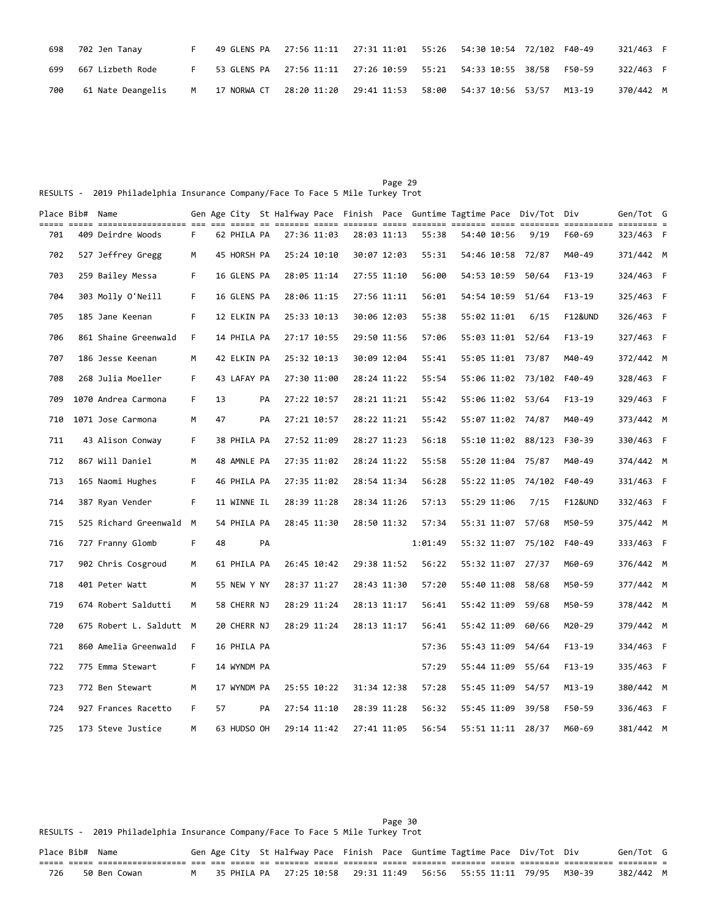| Place | Bib# | Name | Gen | Age | City | St | Halfway | Pace | Finish | Pace | Guntime | Tagtime | Pace | Div/Tot | Div | Gen/Tot | G |
|---|---|---|---|---|---|---|---|---|---|---|---|---|---|---|---|---|---|
| 698 | 702 | Jen Tanay | F | 49 | GLENS | PA | 27:56 | 11:11 | 27:31 | 11:01 | 55:26 | 54:30 | 10:54 | 72/102 | F40-49 | 321/463 | F |
| 699 | 667 | Lizbeth Rode | F | 53 | GLENS | PA | 27:56 | 11:11 | 27:26 | 10:59 | 55:21 | 54:33 | 10:55 | 38/58 | F50-59 | 322/463 | F |
| 700 | 61 | Nate Deangelis | M | 17 | NORWA | CT | 28:20 | 11:20 | 29:41 | 11:53 | 58:00 | 54:37 | 10:56 | 53/57 | M13-19 | 370/442 | M |

RESULTS - 2019 Philadelphia Insurance Company/Face To Face 5 Mile Turkey Trot

| Place | Bib# | Name | Gen | Age | City | St | Halfway | Pace | Finish | Pace | Guntime | Tagtime | Pace | Div/Tot | Div | Gen/Tot | G |
|---|---|---|---|---|---|---|---|---|---|---|---|---|---|---|---|---|---|
| 701 | 409 | Deirdre Woods | F | 62 | PHILA | PA | 27:36 | 11:03 | 28:03 | 11:13 | 55:38 | 54:40 | 10:56 | 9/19 | F60-69 | 323/463 | F |
| 702 | 527 | Jeffrey Gregg | M | 45 | HORSH | PA | 25:24 | 10:10 | 30:07 | 12:03 | 55:31 | 54:46 | 10:58 | 72/87 | M40-49 | 371/442 | M |
| 703 | 259 | Bailey Messa | F | 16 | GLENS | PA | 28:05 | 11:14 | 27:55 | 11:10 | 56:00 | 54:53 | 10:59 | 50/64 | F13-19 | 324/463 | F |
| 704 | 303 | Molly O'Neill | F | 16 | GLENS | PA | 28:06 | 11:15 | 27:56 | 11:11 | 56:01 | 54:54 | 10:59 | 51/64 | F13-19 | 325/463 | F |
| 705 | 185 | Jane Keenan | F | 12 | ELKIN | PA | 25:33 | 10:13 | 30:06 | 12:03 | 55:38 | 55:02 | 11:01 | 6/15 | F12&UND | 326/463 | F |
| 706 | 861 | Shaine Greenwald | F | 14 | PHILA | PA | 27:17 | 10:55 | 29:50 | 11:56 | 57:06 | 55:03 | 11:01 | 52/64 | F13-19 | 327/463 | F |
| 707 | 186 | Jesse Keenan | M | 42 | ELKIN | PA | 25:32 | 10:13 | 30:09 | 12:04 | 55:41 | 55:05 | 11:01 | 73/87 | M40-49 | 372/442 | M |
| 708 | 268 | Julia Moeller | F | 43 | LAFAY | PA | 27:30 | 11:00 | 28:24 | 11:22 | 55:54 | 55:06 | 11:02 | 73/102 | F40-49 | 328/463 | F |
| 709 | 1070 | Andrea Carmona | F | 13 | | PA | 27:22 | 10:57 | 28:21 | 11:21 | 55:42 | 55:06 | 11:02 | 53/64 | F13-19 | 329/463 | F |
| 710 | 1071 | Jose Carmona | M | 47 | | PA | 27:21 | 10:57 | 28:22 | 11:21 | 55:42 | 55:07 | 11:02 | 74/87 | M40-49 | 373/442 | M |
| 711 | 43 | Alison Conway | F | 38 | PHILA | PA | 27:52 | 11:09 | 28:27 | 11:23 | 56:18 | 55:10 | 11:02 | 88/123 | F30-39 | 330/463 | F |
| 712 | 867 | Will Daniel | M | 48 | AMNLE | PA | 27:35 | 11:02 | 28:24 | 11:22 | 55:58 | 55:20 | 11:04 | 75/87 | M40-49 | 374/442 | M |
| 713 | 165 | Naomi Hughes | F | 46 | PHILA | PA | 27:35 | 11:02 | 28:54 | 11:34 | 56:28 | 55:22 | 11:05 | 74/102 | F40-49 | 331/463 | F |
| 714 | 387 | Ryan Vender | F | 11 | WINNE | IL | 28:39 | 11:28 | 28:34 | 11:26 | 57:13 | 55:29 | 11:06 | 7/15 | F12&UND | 332/463 | F |
| 715 | 525 | Richard Greenwald | M | 54 | PHILA | PA | 28:45 | 11:30 | 28:50 | 11:32 | 57:34 | 55:31 | 11:07 | 57/68 | M50-59 | 375/442 | M |
| 716 | 727 | Franny Glomb | F | 48 | | PA | | | | | 1:01:49 | 55:32 | 11:07 | 75/102 | F40-49 | 333/463 | F |
| 717 | 902 | Chris Cosgroud | M | 61 | PHILA | PA | 26:45 | 10:42 | 29:38 | 11:52 | 56:22 | 55:32 | 11:07 | 27/37 | M60-69 | 376/442 | M |
| 718 | 401 | Peter Watt | M | 55 | NEW Y | NY | 28:37 | 11:27 | 28:43 | 11:30 | 57:20 | 55:40 | 11:08 | 58/68 | M50-59 | 377/442 | M |
| 719 | 674 | Robert Saldutti | M | 58 | CHERR | NJ | 28:29 | 11:24 | 28:13 | 11:17 | 56:41 | 55:42 | 11:09 | 59/68 | M50-59 | 378/442 | M |
| 720 | 675 | Robert L. Saldutt | M | 20 | CHERR | NJ | 28:29 | 11:24 | 28:13 | 11:17 | 56:41 | 55:42 | 11:09 | 60/66 | M20-29 | 379/442 | M |
| 721 | 860 | Amelia Greenwald | F | 16 | PHILA | PA | | | | | 57:36 | 55:43 | 11:09 | 54/64 | F13-19 | 334/463 | F |
| 722 | 775 | Emma Stewart | F | 14 | WYNDM | PA | | | | | 57:29 | 55:44 | 11:09 | 55/64 | F13-19 | 335/463 | F |
| 723 | 772 | Ben Stewart | M | 17 | WYNDM | PA | 25:55 | 10:22 | 31:34 | 12:38 | 57:28 | 55:45 | 11:09 | 54/57 | M13-19 | 380/442 | M |
| 724 | 927 | Frances Racetto | F | 57 | | PA | 27:54 | 11:10 | 28:39 | 11:28 | 56:32 | 55:45 | 11:09 | 39/58 | F50-59 | 336/463 | F |
| 725 | 173 | Steve Justice | M | 63 | HUDSO | OH | 29:14 | 11:42 | 27:41 | 11:05 | 56:54 | 55:51 | 11:11 | 28/37 | M60-69 | 381/442 | M |

RESULTS - 2019 Philadelphia Insurance Company/Face To Face 5 Mile Turkey Trot

| Place | Bib# | Name | Gen | Age | City | St | Halfway | Pace | Finish | Pace | Guntime | Tagtime | Pace | Div/Tot | Div | Gen/Tot | G |
|---|---|---|---|---|---|---|---|---|---|---|---|---|---|---|---|---|---|
| 726 | 50 | Ben Cowan | M | 35 | PHILA | PA | 27:25 | 10:58 | 29:31 | 11:49 | 56:56 | 55:55 | 11:11 | 79/95 | M30-39 | 382/442 | M |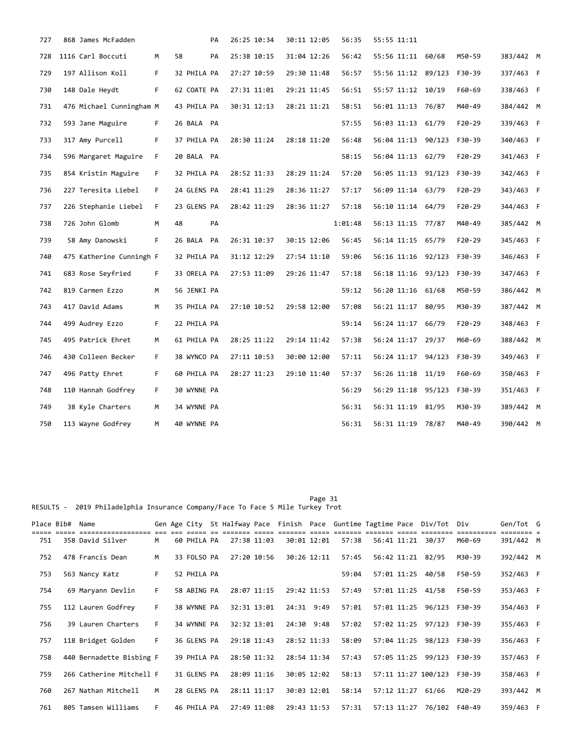| Place | Bib# | Name | Gen | Age | City | St | Halfway | Pace | Finish | Pace | Guntime | Tagtime | Pace | Div/Tot | Div | Gen/Tot | G |
|---|---|---|---|---|---|---|---|---|---|---|---|---|---|---|---|---|---|
| 727 | 868 | James McFadden | | | | PA | 26:25 | 10:34 | 30:11 | 12:05 | 56:35 | 55:55 | 11:11 | | | | |
| 728 | 1116 | Carl Boccuti | M | 58 | | PA | 25:38 | 10:15 | 31:04 | 12:26 | 56:42 | 55:56 | 11:11 | 60/68 | M50-59 | 383/442 | M |
| 729 | 197 | Allison Koll | F | 32 | PHILA | PA | 27:27 | 10:59 | 29:30 | 11:48 | 56:57 | 55:56 | 11:12 | 89/123 | F30-39 | 337/463 | F |
| 730 | 148 | Dale Heydt | F | 62 | COATE | PA | 27:31 | 11:01 | 29:21 | 11:45 | 56:51 | 55:57 | 11:12 | 10/19 | F60-69 | 338/463 | F |
| 731 | 476 | Michael Cunningham | M | 43 | PHILA | PA | 30:31 | 12:13 | 28:21 | 11:21 | 58:51 | 56:01 | 11:13 | 76/87 | M40-49 | 384/442 | M |
| 732 | 593 | Jane Maguire | F | 26 | BALA | PA | | | | | 57:55 | 56:03 | 11:13 | 61/79 | F20-29 | 339/463 | F |
| 733 | 317 | Amy Purcell | F | 37 | PHILA | PA | 28:30 | 11:24 | 28:18 | 11:20 | 56:48 | 56:04 | 11:13 | 90/123 | F30-39 | 340/463 | F |
| 734 | 596 | Margaret Maguire | F | 20 | BALA | PA | | | | | 58:15 | 56:04 | 11:13 | 62/79 | F20-29 | 341/463 | F |
| 735 | 854 | Kristin Maguire | F | 32 | PHILA | PA | 28:52 | 11:33 | 28:29 | 11:24 | 57:20 | 56:05 | 11:13 | 91/123 | F30-39 | 342/463 | F |
| 736 | 227 | Teresita Liebel | F | 24 | GLENS | PA | 28:41 | 11:29 | 28:36 | 11:27 | 57:17 | 56:09 | 11:14 | 63/79 | F20-29 | 343/463 | F |
| 737 | 226 | Stephanie Liebel | F | 23 | GLENS | PA | 28:42 | 11:29 | 28:36 | 11:27 | 57:18 | 56:10 | 11:14 | 64/79 | F20-29 | 344/463 | F |
| 738 | 726 | John Glomb | M | 48 | | PA | | | | | 1:01:48 | 56:13 | 11:15 | 77/87 | M40-49 | 385/442 | M |
| 739 | 58 | Amy Danowski | F | 26 | BALA | PA | 26:31 | 10:37 | 30:15 | 12:06 | 56:45 | 56:14 | 11:15 | 65/79 | F20-29 | 345/463 | F |
| 740 | 475 | Katherine Cunningh | F | 32 | PHILA | PA | 31:12 | 12:29 | 27:54 | 11:10 | 59:06 | 56:16 | 11:16 | 92/123 | F30-39 | 346/463 | F |
| 741 | 683 | Rose Seyfried | F | 33 | ORELA | PA | 27:53 | 11:09 | 29:26 | 11:47 | 57:18 | 56:18 | 11:16 | 93/123 | F30-39 | 347/463 | F |
| 742 | 819 | Carmen Ezzo | M | 56 | JENKI | PA | | | | | 59:12 | 56:20 | 11:16 | 61/68 | M50-59 | 386/442 | M |
| 743 | 417 | David Adams | M | 35 | PHILA | PA | 27:10 | 10:52 | 29:58 | 12:00 | 57:08 | 56:21 | 11:17 | 80/95 | M30-39 | 387/442 | M |
| 744 | 499 | Audrey Ezzo | F | 22 | PHILA | PA | | | | | 59:14 | 56:24 | 11:17 | 66/79 | F20-29 | 348/463 | F |
| 745 | 495 | Patrick Ehret | M | 61 | PHILA | PA | 28:25 | 11:22 | 29:14 | 11:42 | 57:38 | 56:24 | 11:17 | 29/37 | M60-69 | 388/442 | M |
| 746 | 430 | Colleen Becker | F | 38 | WYNCO | PA | 27:11 | 10:53 | 30:00 | 12:00 | 57:11 | 56:24 | 11:17 | 94/123 | F30-39 | 349/463 | F |
| 747 | 496 | Patty Ehret | F | 60 | PHILA | PA | 28:27 | 11:23 | 29:10 | 11:40 | 57:37 | 56:26 | 11:18 | 11/19 | F60-69 | 350/463 | F |
| 748 | 110 | Hannah Godfrey | F | 30 | WYNNE | PA | | | | | 56:29 | 56:29 | 11:18 | 95/123 | F30-39 | 351/463 | F |
| 749 | 38 | Kyle Charters | M | 34 | WYNNE | PA | | | | | 56:31 | 56:31 | 11:19 | 81/95 | M30-39 | 389/442 | M |
| 750 | 113 | Wayne Godfrey | M | 40 | WYNNE | PA | | | | | 56:31 | 56:31 | 11:19 | 78/87 | M40-49 | 390/442 | M |

RESULTS - 2019 Philadelphia Insurance Company/Face To Face 5 Mile Turkey Trot

| Place | Bib# | Name | Gen | Age | City | St | Halfway | Pace | Finish | Pace | Guntime | Tagtime | Pace | Div/Tot | Div | Gen/Tot | G |
|---|---|---|---|---|---|---|---|---|---|---|---|---|---|---|---|---|---|
| 751 | 358 | David Silver | M | 60 | PHILA | PA | 27:38 | 11:03 | 30:01 | 12:01 | 57:38 | 56:41 | 11:21 | 30/37 | M60-69 | 391/442 | M |
| 752 | 478 | Francis Dean | M | 33 | FOLSO | PA | 27:20 | 10:56 | 30:26 | 12:11 | 57:45 | 56:42 | 11:21 | 82/95 | M30-39 | 392/442 | M |
| 753 | 563 | Nancy Katz | F | 52 | PHILA | PA | | | | | 59:04 | 57:01 | 11:25 | 40/58 | F50-59 | 352/463 | F |
| 754 | 69 | Maryann Devlin | F | 58 | ABING | PA | 28:07 | 11:15 | 29:42 | 11:53 | 57:49 | 57:01 | 11:25 | 41/58 | F50-59 | 353/463 | F |
| 755 | 112 | Lauren Godfrey | F | 38 | WYNNE | PA | 32:31 | 13:01 | 24:31 | 9:49 | 57:01 | 57:01 | 11:25 | 96/123 | F30-39 | 354/463 | F |
| 756 | 39 | Lauren Charters | F | 34 | WYNNE | PA | 32:32 | 13:01 | 24:30 | 9:48 | 57:02 | 57:02 | 11:25 | 97/123 | F30-39 | 355/463 | F |
| 757 | 118 | Bridget Golden | F | 36 | GLENS | PA | 29:18 | 11:43 | 28:52 | 11:33 | 58:09 | 57:04 | 11:25 | 98/123 | F30-39 | 356/463 | F |
| 758 | 440 | Bernadette Bisbing | F | 39 | PHILA | PA | 28:50 | 11:32 | 28:54 | 11:34 | 57:43 | 57:05 | 11:25 | 99/123 | F30-39 | 357/463 | F |
| 759 | 266 | Catherine Mitchell | F | 31 | GLENS | PA | 28:09 | 11:16 | 30:05 | 12:02 | 58:13 | 57:11 | 11:27 | 100/123 | F30-39 | 358/463 | F |
| 760 | 267 | Nathan Mitchell | M | 28 | GLENS | PA | 28:11 | 11:17 | 30:03 | 12:01 | 58:14 | 57:12 | 11:27 | 61/66 | M20-29 | 393/442 | M |
| 761 | 805 | Tamsen Williams | F | 46 | PHILA | PA | 27:49 | 11:08 | 29:43 | 11:53 | 57:31 | 57:13 | 11:27 | 76/102 | F40-49 | 359/463 | F |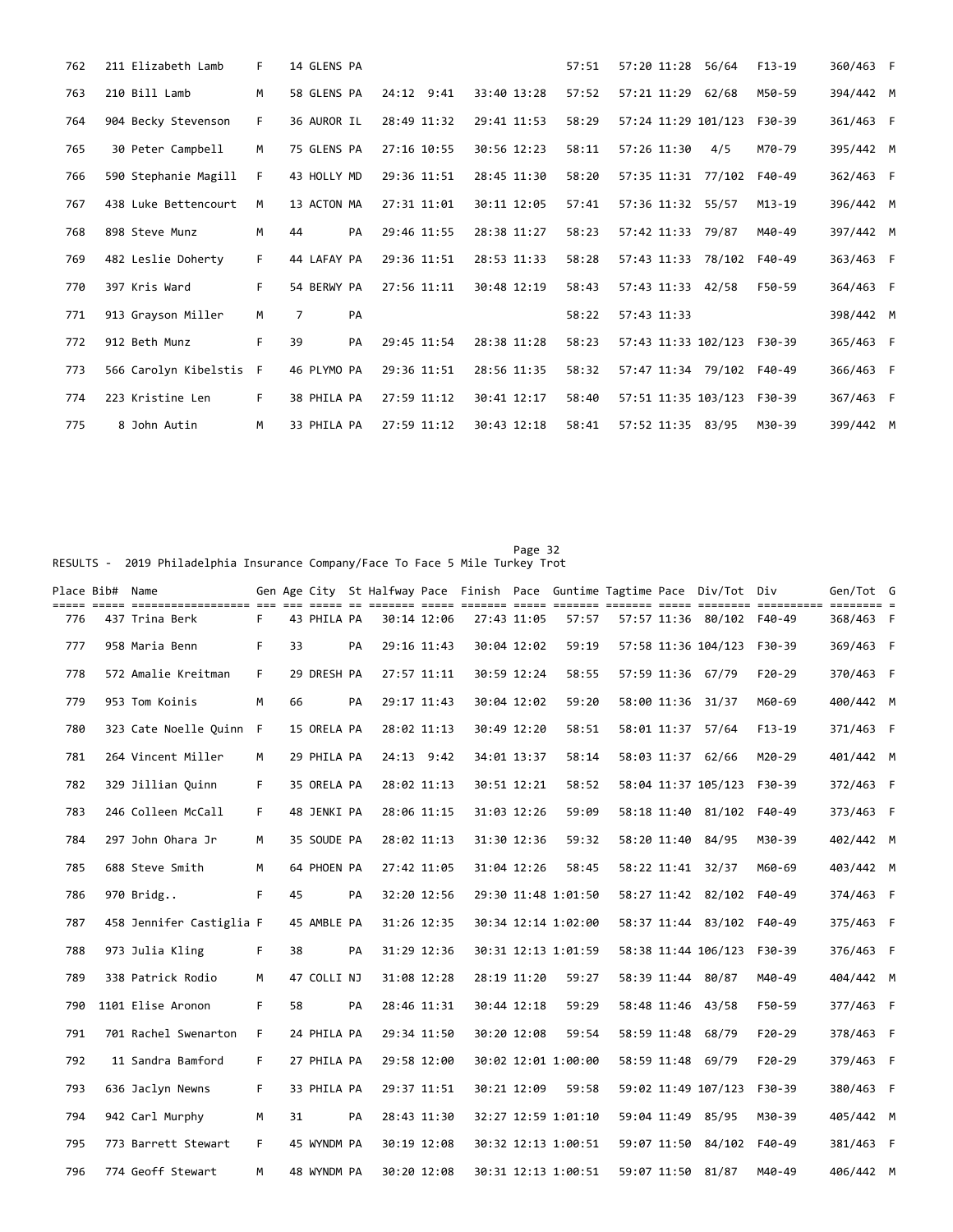| Place | Bib# | Name | Gen | Age | City | St | Halfway | Pace | Finish | Pace | Guntime | Tagtime | Pace | Div/Tot | Div | Gen/Tot | G |
|---|---|---|---|---|---|---|---|---|---|---|---|---|---|---|---|---|---|
| 762 | 211 | Elizabeth Lamb | F | 14 | GLENS | PA | | | | | 57:51 | 57:20 | 11:28 | 56/64 | F13-19 | 360/463 | F |
| 763 | 210 | Bill Lamb | M | 58 | GLENS | PA | 24:12 | 9:41 | 33:40 | 13:28 | 57:52 | 57:21 | 11:29 | 62/68 | M50-59 | 394/442 | M |
| 764 | 904 | Becky Stevenson | F | 36 | AUROR | IL | 28:49 | 11:32 | 29:41 | 11:53 | 58:29 | 57:24 | 11:29 | 101/123 | F30-39 | 361/463 | F |
| 765 | 30 | Peter Campbell | M | 75 | GLENS | PA | 27:16 | 10:55 | 30:56 | 12:23 | 58:11 | 57:26 | 11:30 | 4/5 | M70-79 | 395/442 | M |
| 766 | 590 | Stephanie Magill | F | 43 | HOLLY | MD | 29:36 | 11:51 | 28:45 | 11:30 | 58:20 | 57:35 | 11:31 | 77/102 | F40-49 | 362/463 | F |
| 767 | 438 | Luke Bettencourt | M | 13 | ACTON | MA | 27:31 | 11:01 | 30:11 | 12:05 | 57:41 | 57:36 | 11:32 | 55/57 | M13-19 | 396/442 | M |
| 768 | 898 | Steve Munz | M | 44 | | PA | 29:46 | 11:55 | 28:38 | 11:27 | 58:23 | 57:42 | 11:33 | 79/87 | M40-49 | 397/442 | M |
| 769 | 482 | Leslie Doherty | F | 44 | LAFAY | PA | 29:36 | 11:51 | 28:53 | 11:33 | 58:28 | 57:43 | 11:33 | 78/102 | F40-49 | 363/463 | F |
| 770 | 397 | Kris Ward | F | 54 | BERWY | PA | 27:56 | 11:11 | 30:48 | 12:19 | 58:43 | 57:43 | 11:33 | 42/58 | F50-59 | 364/463 | F |
| 771 | 913 | Grayson Miller | M | 7 | | PA | | | | | 58:22 | 57:43 | 11:33 | | | 398/442 | M |
| 772 | 912 | Beth Munz | F | 39 | | PA | 29:45 | 11:54 | 28:38 | 11:28 | 58:23 | 57:43 | 11:33 | 102/123 | F30-39 | 365/463 | F |
| 773 | 566 | Carolyn Kibelstis | F | 46 | PLYMO | PA | 29:36 | 11:51 | 28:56 | 11:35 | 58:32 | 57:47 | 11:34 | 79/102 | F40-49 | 366/463 | F |
| 774 | 223 | Kristine Len | F | 38 | PHILA | PA | 27:59 | 11:12 | 30:41 | 12:17 | 58:40 | 57:51 | 11:35 | 103/123 | F30-39 | 367/463 | F |
| 775 | 8 | John Autin | M | 33 | PHILA | PA | 27:59 | 11:12 | 30:43 | 12:18 | 58:41 | 57:52 | 11:35 | 83/95 | M30-39 | 399/442 | M |

RESULTS - 2019 Philadelphia Insurance Company/Face To Face 5 Mile Turkey Trot

| Place | Bib# | Name | Gen | Age | City | St | Halfway | Pace | Finish | Pace | Guntime | Tagtime | Pace | Div/Tot | Div | Gen/Tot | G |
|---|---|---|---|---|---|---|---|---|---|---|---|---|---|---|---|---|---|
| 776 | 437 | Trina Berk | F | 43 | PHILA | PA | 30:14 | 12:06 | 27:43 | 11:05 | 57:57 | 57:57 | 11:36 | 80/102 | F40-49 | 368/463 | F |
| 777 | 958 | Maria Benn | F | 33 | | PA | 29:16 | 11:43 | 30:04 | 12:02 | 59:19 | 57:58 | 11:36 | 104/123 | F30-39 | 369/463 | F |
| 778 | 572 | Amalie Kreitman | F | 29 | DRESH | PA | 27:57 | 11:11 | 30:59 | 12:24 | 58:55 | 57:59 | 11:36 | 67/79 | F20-29 | 370/463 | F |
| 779 | 953 | Tom Koinis | M | 66 | | PA | 29:17 | 11:43 | 30:04 | 12:02 | 59:20 | 58:00 | 11:36 | 31/37 | M60-69 | 400/442 | M |
| 780 | 323 | Cate Noelle Quinn | F | 15 | ORELA | PA | 28:02 | 11:13 | 30:49 | 12:20 | 58:51 | 58:01 | 11:37 | 57/64 | F13-19 | 371/463 | F |
| 781 | 264 | Vincent Miller | M | 29 | PHILA | PA | 24:13 | 9:42 | 34:01 | 13:37 | 58:14 | 58:03 | 11:37 | 62/66 | M20-29 | 401/442 | M |
| 782 | 329 | Jillian Quinn | F | 35 | ORELA | PA | 28:02 | 11:13 | 30:51 | 12:21 | 58:52 | 58:04 | 11:37 | 105/123 | F30-39 | 372/463 | F |
| 783 | 246 | Colleen McCall | F | 48 | JENKI | PA | 28:06 | 11:15 | 31:03 | 12:26 | 59:09 | 58:18 | 11:40 | 81/102 | F40-49 | 373/463 | F |
| 784 | 297 | John Ohara Jr | M | 35 | SOUDE | PA | 28:02 | 11:13 | 31:30 | 12:36 | 59:32 | 58:20 | 11:40 | 84/95 | M30-39 | 402/442 | M |
| 785 | 688 | Steve Smith | M | 64 | PHOEN | PA | 27:42 | 11:05 | 31:04 | 12:26 | 58:45 | 58:22 | 11:41 | 32/37 | M60-69 | 403/442 | M |
| 786 | 970 | Bridg.. | F | 45 | | PA | 32:20 | 12:56 | 29:30 | 11:48 | 1:01:50 | 58:27 | 11:42 | 82/102 | F40-49 | 374/463 | F |
| 787 | 458 | Jennifer Castiglia | F | 45 | AMBLE | PA | 31:26 | 12:35 | 30:34 | 12:14 | 1:02:00 | 58:37 | 11:44 | 83/102 | F40-49 | 375/463 | F |
| 788 | 973 | Julia Kling | F | 38 | | PA | 31:29 | 12:36 | 30:31 | 12:13 | 1:01:59 | 58:38 | 11:44 | 106/123 | F30-39 | 376/463 | F |
| 789 | 338 | Patrick Rodio | M | 47 | COLLI | NJ | 31:08 | 12:28 | 28:19 | 11:20 | 59:27 | 58:39 | 11:44 | 80/87 | M40-49 | 404/442 | M |
| 790 | 1101 | Elise Aronon | F | 58 | | PA | 28:46 | 11:31 | 30:44 | 12:18 | 59:29 | 58:48 | 11:46 | 43/58 | F50-59 | 377/463 | F |
| 791 | 701 | Rachel Swenarton | F | 24 | PHILA | PA | 29:34 | 11:50 | 30:20 | 12:08 | 59:54 | 58:59 | 11:48 | 68/79 | F20-29 | 378/463 | F |
| 792 | 11 | Sandra Bamford | F | 27 | PHILA | PA | 29:58 | 12:00 | 30:02 | 12:01 | 1:00:00 | 58:59 | 11:48 | 69/79 | F20-29 | 379/463 | F |
| 793 | 636 | Jaclyn Newns | F | 33 | PHILA | PA | 29:37 | 11:51 | 30:21 | 12:09 | 59:58 | 59:02 | 11:49 | 107/123 | F30-39 | 380/463 | F |
| 794 | 942 | Carl Murphy | M | 31 | | PA | 28:43 | 11:30 | 32:27 | 12:59 | 1:01:10 | 59:04 | 11:49 | 85/95 | M30-39 | 405/442 | M |
| 795 | 773 | Barrett Stewart | F | 45 | WYNDM | PA | 30:19 | 12:08 | 30:32 | 12:13 | 1:00:51 | 59:07 | 11:50 | 84/102 | F40-49 | 381/463 | F |
| 796 | 774 | Geoff Stewart | M | 48 | WYNDM | PA | 30:20 | 12:08 | 30:31 | 12:13 | 1:00:51 | 59:07 | 11:50 | 81/87 | M40-49 | 406/442 | M |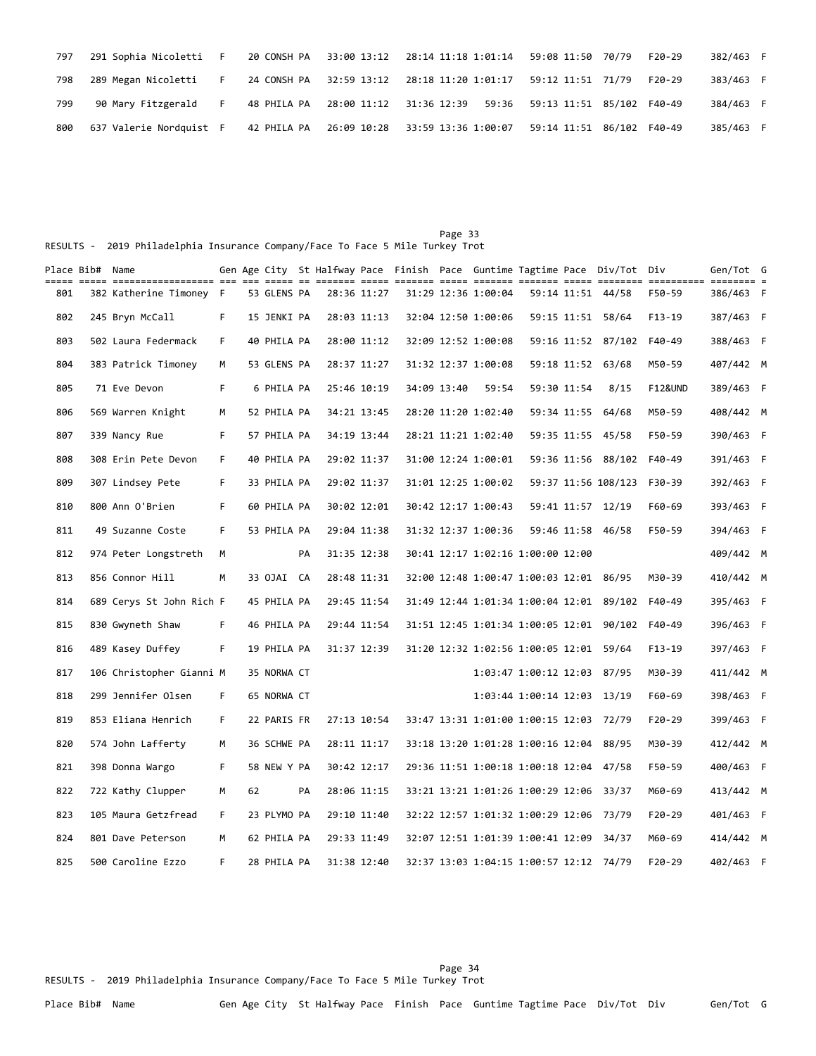| Place | Bib# | Name | Gen | Age | City | St | Halfway | Pace | Finish | Pace | Guntime | Tagtime | Pace | Div/Tot | Div | Gen/Tot | G |
|---|---|---|---|---|---|---|---|---|---|---|---|---|---|---|---|---|---|
| 797 | 291 | Sophia Nicoletti | F | 20 | CONSH | PA | 33:00 | 13:12 | 28:14 | 11:18 | 1:01:14 | 59:08 | 11:50 | 70/79 | F20-29 | 382/463 | F |
| 798 | 289 | Megan Nicoletti | F | 24 | CONSH | PA | 32:59 | 13:12 | 28:18 | 11:20 | 1:01:17 | 59:12 | 11:51 | 71/79 | F20-29 | 383/463 | F |
| 799 | 90 | Mary Fitzgerald | F | 48 | PHILA | PA | 28:00 | 11:12 | 31:36 | 12:39 | 59:36 | 59:13 | 11:51 | 85/102 | F40-49 | 384/463 | F |
| 800 | 637 | Valerie Nordquist | F | 42 | PHILA | PA | 26:09 | 10:28 | 33:59 | 13:36 | 1:00:07 | 59:14 | 11:51 | 86/102 | F40-49 | 385/463 | F |
| 801 | 382 | Katherine Timoney | F | 53 | GLENS | PA | 28:36 | 11:27 | 31:29 | 12:36 | 1:00:04 | 59:14 | 11:51 | 44/58 | F50-59 | 386/463 | F |
| 802 | 245 | Bryn McCall | F | 15 | JENKI | PA | 28:03 | 11:13 | 32:04 | 12:50 | 1:00:06 | 59:15 | 11:51 | 58/64 | F13-19 | 387/463 | F |
| 803 | 502 | Laura Federmack | F | 40 | PHILA | PA | 28:00 | 11:12 | 32:09 | 12:52 | 1:00:08 | 59:16 | 11:52 | 87/102 | F40-49 | 388/463 | F |
| 804 | 383 | Patrick Timoney | M | 53 | GLENS | PA | 28:37 | 11:27 | 31:32 | 12:37 | 1:00:08 | 59:18 | 11:52 | 63/68 | M50-59 | 407/442 | M |
| 805 | 71 | Eve Devon | F | 6 | PHILA | PA | 25:46 | 10:19 | 34:09 | 13:40 | 59:54 | 59:30 | 11:54 | 8/15 | F12&UND | 389/463 | F |
| 806 | 569 | Warren Knight | M | 52 | PHILA | PA | 34:21 | 13:45 | 28:20 | 11:20 | 1:02:40 | 59:34 | 11:55 | 64/68 | M50-59 | 408/442 | M |
| 807 | 339 | Nancy Rue | F | 57 | PHILA | PA | 34:19 | 13:44 | 28:21 | 11:21 | 1:02:40 | 59:35 | 11:55 | 45/58 | F50-59 | 390/463 | F |
| 808 | 308 | Erin Pete Devon | F | 40 | PHILA | PA | 29:02 | 11:37 | 31:00 | 12:24 | 1:00:01 | 59:36 | 11:56 | 88/102 | F40-49 | 391/463 | F |
| 809 | 307 | Lindsey Pete | F | 33 | PHILA | PA | 29:02 | 11:37 | 31:01 | 12:25 | 1:00:02 | 59:37 | 11:56 | 108/123 | F30-39 | 392/463 | F |
| 810 | 800 | Ann O'Brien | F | 60 | PHILA | PA | 30:02 | 12:01 | 30:42 | 12:17 | 1:00:43 | 59:41 | 11:57 | 12/19 | F60-69 | 393/463 | F |
| 811 | 49 | Suzanne Coste | F | 53 | PHILA | PA | 29:04 | 11:38 | 31:32 | 12:37 | 1:00:36 | 59:46 | 11:58 | 46/58 | F50-59 | 394/463 | F |
| 812 | 974 | Peter Longstreth | M | | | PA | 31:35 | 12:38 | 30:41 | 12:17 | 1:02:16 | 1:00:00 | 12:00 | | | 409/442 | M |
| 813 | 856 | Connor Hill | M | 33 | OJAI | CA | 28:48 | 11:31 | 32:00 | 12:48 | 1:00:47 | 1:00:03 | 12:01 | 86/95 | M30-39 | 410/442 | M |
| 814 | 689 | Cerys St John Rich | F | 45 | PHILA | PA | 29:45 | 11:54 | 31:49 | 12:44 | 1:01:34 | 1:00:04 | 12:01 | 89/102 | F40-49 | 395/463 | F |
| 815 | 830 | Gwyneth Shaw | F | 46 | PHILA | PA | 29:44 | 11:54 | 31:51 | 12:45 | 1:01:34 | 1:00:05 | 12:01 | 90/102 | F40-49 | 396/463 | F |
| 816 | 489 | Kasey Duffey | F | 19 | PHILA | PA | 31:37 | 12:39 | 31:20 | 12:32 | 1:02:56 | 1:00:05 | 12:01 | 59/64 | F13-19 | 397/463 | F |
| 817 | 106 | Christopher Gianni | M | 35 | NORWA | CT | | | | | 1:03:47 | 1:00:12 | 12:03 | 87/95 | M30-39 | 411/442 | M |
| 818 | 299 | Jennifer Olsen | F | 65 | NORWA | CT | | | | | 1:03:44 | 1:00:14 | 12:03 | 13/19 | F60-69 | 398/463 | F |
| 819 | 853 | Eliana Henrich | F | 22 | PARIS | FR | 27:13 | 10:54 | 33:47 | 13:31 | 1:01:00 | 1:00:15 | 12:03 | 72/79 | F20-29 | 399/463 | F |
| 820 | 574 | John Lafferty | M | 36 | SCHWE | PA | 28:11 | 11:17 | 33:18 | 13:20 | 1:01:28 | 1:00:16 | 12:04 | 88/95 | M30-39 | 412/442 | M |
| 821 | 398 | Donna Wargo | F | 58 | NEW Y | PA | 30:42 | 12:17 | 29:36 | 11:51 | 1:00:18 | 1:00:18 | 12:04 | 47/58 | F50-59 | 400/463 | F |
| 822 | 722 | Kathy Clupper | M | 62 | | PA | 28:06 | 11:15 | 33:21 | 13:21 | 1:01:26 | 1:00:29 | 12:06 | 33/37 | M60-69 | 413/442 | M |
| 823 | 105 | Maura Getzfread | F | 23 | PLYMO | PA | 29:10 | 11:40 | 32:22 | 12:57 | 1:01:32 | 1:00:29 | 12:06 | 73/79 | F20-29 | 401/463 | F |
| 824 | 801 | Dave Peterson | M | 62 | PHILA | PA | 29:33 | 11:49 | 32:07 | 12:51 | 1:01:39 | 1:00:41 | 12:09 | 34/37 | M60-69 | 414/442 | M |
| 825 | 500 | Caroline Ezzo | F | 28 | PHILA | PA | 31:38 | 12:40 | 32:37 | 13:03 | 1:04:15 | 1:00:57 | 12:12 | 74/79 | F20-29 | 402/463 | F |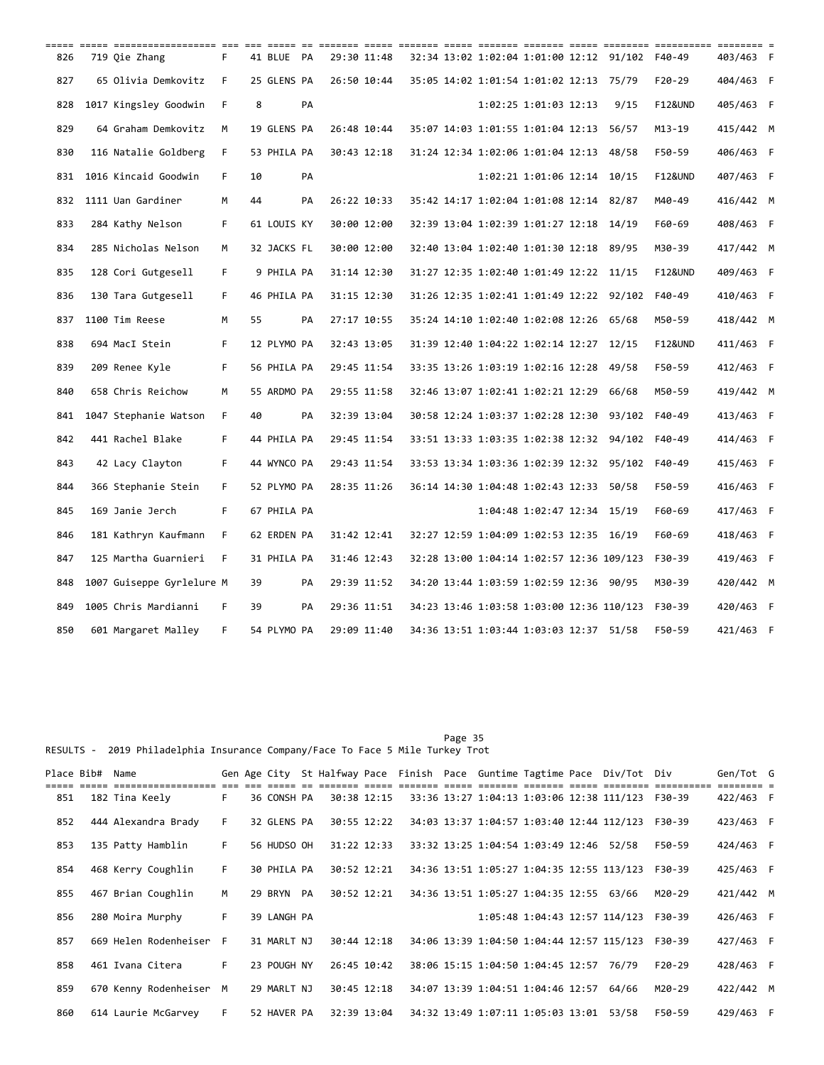| Place | Bib# | Name | Gen | Age | City | St | Halfway | Pace | Finish | Pace | Guntime | Tagtime | Pace | Div/Tot | Div | Gen/Tot | G |
|---|---|---|---|---|---|---|---|---|---|---|---|---|---|---|---|---|---|
| 826 | 719 | Qie Zhang | F | 41 | BLUE | PA | 29:30 | 11:48 | 32:34 | 13:02 | 1:02:04 | 1:01:00 | 12:12 | 91/102 | F40-49 | 403/463 | F |
| 827 | 65 | Olivia Demkovitz | F | 25 | GLENS | PA | 26:50 | 10:44 | 35:05 | 14:02 | 1:01:54 | 1:01:02 | 12:13 | 75/79 | F20-29 | 404/463 | F |
| 828 | 1017 | Kingsley Goodwin | F | 8 | | PA | | | | | 1:02:25 | 1:01:03 | 12:13 | 9/15 | F12&UND | 405/463 | F |
| 829 | 64 | Graham Demkovitz | M | 19 | GLENS | PA | 26:48 | 10:44 | 35:07 | 14:03 | 1:01:55 | 1:01:04 | 12:13 | 56/57 | M13-19 | 415/442 | M |
| 830 | 116 | Natalie Goldberg | F | 53 | PHILA | PA | 30:43 | 12:18 | 31:24 | 12:34 | 1:02:06 | 1:01:04 | 12:13 | 48/58 | F50-59 | 406/463 | F |
| 831 | 1016 | Kincaid Goodwin | F | 10 | | PA | | | | | 1:02:21 | 1:01:06 | 12:14 | 10/15 | F12&UND | 407/463 | F |
| 832 | 1111 | Uan Gardiner | M | 44 | | PA | 26:22 | 10:33 | 35:42 | 14:17 | 1:02:04 | 1:01:08 | 12:14 | 82/87 | M40-49 | 416/442 | M |
| 833 | 284 | Kathy Nelson | F | 61 | LOUIS | KY | 30:00 | 12:00 | 32:39 | 13:04 | 1:02:39 | 1:01:27 | 12:18 | 14/19 | F60-69 | 408/463 | F |
| 834 | 285 | Nicholas Nelson | M | 32 | JACKS | FL | 30:00 | 12:00 | 32:40 | 13:04 | 1:02:40 | 1:01:30 | 12:18 | 89/95 | M30-39 | 417/442 | M |
| 835 | 128 | Cori Gutgesell | F | 9 | PHILA | PA | 31:14 | 12:30 | 31:27 | 12:35 | 1:02:40 | 1:01:49 | 12:22 | 11/15 | F12&UND | 409/463 | F |
| 836 | 130 | Tara Gutgesell | F | 46 | PHILA | PA | 31:15 | 12:30 | 31:26 | 12:35 | 1:02:41 | 1:01:49 | 12:22 | 92/102 | F40-49 | 410/463 | F |
| 837 | 1100 | Tim Reese | M | 55 | | PA | 27:17 | 10:55 | 35:24 | 14:10 | 1:02:40 | 1:02:08 | 12:26 | 65/68 | M50-59 | 418/442 | M |
| 838 | 694 | MacI Stein | F | 12 | PLYMO | PA | 32:43 | 13:05 | 31:39 | 12:40 | 1:04:22 | 1:02:14 | 12:27 | 12/15 | F12&UND | 411/463 | F |
| 839 | 209 | Renee Kyle | F | 56 | PHILA | PA | 29:45 | 11:54 | 33:35 | 13:26 | 1:03:19 | 1:02:16 | 12:28 | 49/58 | F50-59 | 412/463 | F |
| 840 | 658 | Chris Reichow | M | 55 | ARDMO | PA | 29:55 | 11:58 | 32:46 | 13:07 | 1:02:41 | 1:02:21 | 12:29 | 66/68 | M50-59 | 419/442 | M |
| 841 | 1047 | Stephanie Watson | F | 40 | | PA | 32:39 | 13:04 | 30:58 | 12:24 | 1:03:37 | 1:02:28 | 12:30 | 93/102 | F40-49 | 413/463 | F |
| 842 | 441 | Rachel Blake | F | 44 | PHILA | PA | 29:45 | 11:54 | 33:51 | 13:33 | 1:03:35 | 1:02:38 | 12:32 | 94/102 | F40-49 | 414/463 | F |
| 843 | 42 | Lacy Clayton | F | 44 | WYNCO | PA | 29:43 | 11:54 | 33:53 | 13:34 | 1:03:36 | 1:02:39 | 12:32 | 95/102 | F40-49 | 415/463 | F |
| 844 | 366 | Stephanie Stein | F | 52 | PLYMO | PA | 28:35 | 11:26 | 36:14 | 14:30 | 1:04:48 | 1:02:43 | 12:33 | 50/58 | F50-59 | 416/463 | F |
| 845 | 169 | Janie Jerch | F | 67 | PHILA | PA | | | | | 1:04:48 | 1:02:47 | 12:34 | 15/19 | F60-69 | 417/463 | F |
| 846 | 181 | Kathryn Kaufmann | F | 62 | ERDEN | PA | 31:42 | 12:41 | 32:27 | 12:59 | 1:04:09 | 1:02:53 | 12:35 | 16/19 | F60-69 | 418/463 | F |
| 847 | 125 | Martha Guarnieri | F | 31 | PHILA | PA | 31:46 | 12:43 | 32:28 | 13:00 | 1:04:14 | 1:02:57 | 12:36 | 109/123 | F30-39 | 419/463 | F |
| 848 | 1007 | Guiseppe Gyrlelure | M | 39 | | PA | 29:39 | 11:52 | 34:20 | 13:44 | 1:03:59 | 1:02:59 | 12:36 | 90/95 | M30-39 | 420/442 | M |
| 849 | 1005 | Chris Mardianni | F | 39 | | PA | 29:36 | 11:51 | 34:23 | 13:46 | 1:03:58 | 1:03:00 | 12:36 | 110/123 | F30-39 | 420/463 | F |
| 850 | 601 | Margaret Malley | F | 54 | PLYMO | PA | 29:09 | 11:40 | 34:36 | 13:51 | 1:03:44 | 1:03:03 | 12:37 | 51/58 | F50-59 | 421/463 | F |

RESULTS - 2019 Philadelphia Insurance Company/Face To Face 5 Mile Turkey Trot

| Place | Bib# | Name | Gen | Age | City | St | Halfway | Pace | Finish | Pace | Guntime | Tagtime | Pace | Div/Tot | Div | Gen/Tot | G |
|---|---|---|---|---|---|---|---|---|---|---|---|---|---|---|---|---|---|
| 851 | 182 | Tina Keely | F | 36 | CONSH | PA | 30:38 | 12:15 | 33:36 | 13:27 | 1:04:13 | 1:03:06 | 12:38 | 111/123 | F30-39 | 422/463 | F |
| 852 | 444 | Alexandra Brady | F | 32 | GLENS | PA | 30:55 | 12:22 | 34:03 | 13:37 | 1:04:57 | 1:03:40 | 12:44 | 112/123 | F30-39 | 423/463 | F |
| 853 | 135 | Patty Hamblin | F | 56 | HUDSO | OH | 31:22 | 12:33 | 33:32 | 13:25 | 1:04:54 | 1:03:49 | 12:46 | 52/58 | F50-59 | 424/463 | F |
| 854 | 468 | Kerry Coughlin | F | 30 | PHILA | PA | 30:52 | 12:21 | 34:36 | 13:51 | 1:05:27 | 1:04:35 | 12:55 | 113/123 | F30-39 | 425/463 | F |
| 855 | 467 | Brian Coughlin | M | 29 | BRYN | PA | 30:52 | 12:21 | 34:36 | 13:51 | 1:05:27 | 1:04:35 | 12:55 | 63/66 | M20-29 | 421/442 | M |
| 856 | 280 | Moira Murphy | F | 39 | LANGH | PA | | | | | 1:05:48 | 1:04:43 | 12:57 | 114/123 | F30-39 | 426/463 | F |
| 857 | 669 | Helen Rodenheiser | F | 31 | MARLT | NJ | 30:44 | 12:18 | 34:06 | 13:39 | 1:04:50 | 1:04:44 | 12:57 | 115/123 | F30-39 | 427/463 | F |
| 858 | 461 | Ivana Citera | F | 23 | POUGH | NY | 26:45 | 10:42 | 38:06 | 15:15 | 1:04:50 | 1:04:45 | 12:57 | 76/79 | F20-29 | 428/463 | F |
| 859 | 670 | Kenny Rodenheiser | M | 29 | MARLT | NJ | 30:45 | 12:18 | 34:07 | 13:39 | 1:04:51 | 1:04:46 | 12:57 | 64/66 | M20-29 | 422/442 | M |
| 860 | 614 | Laurie McGarvey | F | 52 | HAVER | PA | 32:39 | 13:04 | 34:32 | 13:49 | 1:07:11 | 1:05:03 | 13:01 | 53/58 | F50-59 | 429/463 | F |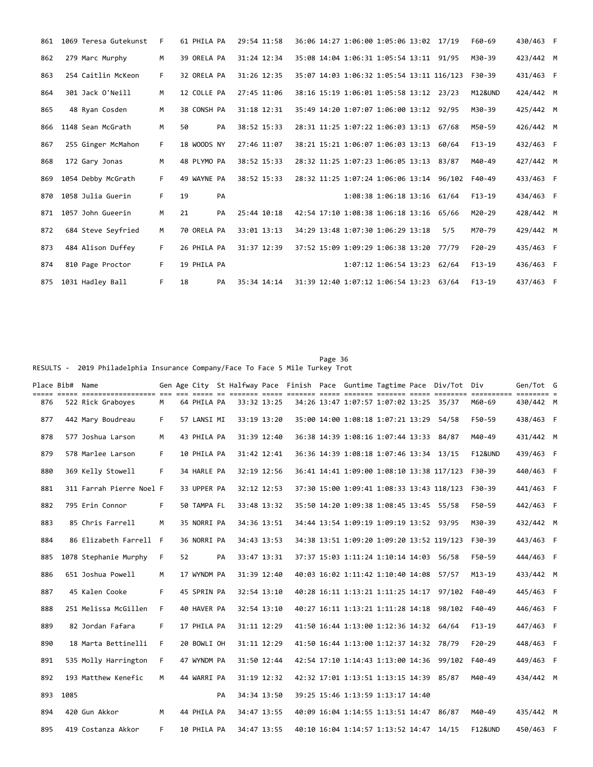| Place | Bib# | Name | Gen | Age | City | St | Halfway | Pace | Finish | Pace | Guntime | Tagtime | Pace | Div/Tot | Div | Gen/Tot | G |
|---|---|---|---|---|---|---|---|---|---|---|---|---|---|---|---|---|---|
| 861 | 1069 | Teresa Gutekunst | F | 61 | PHILA | PA | 29:54 | 11:58 | 36:06 | 14:27 | 1:06:00 | 1:05:06 | 13:02 | 17/19 | F60-69 | 430/463 | F |
| 862 | 279 | Marc Murphy | M | 39 | ORELA | PA | 31:24 | 12:34 | 35:08 | 14:04 | 1:06:31 | 1:05:54 | 13:11 | 91/95 | M30-39 | 423/442 | M |
| 863 | 254 | Caitlin McKeon | F | 32 | ORELA | PA | 31:26 | 12:35 | 35:07 | 14:03 | 1:06:32 | 1:05:54 | 13:11 | 116/123 | F30-39 | 431/463 | F |
| 864 | 301 | Jack O'Neill | M | 12 | COLLE | PA | 27:45 | 11:06 | 38:16 | 15:19 | 1:06:01 | 1:05:58 | 13:12 | 23/23 | M12&UND | 424/442 | M |
| 865 | 48 | Ryan Cosden | M | 38 | CONSH | PA | 31:18 | 12:31 | 35:49 | 14:20 | 1:07:07 | 1:06:00 | 13:12 | 92/95 | M30-39 | 425/442 | M |
| 866 | 1148 | Sean McGrath | M | 50 | | PA | 38:52 | 15:33 | 28:31 | 11:25 | 1:07:22 | 1:06:03 | 13:13 | 67/68 | M50-59 | 426/442 | M |
| 867 | 255 | Ginger McMahon | F | 18 | WOODS | NY | 27:46 | 11:07 | 38:21 | 15:21 | 1:06:07 | 1:06:03 | 13:13 | 60/64 | F13-19 | 432/463 | F |
| 868 | 172 | Gary Jonas | M | 48 | PLYMO | PA | 38:52 | 15:33 | 28:32 | 11:25 | 1:07:23 | 1:06:05 | 13:13 | 83/87 | M40-49 | 427/442 | M |
| 869 | 1054 | Debby McGrath | F | 49 | WAYNE | PA | 38:52 | 15:33 | 28:32 | 11:25 | 1:07:24 | 1:06:06 | 13:14 | 96/102 | F40-49 | 433/463 | F |
| 870 | 1058 | Julia Guerin | F | 19 | | PA | | | | | 1:08:38 | 1:06:18 | 13:16 | 61/64 | F13-19 | 434/463 | F |
| 871 | 1057 | John Gueerin | M | 21 | | PA | 25:44 | 10:18 | 42:54 | 17:10 | 1:08:38 | 1:06:18 | 13:16 | 65/66 | M20-29 | 428/442 | M |
| 872 | 684 | Steve Seyfried | M | 70 | ORELA | PA | 33:01 | 13:13 | 34:29 | 13:48 | 1:07:30 | 1:06:29 | 13:18 | 5/5 | M70-79 | 429/442 | M |
| 873 | 484 | Alison Duffey | F | 26 | PHILA | PA | 31:37 | 12:39 | 37:52 | 15:09 | 1:09:29 | 1:06:38 | 13:20 | 77/79 | F20-29 | 435/463 | F |
| 874 | 810 | Page Proctor | F | 19 | PHILA | PA | | | | | 1:07:12 | 1:06:54 | 13:23 | 62/64 | F13-19 | 436/463 | F |
| 875 | 1031 | Hadley Ball | F | 18 | | PA | 35:34 | 14:14 | 31:39 | 12:40 | 1:07:12 | 1:06:54 | 13:23 | 63/64 | F13-19 | 437/463 | F |

RESULTS - 2019 Philadelphia Insurance Company/Face To Face 5 Mile Turkey Trot

| Place | Bib# | Name | Gen | Age | City | St | Halfway | Pace | Finish | Pace | Guntime | Tagtime | Pace | Div/Tot | Div | Gen/Tot | G |
|---|---|---|---|---|---|---|---|---|---|---|---|---|---|---|---|---|---|
| 876 | 522 | Rick Graboyes | M | 64 | PHILA | PA | 33:32 | 13:25 | 34:26 | 13:47 | 1:07:57 | 1:07:02 | 13:25 | 35/37 | M60-69 | 430/442 | M |
| 877 | 442 | Mary Boudreau | F | 57 | LANSI | MI | 33:19 | 13:20 | 35:00 | 14:00 | 1:08:18 | 1:07:21 | 13:29 | 54/58 | F50-59 | 438/463 | F |
| 878 | 577 | Joshua Larson | M | 43 | PHILA | PA | 31:39 | 12:40 | 36:38 | 14:39 | 1:08:16 | 1:07:44 | 13:33 | 84/87 | M40-49 | 431/442 | M |
| 879 | 578 | Marlee Larson | F | 10 | PHILA | PA | 31:42 | 12:41 | 36:36 | 14:39 | 1:08:18 | 1:07:46 | 13:34 | 13/15 | F12&UND | 439/463 | F |
| 880 | 369 | Kelly Stowell | F | 34 | HARLE | PA | 32:19 | 12:56 | 36:41 | 14:41 | 1:09:00 | 1:08:10 | 13:38 | 117/123 | F30-39 | 440/463 | F |
| 881 | 311 | Farrah Pierre Noel | F | 33 | UPPER | PA | 32:12 | 12:53 | 37:30 | 15:00 | 1:09:41 | 1:08:33 | 13:43 | 118/123 | F30-39 | 441/463 | F |
| 882 | 795 | Erin Connor | F | 50 | TAMPA | FL | 33:48 | 13:32 | 35:50 | 14:20 | 1:09:38 | 1:08:45 | 13:45 | 55/58 | F50-59 | 442/463 | F |
| 883 | 85 | Chris Farrell | M | 35 | NORRI | PA | 34:36 | 13:51 | 34:44 | 13:54 | 1:09:19 | 1:09:19 | 13:52 | 93/95 | M30-39 | 432/442 | M |
| 884 | 86 | Elizabeth Farrell | F | 36 | NORRI | PA | 34:43 | 13:53 | 34:38 | 13:51 | 1:09:20 | 1:09:20 | 13:52 | 119/123 | F30-39 | 443/463 | F |
| 885 | 1078 | Stephanie Murphy | F | 52 | | PA | 33:47 | 13:31 | 37:37 | 15:03 | 1:11:24 | 1:10:14 | 14:03 | 56/58 | F50-59 | 444/463 | F |
| 886 | 651 | Joshua Powell | M | 17 | WYNDM | PA | 31:39 | 12:40 | 40:03 | 16:02 | 1:11:42 | 1:10:40 | 14:08 | 57/57 | M13-19 | 433/442 | M |
| 887 | 45 | Kalen Cooke | F | 45 | SPRIN | PA | 32:54 | 13:10 | 40:28 | 16:11 | 1:13:21 | 1:11:25 | 14:17 | 97/102 | F40-49 | 445/463 | F |
| 888 | 251 | Melissa McGillen | F | 40 | HAVER | PA | 32:54 | 13:10 | 40:27 | 16:11 | 1:13:21 | 1:11:28 | 14:18 | 98/102 | F40-49 | 446/463 | F |
| 889 | 82 | Jordan Fafara | F | 17 | PHILA | PA | 31:11 | 12:29 | 41:50 | 16:44 | 1:13:00 | 1:12:36 | 14:32 | 64/64 | F13-19 | 447/463 | F |
| 890 | 18 | Marta Bettinelli | F | 20 | BOWLI | OH | 31:11 | 12:29 | 41:50 | 16:44 | 1:13:00 | 1:12:37 | 14:32 | 78/79 | F20-29 | 448/463 | F |
| 891 | 535 | Molly Harrington | F | 47 | WYNDM | PA | 31:50 | 12:44 | 42:54 | 17:10 | 1:14:43 | 1:13:00 | 14:36 | 99/102 | F40-49 | 449/463 | F |
| 892 | 193 | Matthew Kenefic | M | 44 | WARRI | PA | 31:19 | 12:32 | 42:32 | 17:01 | 1:13:51 | 1:13:15 | 14:39 | 85/87 | M40-49 | 434/442 | M |
| 893 | 1085 | | | | | PA | 34:34 | 13:50 | 39:25 | 15:46 | 1:13:59 | 1:13:17 | 14:40 | | | | |
| 894 | 420 | Gun Akkor | M | 44 | PHILA | PA | 34:47 | 13:55 | 40:09 | 16:04 | 1:14:55 | 1:13:51 | 14:47 | 86/87 | M40-49 | 435/442 | M |
| 895 | 419 | Costanza Akkor | F | 10 | PHILA | PA | 34:47 | 13:55 | 40:10 | 16:04 | 1:14:57 | 1:13:52 | 14:47 | 14/15 | F12&UND | 450/463 | F |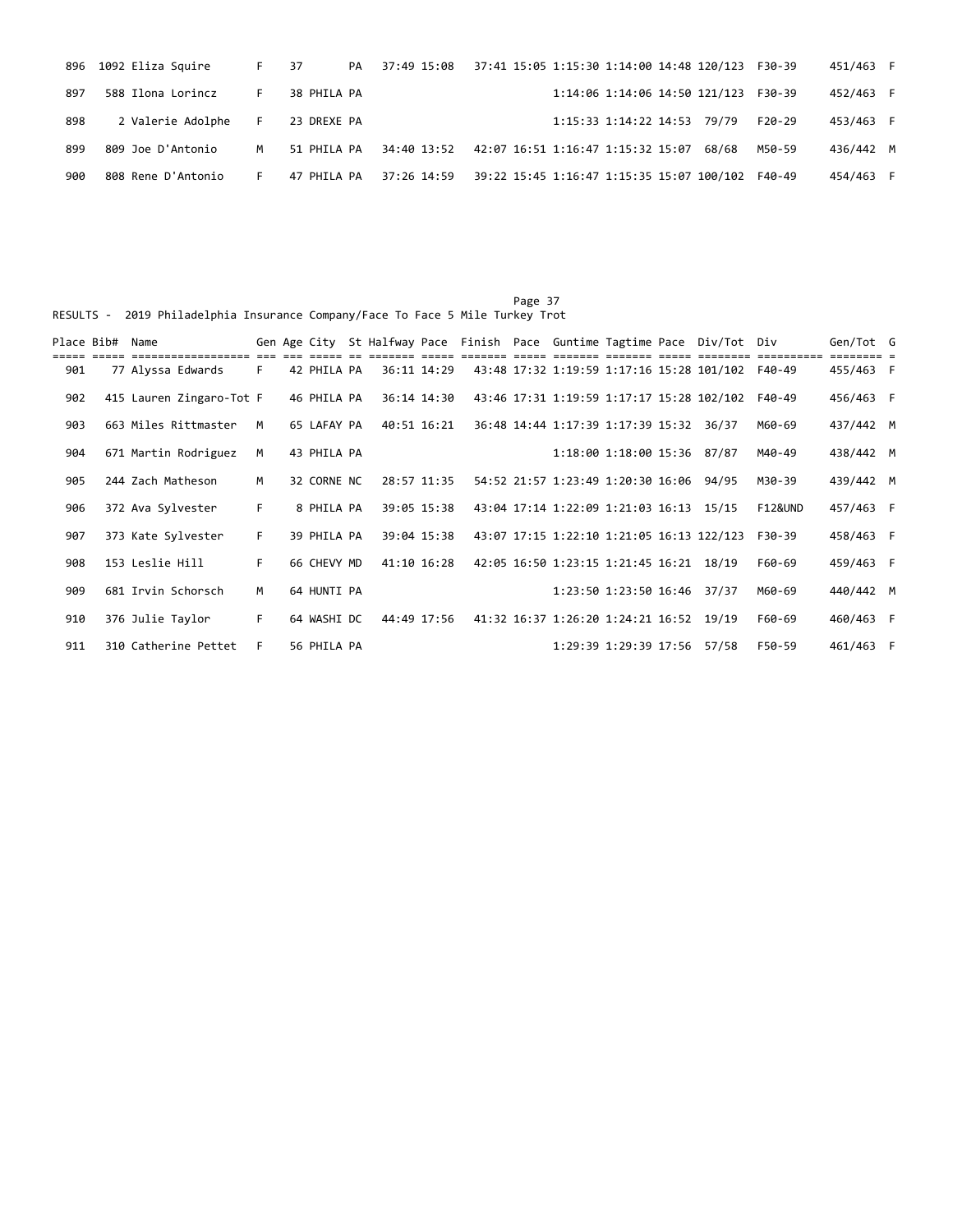| Place | Bib# | Name | Gen | Age | City | St | Halfway | Pace | Finish | Pace | Guntime | Tagtime | Pace | Div/Tot | Div | Gen/Tot | G |
|---|---|---|---|---|---|---|---|---|---|---|---|---|---|---|---|---|---|
| 896 | 1092 | Eliza Squire | F | 37 | | PA | 37:49 | 15:08 | 37:41 | 15:05 | 1:15:30 | 1:14:00 | 14:48 | 120/123 | F30-39 | 451/463 | F |
| 897 | 588 | Ilona Lorincz | F | 38 | PHILA | PA | | | | | 1:14:06 | 1:14:06 | 14:50 | 121/123 | F30-39 | 452/463 | F |
| 898 | 2 | Valerie Adolphe | F | 23 | DREXE | PA | | | | | 1:15:33 | 1:14:22 | 14:53 | 79/79 | F20-29 | 453/463 | F |
| 899 | 809 | Joe D'Antonio | M | 51 | PHILA | PA | 34:40 | 13:52 | 42:07 | 16:51 | 1:16:47 | 1:15:32 | 15:07 | 68/68 | M50-59 | 436/442 | M |
| 900 | 808 | Rene D'Antonio | F | 47 | PHILA | PA | 37:26 | 14:59 | 39:22 | 15:45 | 1:16:47 | 1:15:35 | 15:07 | 100/102 | F40-49 | 454/463 | F |

RESULTS - 2019 Philadelphia Insurance Company/Face To Face 5 Mile Turkey Trot

| Place | Bib# | Name | Gen | Age | City | St | Halfway | Pace | Finish | Pace | Guntime | Tagtime | Pace | Div/Tot | Div | Gen/Tot | G |
|---|---|---|---|---|---|---|---|---|---|---|---|---|---|---|---|---|---|
| 901 | 77 | Alyssa Edwards | F | 42 | PHILA | PA | 36:11 | 14:29 | 43:48 | 17:32 | 1:19:59 | 1:17:16 | 15:28 | 101/102 | F40-49 | 455/463 | F |
| 902 | 415 | Lauren Zingaro-Tot | F | 46 | PHILA | PA | 36:14 | 14:30 | 43:46 | 17:31 | 1:19:59 | 1:17:17 | 15:28 | 102/102 | F40-49 | 456/463 | F |
| 903 | 663 | Miles Rittmaster | M | 65 | LAFAY | PA | 40:51 | 16:21 | 36:48 | 14:44 | 1:17:39 | 1:17:39 | 15:32 | 36/37 | M60-69 | 437/442 | M |
| 904 | 671 | Martin Rodriguez | M | 43 | PHILA | PA | | | | | 1:18:00 | 1:18:00 | 15:36 | 87/87 | M40-49 | 438/442 | M |
| 905 | 244 | Zach Matheson | M | 32 | CORNE | NC | 28:57 | 11:35 | 54:52 | 21:57 | 1:23:49 | 1:20:30 | 16:06 | 94/95 | M30-39 | 439/442 | M |
| 906 | 372 | Ava Sylvester | F | 8 | PHILA | PA | 39:05 | 15:38 | 43:04 | 17:14 | 1:22:09 | 1:21:03 | 16:13 | 15/15 | F12&UND | 457/463 | F |
| 907 | 373 | Kate Sylvester | F | 39 | PHILA | PA | 39:04 | 15:38 | 43:07 | 17:15 | 1:22:10 | 1:21:05 | 16:13 | 122/123 | F30-39 | 458/463 | F |
| 908 | 153 | Leslie Hill | F | 66 | CHEVY | MD | 41:10 | 16:28 | 42:05 | 16:50 | 1:23:15 | 1:21:45 | 16:21 | 18/19 | F60-69 | 459/463 | F |
| 909 | 681 | Irvin Schorsch | M | 64 | HUNTI | PA | | | | | 1:23:50 | 1:23:50 | 16:46 | 37/37 | M60-69 | 440/442 | M |
| 910 | 376 | Julie Taylor | F | 64 | WASHI | DC | 44:49 | 17:56 | 41:32 | 16:37 | 1:26:20 | 1:24:21 | 16:52 | 19/19 | F60-69 | 460/463 | F |
| 911 | 310 | Catherine Pettet | F | 56 | PHILA | PA | | | | | 1:29:39 | 1:29:39 | 17:56 | 57/58 | F50-59 | 461/463 | F |